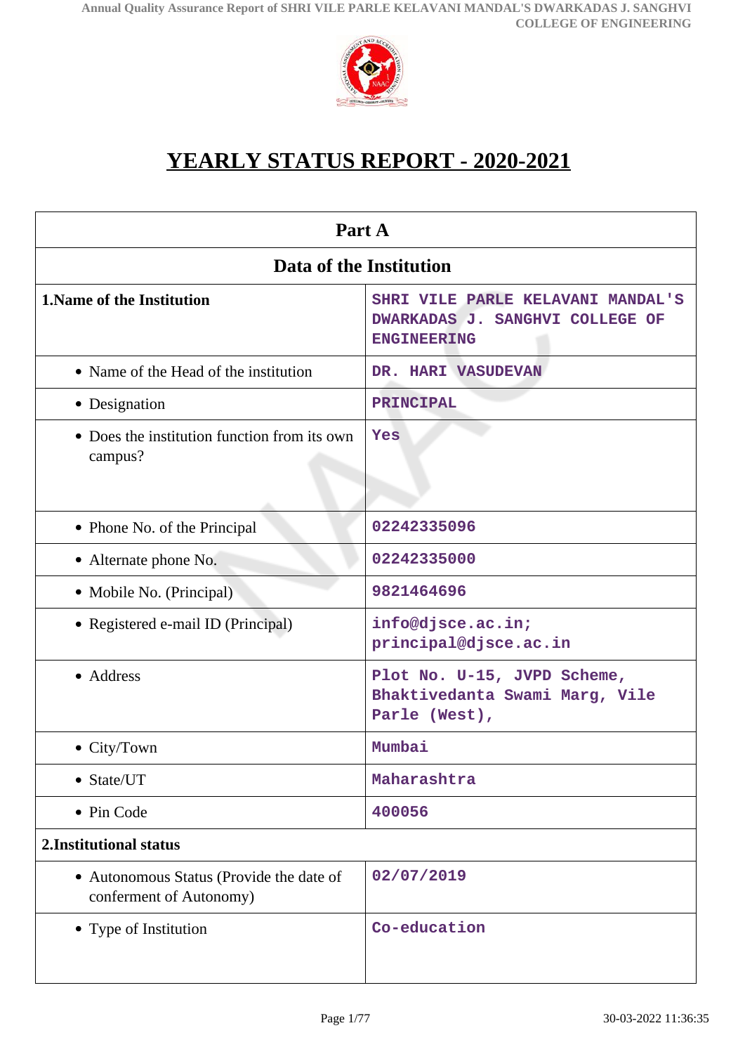# YEARLY STATUS REPORT - 2020-2021

| Part A | |
|---|---|
| **Data of the Institution** | |
| **1.Name of the Institution** | SHRI VILE PARLE KELAVANI MANDAL'S DWARKADAS J. SANGHVI COLLEGE OF ENGINEERING |
| • Name of the Head of the institution | DR. HARI VASUDEVAN |
| • Designation | PRINCIPAL |
| • Does the institution function from its own campus? | Yes |
| • Phone No. of the Principal | 02242335096 |
| • Alternate phone No. | 02242335000 |
| • Mobile No. (Principal) | 9821464696 |
| • Registered e-mail ID (Principal) | info@djsce.ac.in; principal@djsce.ac.in |
| • Address | Plot No. U-15, JVPD Scheme, Bhaktivedanta Swami Marg, Vile Parle (West), |
| • City/Town | Mumbai |
| • State/UT | Maharashtra |
| • Pin Code | 400056 |
| **2.Institutional status** | |
| • Autonomous Status (Provide the date of conferment of Autonomy) | 02/07/2019 |
| • Type of Institution | Co-education |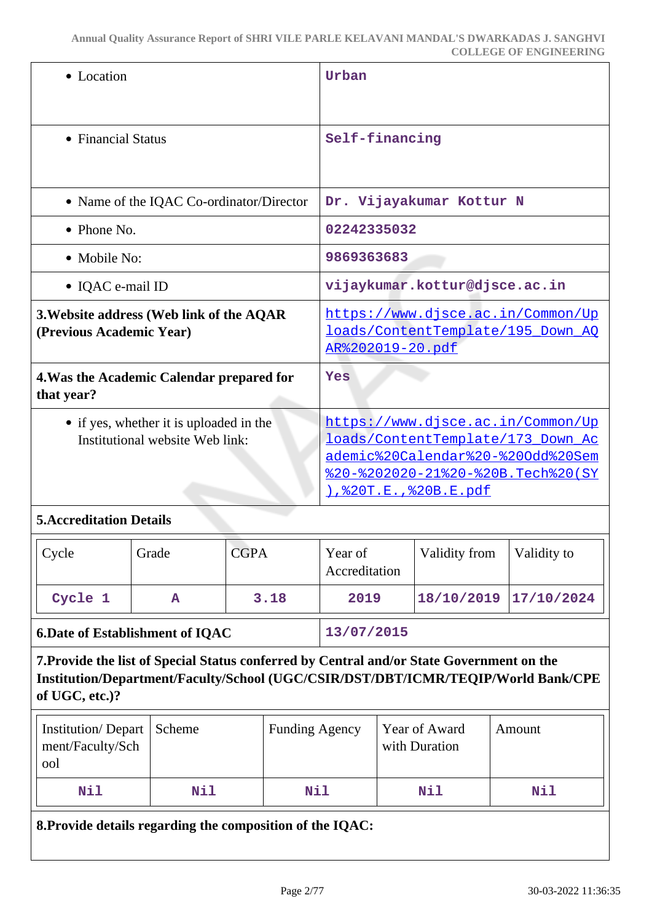| | |
|---|---|
| • Location | Urban |
| • Financial Status | Self-financing |
| • Name of the IQAC Co-ordinator/Director | Dr. Vijayakumar Kottur N |
| • Phone No. | 02242335032 |
| • Mobile No: | 9869363683 |
| • IQAC e-mail ID | vijaykumar.kottur@djsce.ac.in |
| **3.Website address (Web link of the AQAR (Previous Academic Year)** | https://www.djsce.ac.in/Common/Uploads/ContentTemplate/195_Down_AQAR%202019-20.pdf |
| **4.Was the Academic Calendar prepared for that year?** | Yes |
| • if yes, whether it is uploaded in the Institutional website Web link: | https://www.djsce.ac.in/Common/Uploads/ContentTemplate/173_Down_Academic%20Calendar%20-%20Odd%20Sem%20-%202020-21%20-%20B.Tech%20(SY),%20T.E.,%20B.E.pdf |

**5.Accreditation Details**

| Cycle | Grade | CGPA | Year of Accreditation | Validity from | Validity to |
|---|---|---|---|---|---|
| Cycle 1 | A | 3.18 | 2019 | 18/10/2019 | 17/10/2024 |

| | |
|---|---|
| **6.Date of Establishment of IQAC** | 13/07/2015 |

**7.Provide the list of Special Status conferred by Central and/or State Government on the Institution/Department/Faculty/School (UGC/CSIR/DST/DBT/ICMR/TEQIP/World Bank/CPE of UGC, etc.)?**

| Institution/ Department/Faculty/School | Scheme | Funding Agency | Year of Award with Duration | Amount |
|---|---|---|---|---|
| Nil | Nil | Nil | Nil | Nil |

**8.Provide details regarding the composition of the IQAC:**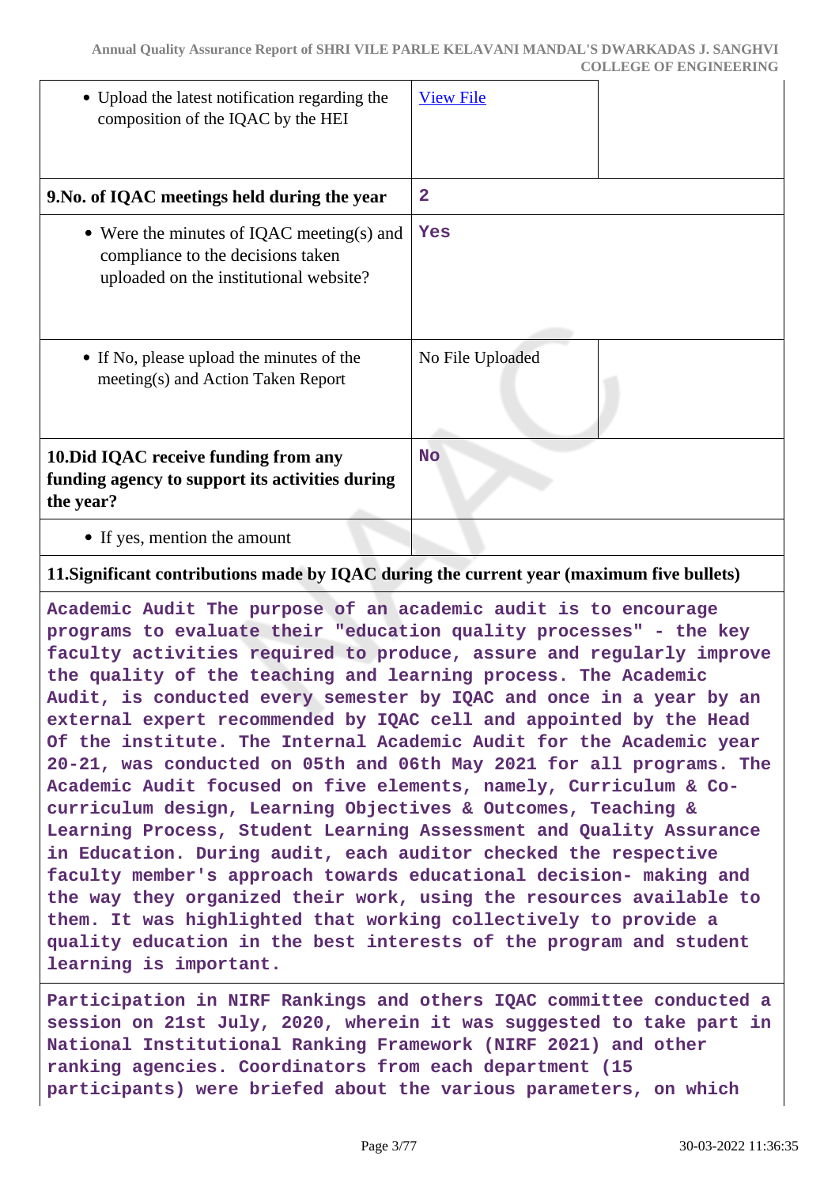| | | |
|---|---|---|
| • Upload the latest notification regarding the composition of the IQAC by the HEI | [View File](#) | |
| **9.No. of IQAC meetings held during the year** | **2** | |
| • Were the minutes of IQAC meeting(s) and compliance to the decisions taken uploaded on the institutional website? | **Yes** | |
| • If No, please upload the minutes of the meeting(s) and Action Taken Report | No File Uploaded | |
| **10.Did IQAC receive funding from any funding agency to support its activities during the year?** | **No** | |
| • If yes, mention the amount | | |

**11.Significant contributions made by IQAC during the current year (maximum five bullets)**

**Academic Audit The purpose of an academic audit is to encourage programs to evaluate their "education quality processes" - the key faculty activities required to produce, assure and regularly improve the quality of the teaching and learning process. The Academic Audit, is conducted every semester by IQAC and once in a year by an external expert recommended by IQAC cell and appointed by the Head Of the institute. The Internal Academic Audit for the Academic year 20-21, was conducted on 05th and 06th May 2021 for all programs. The Academic Audit focused on five elements, namely, Curriculum & Co-curriculum design, Learning Objectives & Outcomes, Teaching & Learning Process, Student Learning Assessment and Quality Assurance in Education. During audit, each auditor checked the respective faculty member's approach towards educational decision- making and the way they organized their work, using the resources available to them. It was highlighted that working collectively to provide a quality education in the best interests of the program and student learning is important.**

**Participation in NIRF Rankings and others IQAC committee conducted a session on 21st July, 2020, wherein it was suggested to take part in National Institutional Ranking Framework (NIRF 2021) and other ranking agencies. Coordinators from each department (15 participants) were briefed about the various parameters, on which**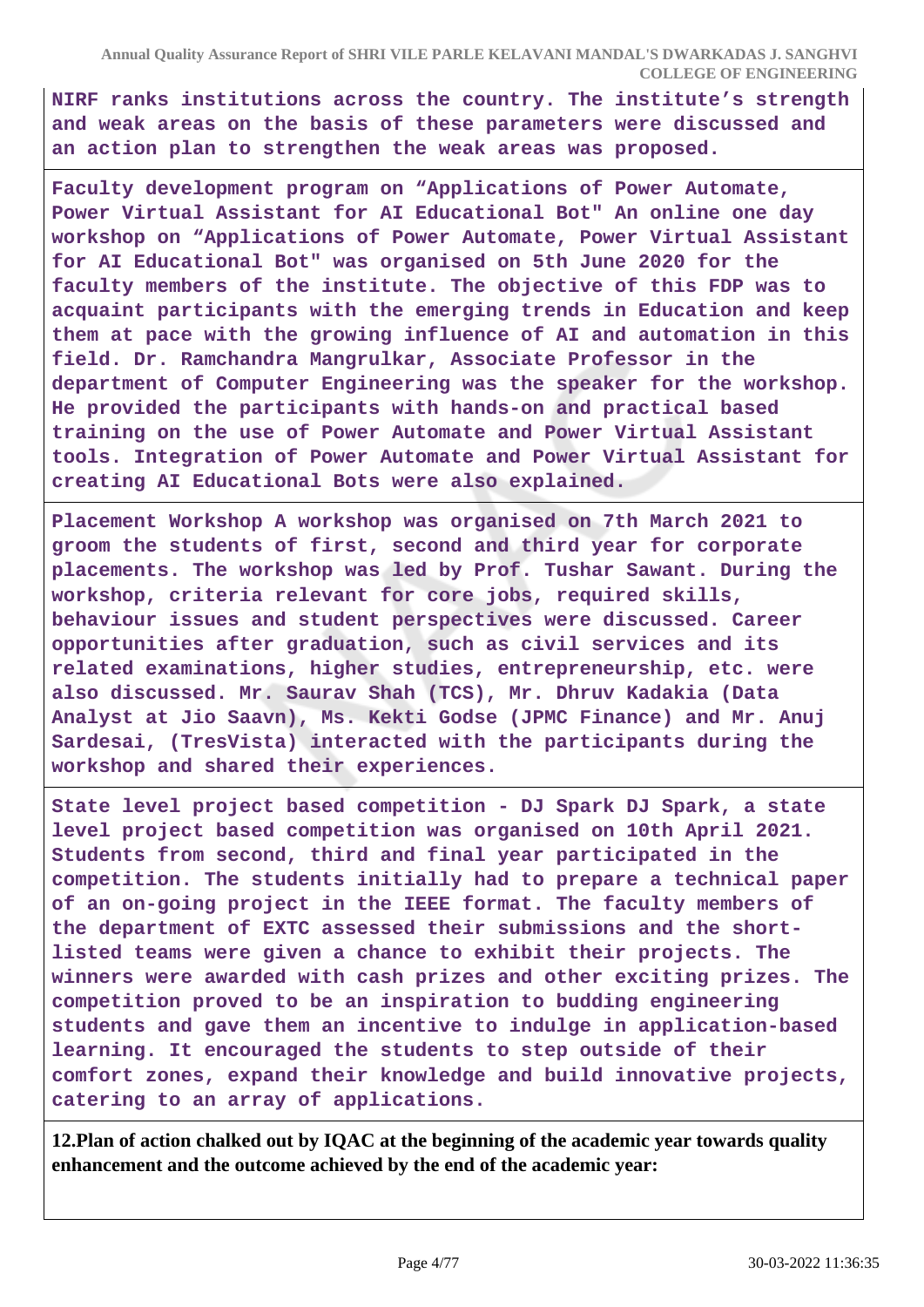**NIRF ranks institutions across the country. The institute's strength and weak areas on the basis of these parameters were discussed and an action plan to strengthen the weak areas was proposed.**

**Faculty development program on "Applications of Power Automate, Power Virtual Assistant for AI Educational Bot" An online one day workshop on "Applications of Power Automate, Power Virtual Assistant for AI Educational Bot" was organised on 5th June 2020 for the faculty members of the institute. The objective of this FDP was to acquaint participants with the emerging trends in Education and keep them at pace with the growing influence of AI and automation in this field. Dr. Ramchandra Mangrulkar, Associate Professor in the department of Computer Engineering was the speaker for the workshop. He provided the participants with hands-on and practical based training on the use of Power Automate and Power Virtual Assistant tools. Integration of Power Automate and Power Virtual Assistant for creating AI Educational Bots were also explained.**

**Placement Workshop A workshop was organised on 7th March 2021 to groom the students of first, second and third year for corporate placements. The workshop was led by Prof. Tushar Sawant. During the workshop, criteria relevant for core jobs, required skills, behaviour issues and student perspectives were discussed. Career opportunities after graduation, such as civil services and its related examinations, higher studies, entrepreneurship, etc. were also discussed. Mr. Saurav Shah (TCS), Mr. Dhruv Kadakia (Data Analyst at Jio Saavn), Ms. Kekti Godse (JPMC Finance) and Mr. Anuj Sardesai, (TresVista) interacted with the participants during the workshop and shared their experiences.**

**State level project based competition - DJ Spark DJ Spark, a state level project based competition was organised on 10th April 2021. Students from second, third and final year participated in the competition. The students initially had to prepare a technical paper of an on-going project in the IEEE format. The faculty members of the department of EXTC assessed their submissions and the short-listed teams were given a chance to exhibit their projects. The winners were awarded with cash prizes and other exciting prizes. The competition proved to be an inspiration to budding engineering students and gave them an incentive to indulge in application-based learning. It encouraged the students to step outside of their comfort zones, expand their knowledge and build innovative projects, catering to an array of applications.**

**12.Plan of action chalked out by IQAC at the beginning of the academic year towards quality enhancement and the outcome achieved by the end of the academic year:**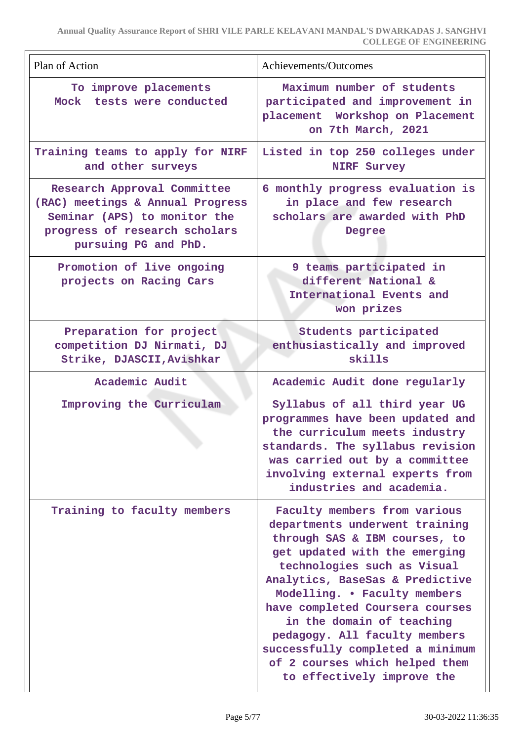| Plan of Action | Achievements/Outcomes |
|---|---|
| To improve placements Mock tests were conducted | Maximum number of students participated and improvement in placement Workshop on Placement on 7th March, 2021 |
| Training teams to apply for NIRF and other surveys | Listed in top 250 colleges under NIRF Survey |
| Research Approval Committee (RAC) meetings & Annual Progress Seminar (APS) to monitor the progress of research scholars pursuing PG and PhD. | 6 monthly progress evaluation is in place and few research scholars are awarded with PhD Degree |
| Promotion of live ongoing projects on Racing Cars | 9 teams participated in different National & International Events and won prizes |
| Preparation for project competition DJ Nirmati, DJ Strike, DJASCII,Avishkar | Students participated enthusiastically and improved skills |
| Academic Audit | Academic Audit done regularly |
| Improving the Curriculam | Syllabus of all third year UG programmes have been updated and the curriculum meets industry standards. The syllabus revision was carried out by a committee involving external experts from industries and academia. |
| Training to faculty members | Faculty members from various departments underwent training through SAS & IBM courses, to get updated with the emerging technologies such as Visual Analytics, BaseSas & Predictive Modelling. • Faculty members have completed Coursera courses in the domain of teaching pedagogy. All faculty members successfully completed a minimum of 2 courses which helped them to effectively improve the |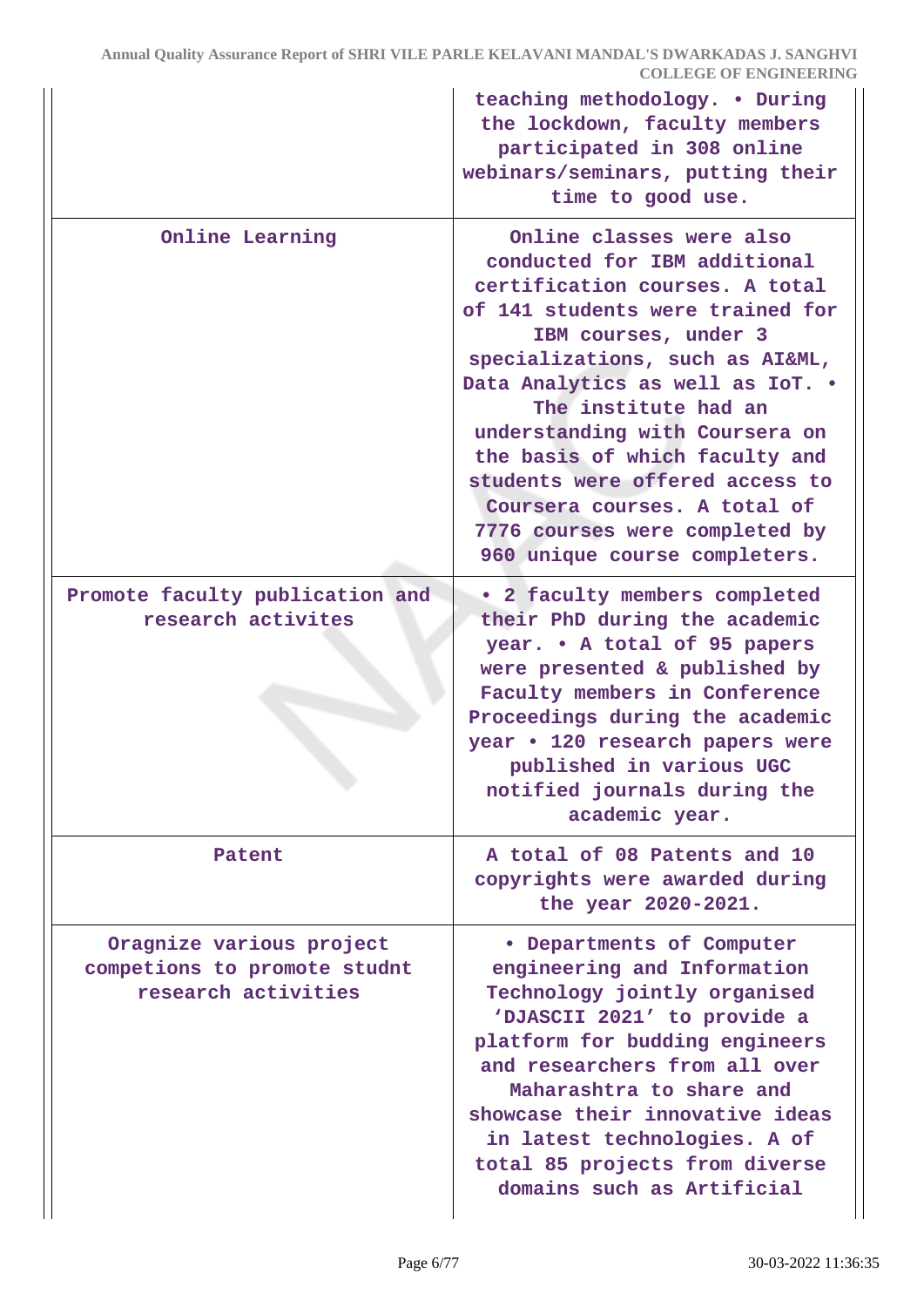| | |
|---|---|
| | teaching methodology. • During the lockdown, faculty members participated in 308 online webinars/seminars, putting their time to good use. |
| Online Learning | Online classes were also conducted for IBM additional certification courses. A total of 141 students were trained for IBM courses, under 3 specializations, such as AI&ML, Data Analytics as well as IoT. • The institute had an understanding with Coursera on the basis of which faculty and students were offered access to Coursera courses. A total of 7776 courses were completed by 960 unique course completers. |
| Promote faculty publication and research activites | • 2 faculty members completed their PhD during the academic year. • A total of 95 papers were presented & published by Faculty members in Conference Proceedings during the academic year • 120 research papers were published in various UGC notified journals during the academic year. |
| Patent | A total of 08 Patents and 10 copyrights were awarded during the year 2020-2021. |
| Oragnize various project competions to promote studnt research activities | • Departments of Computer engineering and Information Technology jointly organised 'DJASCII 2021' to provide a platform for budding engineers and researchers from all over Maharashtra to share and showcase their innovative ideas in latest technologies. A of total 85 projects from diverse domains such as Artificial |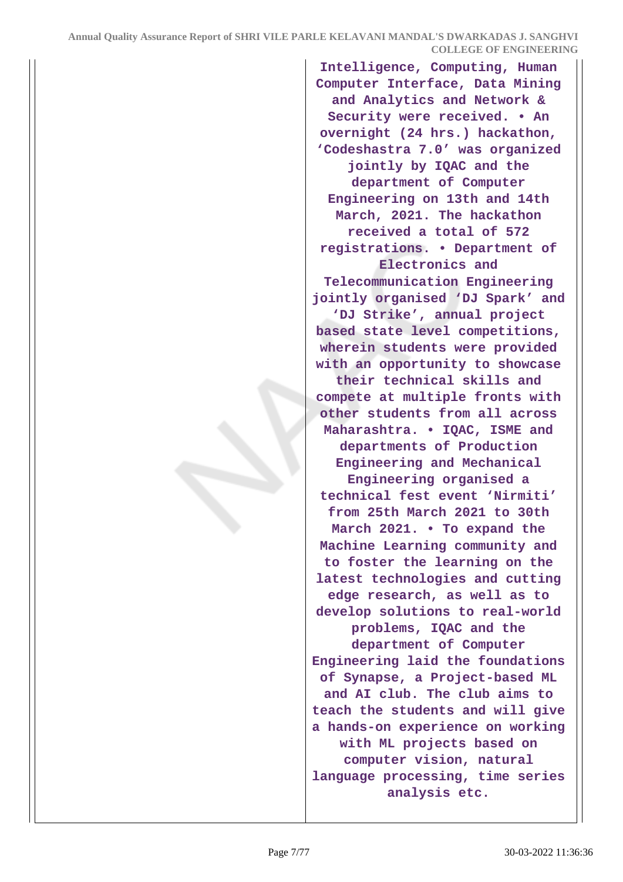| | |
|---|---|
| | Intelligence, Computing, Human Computer Interface, Data Mining and Analytics and Network & Security were received. • An overnight (24 hrs.) hackathon, 'Codeshastra 7.0' was organized jointly by IQAC and the department of Computer Engineering on 13th and 14th March, 2021. The hackathon received a total of 572 registrations. • Department of Electronics and Telecommunication Engineering jointly organised 'DJ Spark' and 'DJ Strike', annual project based state level competitions, wherein students were provided with an opportunity to showcase their technical skills and compete at multiple fronts with other students from all across Maharashtra. • IQAC, ISME and departments of Production Engineering and Mechanical Engineering organised a technical fest event 'Nirmiti' from 25th March 2021 to 30th March 2021. • To expand the Machine Learning community and to foster the learning on the latest technologies and cutting edge research, as well as to develop solutions to real-world problems, IQAC and the department of Computer Engineering laid the foundations of Synapse, a Project-based ML and AI club. The club aims to teach the students and will give a hands-on experience on working with ML projects based on computer vision, natural language processing, time series analysis etc. |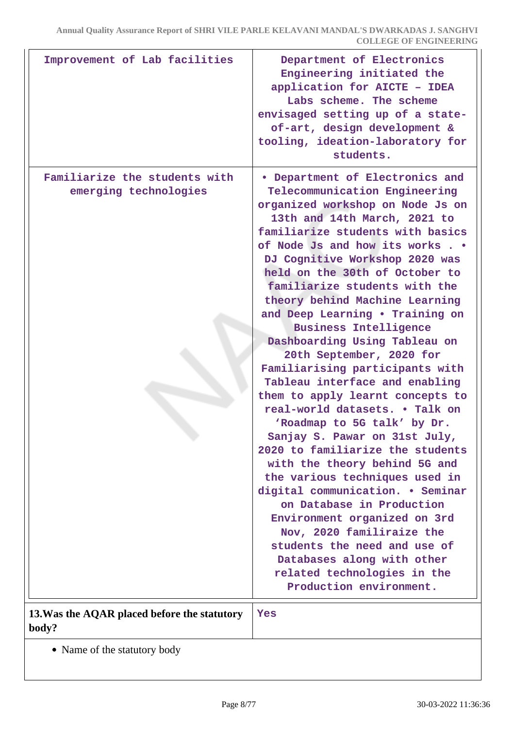| | |
|---|---|
| Improvement of Lab facilities | Department of Electronics Engineering initiated the application for AICTE - IDEA Labs scheme. The scheme envisaged setting up of a state-of-art, design development & tooling, ideation-laboratory for students. |
| Familiarize the students with emerging technologies | • Department of Electronics and Telecommunication Engineering organized workshop on Node Js on 13th and 14th March, 2021 to familiarize students with basics of Node Js and how its works . • DJ Cognitive Workshop 2020 was held on the 30th of October to familiarize students with the theory behind Machine Learning and Deep Learning • Training on Business Intelligence Dashboarding Using Tableau on 20th September, 2020 for Familiarising participants with Tableau interface and enabling them to apply learnt concepts to real-world datasets. • Talk on 'Roadmap to 5G talk' by Dr. Sanjay S. Pawar on 31st July, 2020 to familiarize the students with the theory behind 5G and the various techniques used in digital communication. • Seminar on Database in Production Environment organized on 3rd Nov, 2020 familiraize the students the need and use of Databases along with other related technologies in the Production environment. |

| | |
|---|---|
| **13.Was the AQAR placed before the statutory body?** | Yes |

- Name of the statutory body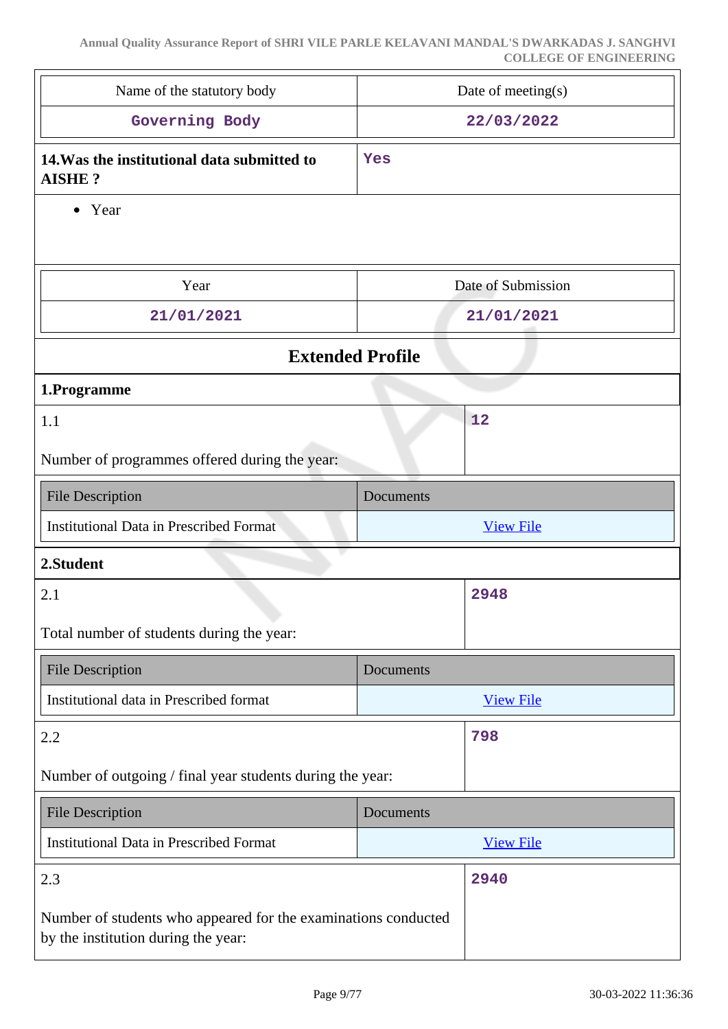| Name of the statutory body | Date of meeting(s) |
|---|---|
| Governing Body | 22/03/2022 |

| **14.Was the institutional data submitted to AISHE ?** | Yes |
|---|---|

- Year

| Year | Date of Submission |
|---|---|
| 21/01/2021 | 21/01/2021 |

## Extended Profile

### 1.Programme

| 1.1<br><br>Number of programmes offered during the year: | 12 |
|---|---|

| File Description | Documents |
|---|---|
| Institutional Data in Prescribed Format | View File |

### 2.Student

| 2.1<br><br>Total number of students during the year: | 2948 |
|---|---|

| File Description | Documents |
|---|---|
| Institutional data in Prescribed format | View File |

| 2.2<br><br>Number of outgoing / final year students during the year: | 798 |
|---|---|

| File Description | Documents |
|---|---|
| Institutional Data in Prescribed Format | View File |

| 2.3<br><br>Number of students who appeared for the examinations conducted by the institution during the year: | 2940 |
|---|---|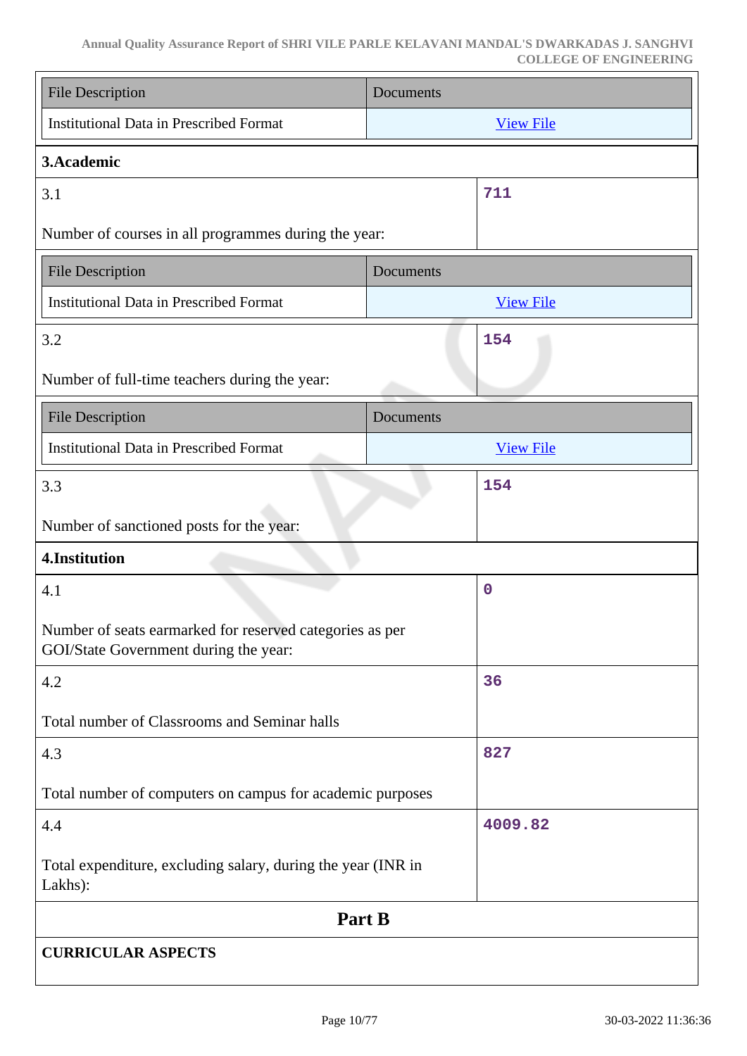| File Description | Documents |
|---|---|
| Institutional Data in Prescribed Format | View File |

**3.Academic**

| | |
|---|---|
| 3.1<br><br>Number of courses in all programmes during the year: | 711 |

| File Description | Documents |
|---|---|
| Institutional Data in Prescribed Format | View File |

| | |
|---|---|
| 3.2<br><br>Number of full-time teachers during the year: | 154 |

| File Description | Documents |
|---|---|
| Institutional Data in Prescribed Format | View File |

| | |
|---|---|
| 3.3<br><br>Number of sanctioned posts for the year: | 154 |

**4.Institution**

| | |
|---|---|
| 4.1<br><br>Number of seats earmarked for reserved categories as per GOI/State Government during the year: | 0 |
| 4.2<br><br>Total number of Classrooms and Seminar halls | 36 |
| 4.3<br><br>Total number of computers on campus for academic purposes | 827 |
| 4.4<br><br>Total expenditure, excluding salary, during the year (INR in Lakhs): | 4009.82 |

## Part B

**CURRICULAR ASPECTS**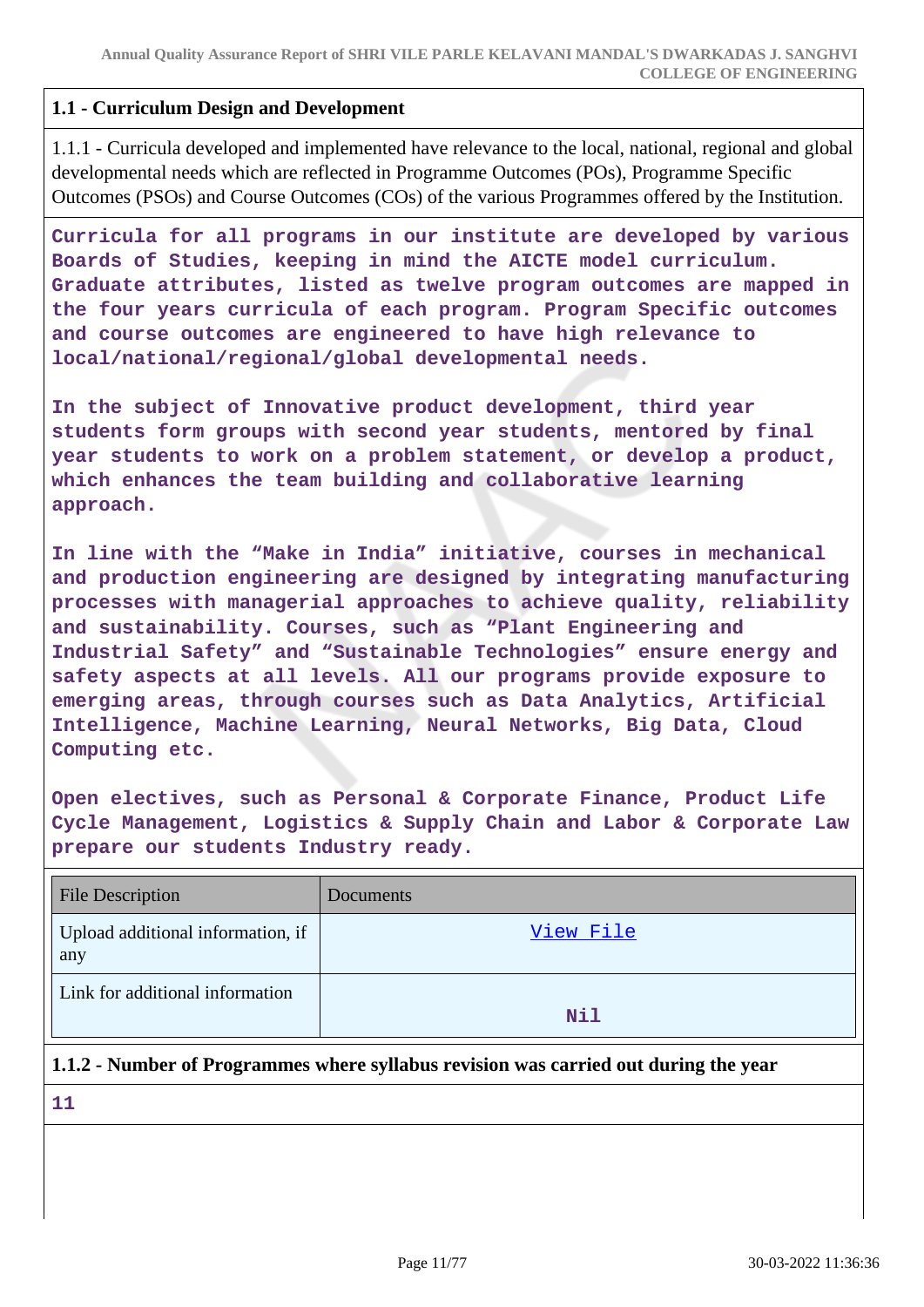### 1.1 - Curriculum Design and Development

1.1.1 - Curricula developed and implemented have relevance to the local, national, regional and global developmental needs which are reflected in Programme Outcomes (POs), Programme Specific Outcomes (PSOs) and Course Outcomes (COs) of the various Programmes offered by the Institution.

**Curricula for all programs in our institute are developed by various Boards of Studies, keeping in mind the AICTE model curriculum. Graduate attributes, listed as twelve program outcomes are mapped in the four years curricula of each program. Program Specific outcomes and course outcomes are engineered to have high relevance to local/national/regional/global developmental needs.**

**In the subject of Innovative product development, third year students form groups with second year students, mentored by final year students to work on a problem statement, or develop a product, which enhances the team building and collaborative learning approach.**

**In line with the "Make in India" initiative, courses in mechanical and production engineering are designed by integrating manufacturing processes with managerial approaches to achieve quality, reliability and sustainability. Courses, such as "Plant Engineering and Industrial Safety" and "Sustainable Technologies" ensure energy and safety aspects at all levels. All our programs provide exposure to emerging areas, through courses such as Data Analytics, Artificial Intelligence, Machine Learning, Neural Networks, Big Data, Cloud Computing etc.**

**Open electives, such as Personal & Corporate Finance, Product Life Cycle Management, Logistics & Supply Chain and Labor & Corporate Law prepare our students Industry ready.**

| File Description | Documents |
|---|---|
| Upload additional information, if any | View File |
| Link for additional information | Nil |

### 1.1.2 - Number of Programmes where syllabus revision was carried out during the year

**11**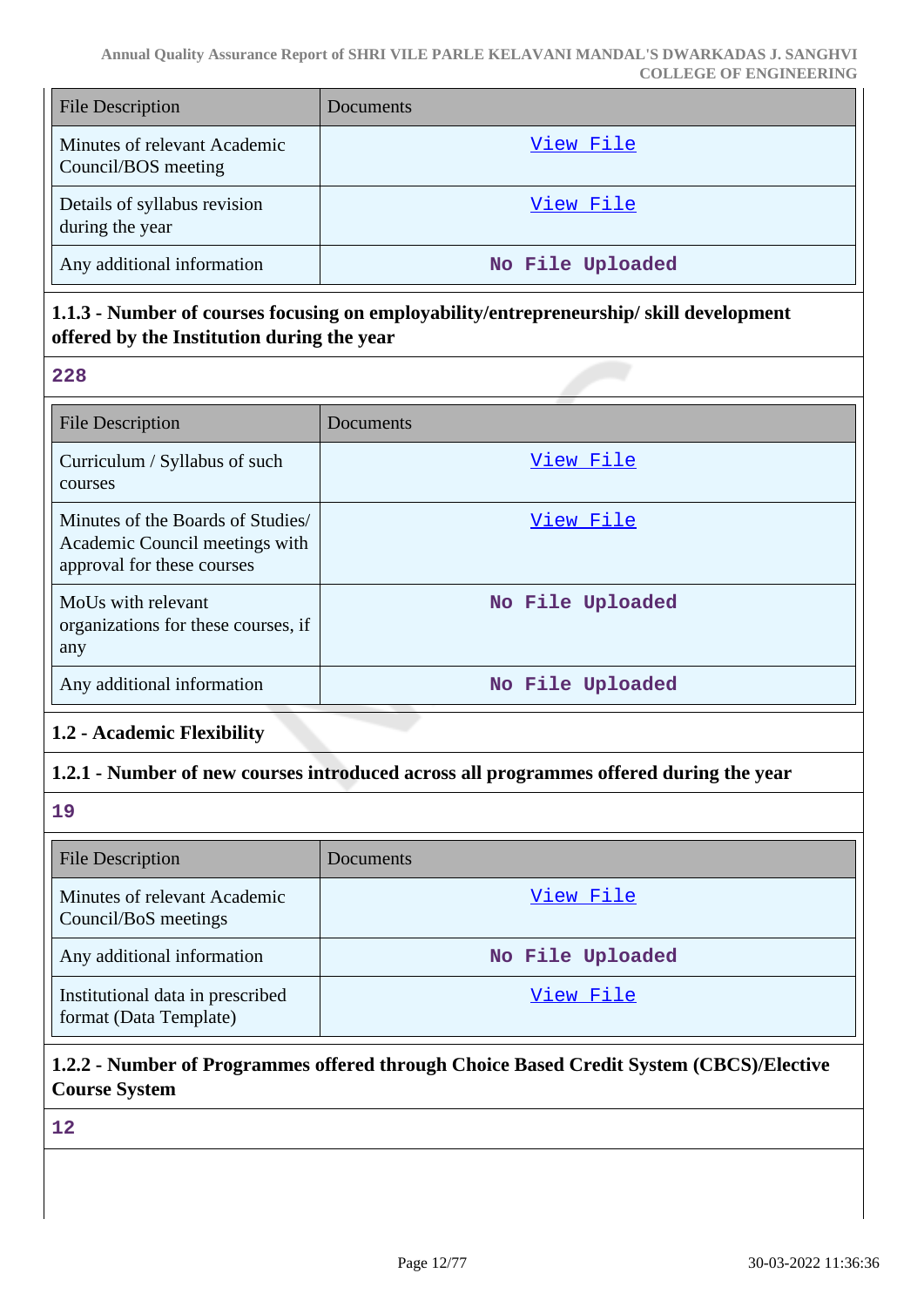| File Description | Documents |
|---|---|
| Minutes of relevant Academic Council/BOS meeting | View File |
| Details of syllabus revision during the year | View File |
| Any additional information | No File Uploaded |

**1.1.3 - Number of courses focusing on employability/entrepreneurship/ skill development offered by the Institution during the year**

228

| File Description | Documents |
|---|---|
| Curriculum / Syllabus of such courses | View File |
| Minutes of the Boards of Studies/ Academic Council meetings with approval for these courses | View File |
| MoUs with relevant organizations for these courses, if any | No File Uploaded |
| Any additional information | No File Uploaded |

**1.2 - Academic Flexibility**

**1.2.1 - Number of new courses introduced across all programmes offered during the year**

19

| File Description | Documents |
|---|---|
| Minutes of relevant Academic Council/BoS meetings | View File |
| Any additional information | No File Uploaded |
| Institutional data in prescribed format (Data Template) | View File |

**1.2.2 - Number of Programmes offered through Choice Based Credit System (CBCS)/Elective Course System**

12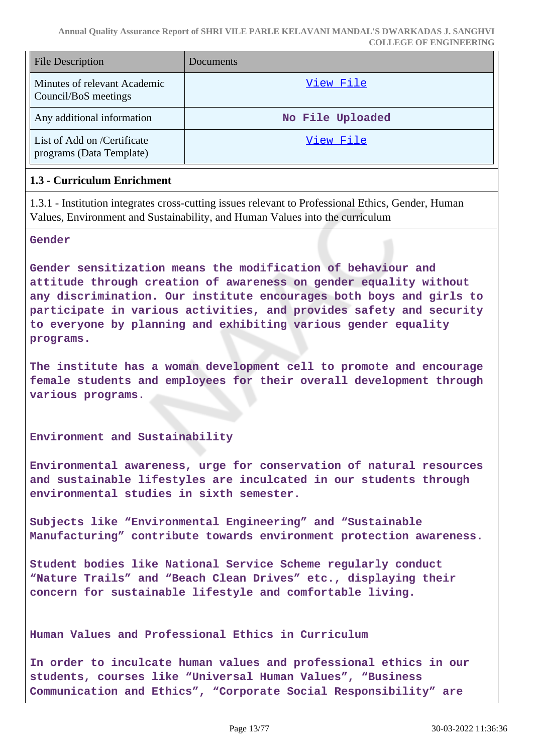| File Description | Documents |
| --- | --- |
| Minutes of relevant Academic Council/BoS meetings | View File |
| Any additional information | No File Uploaded |
| List of Add on /Certificate programs (Data Template) | View File |

### 1.3 - Curriculum Enrichment

1.3.1 - Institution integrates cross-cutting issues relevant to Professional Ethics, Gender, Human Values, Environment and Sustainability, and Human Values into the curriculum

**Gender**

Gender sensitization means the modification of behaviour and attitude through creation of awareness on gender equality without any discrimination. Our institute encourages both boys and girls to participate in various activities, and provides safety and security to everyone by planning and exhibiting various gender equality programs.

The institute has a woman development cell to promote and encourage female students and employees for their overall development through various programs.

**Environment and Sustainability**

Environmental awareness, urge for conservation of natural resources and sustainable lifestyles are inculcated in our students through environmental studies in sixth semester.

Subjects like “Environmental Engineering” and “Sustainable Manufacturing” contribute towards environment protection awareness.

Student bodies like National Service Scheme regularly conduct “Nature Trails” and “Beach Clean Drives” etc., displaying their concern for sustainable lifestyle and comfortable living.

**Human Values and Professional Ethics in Curriculum**

In order to inculcate human values and professional ethics in our students, courses like “Universal Human Values”, “Business Communication and Ethics”, “Corporate Social Responsibility” are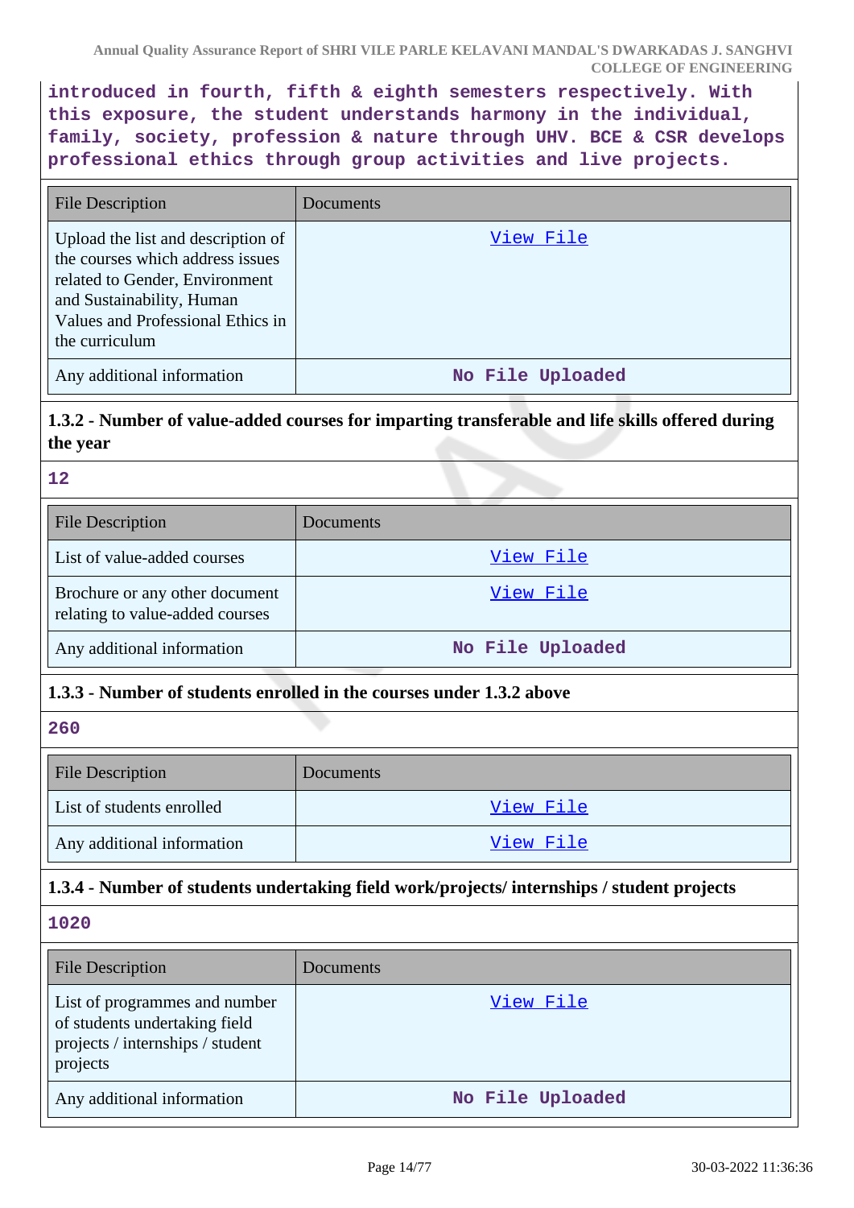**introduced in fourth, fifth & eighth semesters respectively. With this exposure, the student understands harmony in the individual, family, society, profession & nature through UHV. BCE & CSR develops professional ethics through group activities and live projects.**

| File Description | Documents |
| --- | --- |
| Upload the list and description of the courses which address issues related to Gender, Environment and Sustainability, Human Values and Professional Ethics in the curriculum | View File |
| Any additional information | No File Uploaded |

### 1.3.2 - Number of value-added courses for imparting transferable and life skills offered during the year

**12**

| File Description | Documents |
| --- | --- |
| List of value-added courses | View File |
| Brochure or any other document relating to value-added courses | View File |
| Any additional information | No File Uploaded |

### 1.3.3 - Number of students enrolled in the courses under 1.3.2 above

**260**

| File Description | Documents |
| --- | --- |
| List of students enrolled | View File |
| Any additional information | View File |

### 1.3.4 - Number of students undertaking field work/projects/ internships / student projects

**1020**

| File Description | Documents |
| --- | --- |
| List of programmes and number of students undertaking field projects / internships / student projects | View File |
| Any additional information | No File Uploaded |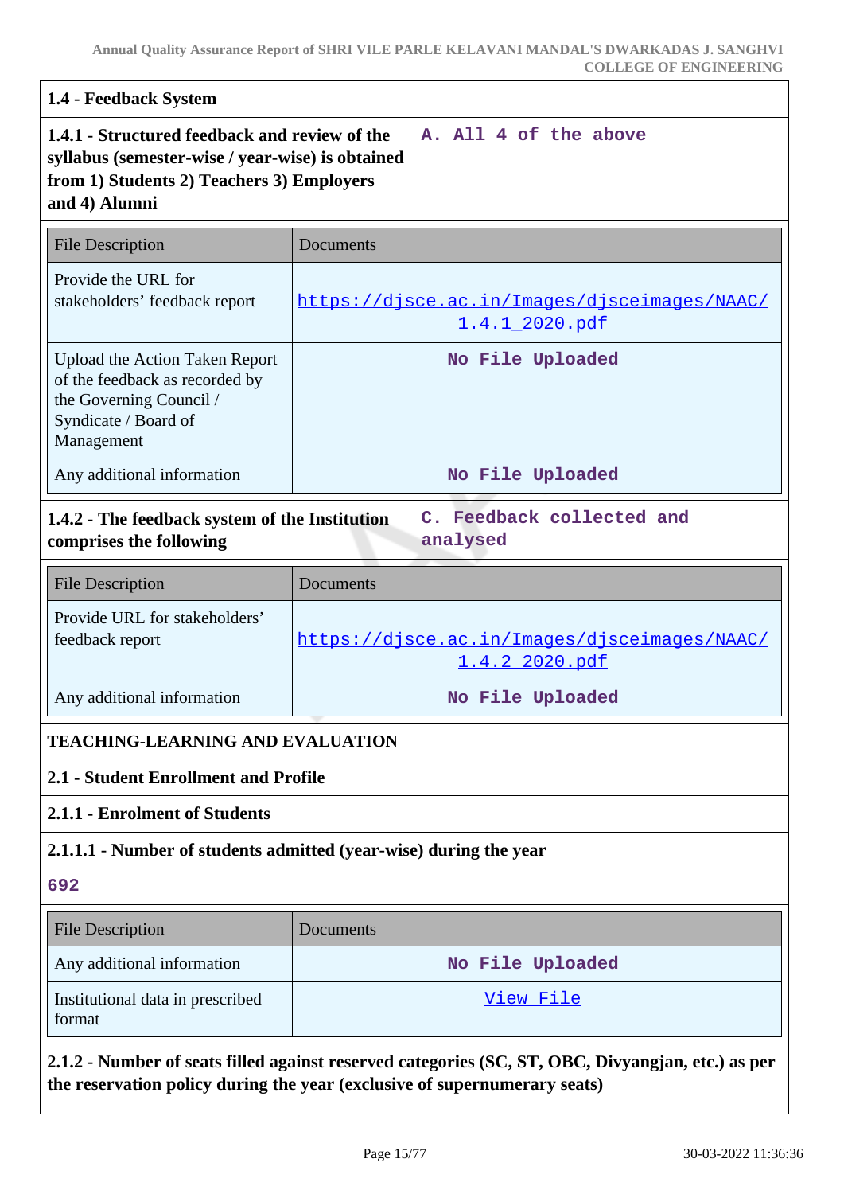## 1.4 - Feedback System

| 1.4.1 - Structured feedback and review of the syllabus (semester-wise / year-wise) is obtained from 1) Students 2) Teachers 3) Employers and 4) Alumni | A. All 4 of the above |
|---|---|

| File Description | Documents |
|---|---|
| Provide the URL for stakeholders' feedback report | https://djsce.ac.in/Images/djsceimages/NAAC/1.4.1_2020.pdf |
| Upload the Action Taken Report of the feedback as recorded by the Governing Council / Syndicate / Board of Management | No File Uploaded |
| Any additional information | No File Uploaded |

| 1.4.2 - The feedback system of the Institution comprises the following | C. Feedback collected and analysed |
|---|---|

| File Description | Documents |
|---|---|
| Provide URL for stakeholders' feedback report | https://djsce.ac.in/Images/djsceimages/NAAC/1.4.2_2020.pdf |
| Any additional information | No File Uploaded |

## TEACHING-LEARNING AND EVALUATION

### 2.1 - Student Enrollment and Profile

#### 2.1.1 - Enrolment of Students

**2.1.1.1 - Number of students admitted (year-wise) during the year**

692

| File Description | Documents |
|---|---|
| Any additional information | No File Uploaded |
| Institutional data in prescribed format | View File |

**2.1.2 - Number of seats filled against reserved categories (SC, ST, OBC, Divyangjan, etc.) as per the reservation policy during the year (exclusive of supernumerary seats)**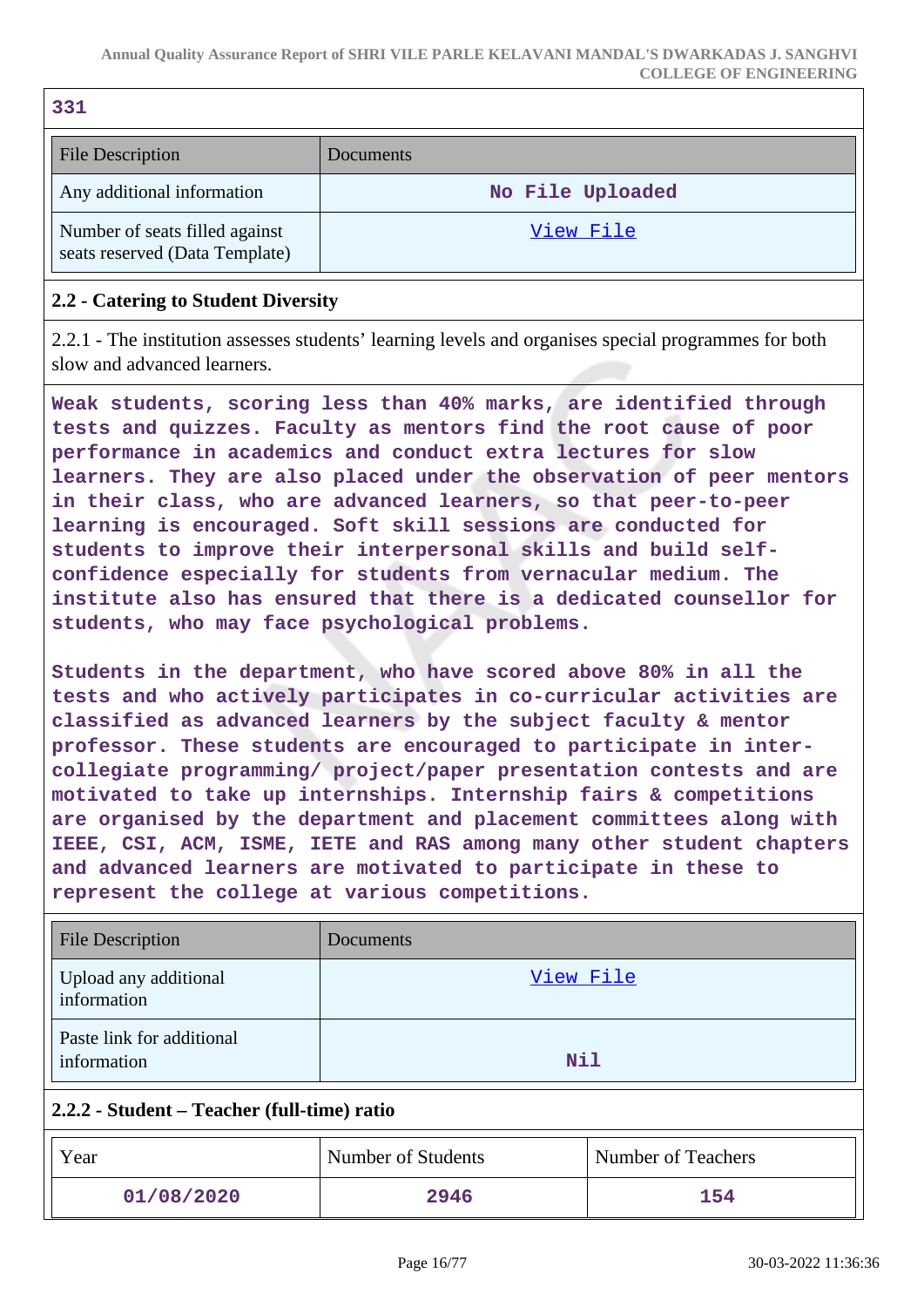331

| File Description | Documents |
|---|---|
| Any additional information | No File Uploaded |
| Number of seats filled against seats reserved (Data Template) | View File |

## 2.2 - Catering to Student Diversity

2.2.1 - The institution assesses students' learning levels and organises special programmes for both slow and advanced learners.

Weak students, scoring less than 40% marks, are identified through tests and quizzes. Faculty as mentors find the root cause of poor performance in academics and conduct extra lectures for slow learners. They are also placed under the observation of peer mentors in their class, who are advanced learners, so that peer-to-peer learning is encouraged. Soft skill sessions are conducted for students to improve their interpersonal skills and build self-confidence especially for students from vernacular medium. The institute also has ensured that there is a dedicated counsellor for students, who may face psychological problems.

Students in the department, who have scored above 80% in all the tests and who actively participates in co-curricular activities are classified as advanced learners by the subject faculty & mentor professor. These students are encouraged to participate in inter-collegiate programming/ project/paper presentation contests and are motivated to take up internships. Internship fairs & competitions are organised by the department and placement committees along with IEEE, CSI, ACM, ISME, IETE and RAS among many other student chapters and advanced learners are motivated to participate in these to represent the college at various competitions.

| File Description | Documents |
|---|---|
| Upload any additional information | View File |
| Paste link for additional information | Nil |

## 2.2.2 - Student – Teacher (full-time) ratio

| Year | Number of Students | Number of Teachers |
|---|---|---|
| 01/08/2020 | 2946 | 154 |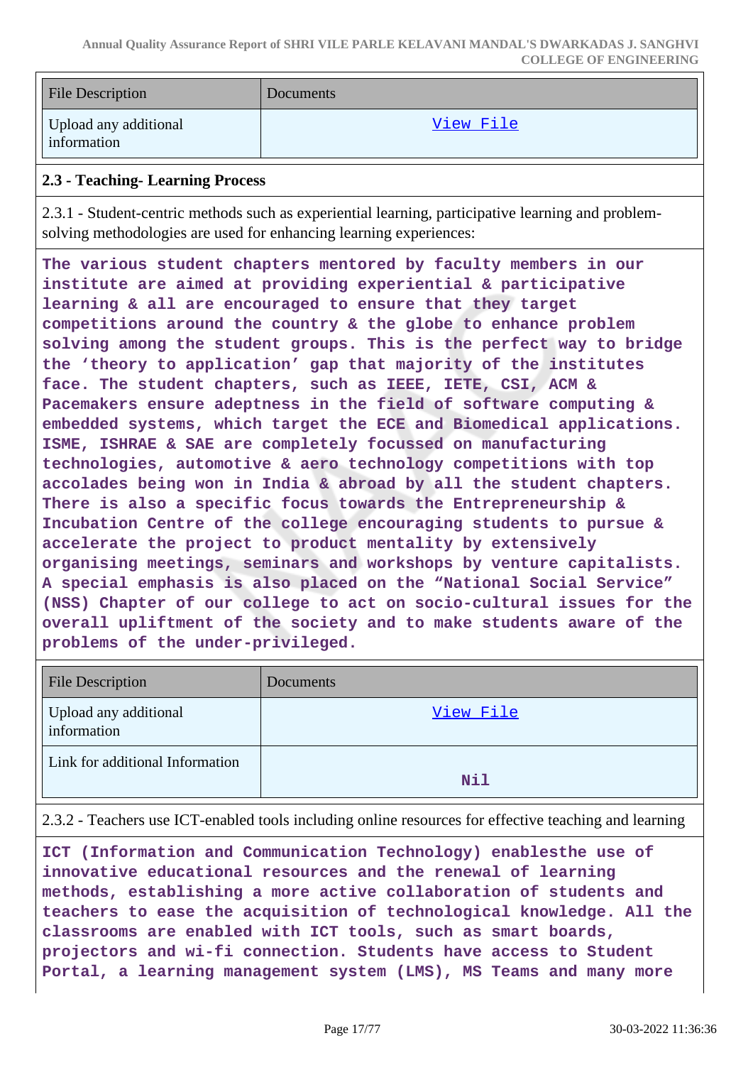| File Description | Documents |
| --- | --- |
| Upload any additional information | View File |

### 2.3 - Teaching- Learning Process

2.3.1 - Student-centric methods such as experiential learning, participative learning and problem-solving methodologies are used for enhancing learning experiences:

**The various student chapters mentored by faculty members in our institute are aimed at providing experiential & participative learning & all are encouraged to ensure that they target competitions around the country & the globe to enhance problem solving among the student groups. This is the perfect way to bridge the 'theory to application' gap that majority of the institutes face. The student chapters, such as IEEE, IETE, CSI, ACM & Pacemakers ensure adeptness in the field of software computing & embedded systems, which target the ECE and Biomedical applications. ISME, ISHRAE & SAE are completely focussed on manufacturing technologies, automotive & aero technology competitions with top accolades being won in India & abroad by all the student chapters. There is also a specific focus towards the Entrepreneurship & Incubation Centre of the college encouraging students to pursue & accelerate the project to product mentality by extensively organising meetings, seminars and workshops by venture capitalists. A special emphasis is also placed on the "National Social Service" (NSS) Chapter of our college to act on socio-cultural issues for the overall upliftment of the society and to make students aware of the problems of the under-privileged.**

| File Description | Documents |
| --- | --- |
| Upload any additional information | View File |
| Link for additional Information | Nil |

2.3.2 - Teachers use ICT-enabled tools including online resources for effective teaching and learning

**ICT (Information and Communication Technology) enablesthe use of innovative educational resources and the renewal of learning methods, establishing a more active collaboration of students and teachers to ease the acquisition of technological knowledge. All the classrooms are enabled with ICT tools, such as smart boards, projectors and wi-fi connection. Students have access to Student Portal, a learning management system (LMS), MS Teams and many more**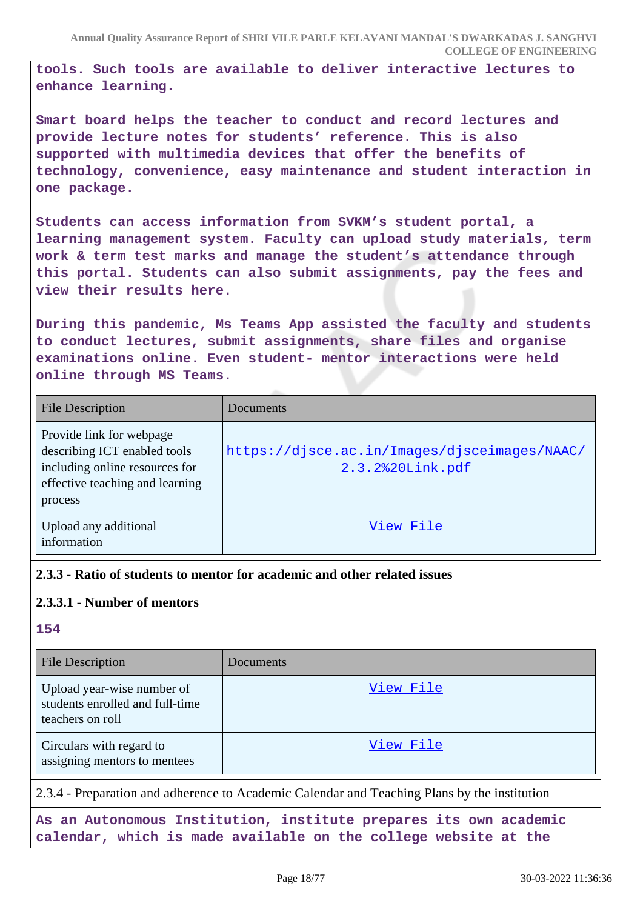tools. Such tools are available to deliver interactive lectures to enhance learning.

Smart board helps the teacher to conduct and record lectures and provide lecture notes for students' reference. This is also supported with multimedia devices that offer the benefits of technology, convenience, easy maintenance and student interaction in one package.

Students can access information from SVKM's student portal, a learning management system. Faculty can upload study materials, term work & term test marks and manage the student's attendance through this portal. Students can also submit assignments, pay the fees and view their results here.

During this pandemic, Ms Teams App assisted the faculty and students to conduct lectures, submit assignments, share files and organise examinations online. Even student- mentor interactions were held online through MS Teams.

| File Description | Documents |
|---|---|
| Provide link for webpage describing ICT enabled tools including online resources for effective teaching and learning process | https://djsce.ac.in/Images/djsceimages/NAAC/2.3.2%20Link.pdf |
| Upload any additional information | View File |

**2.3.3 - Ratio of students to mentor for academic and other related issues**

**2.3.3.1 - Number of mentors**

154

| File Description | Documents |
|---|---|
| Upload year-wise number of students enrolled and full-time teachers on roll | View File |
| Circulars with regard to assigning mentors to mentees | View File |

2.3.4 - Preparation and adherence to Academic Calendar and Teaching Plans by the institution

As an Autonomous Institution, institute prepares its own academic calendar, which is made available on the college website at the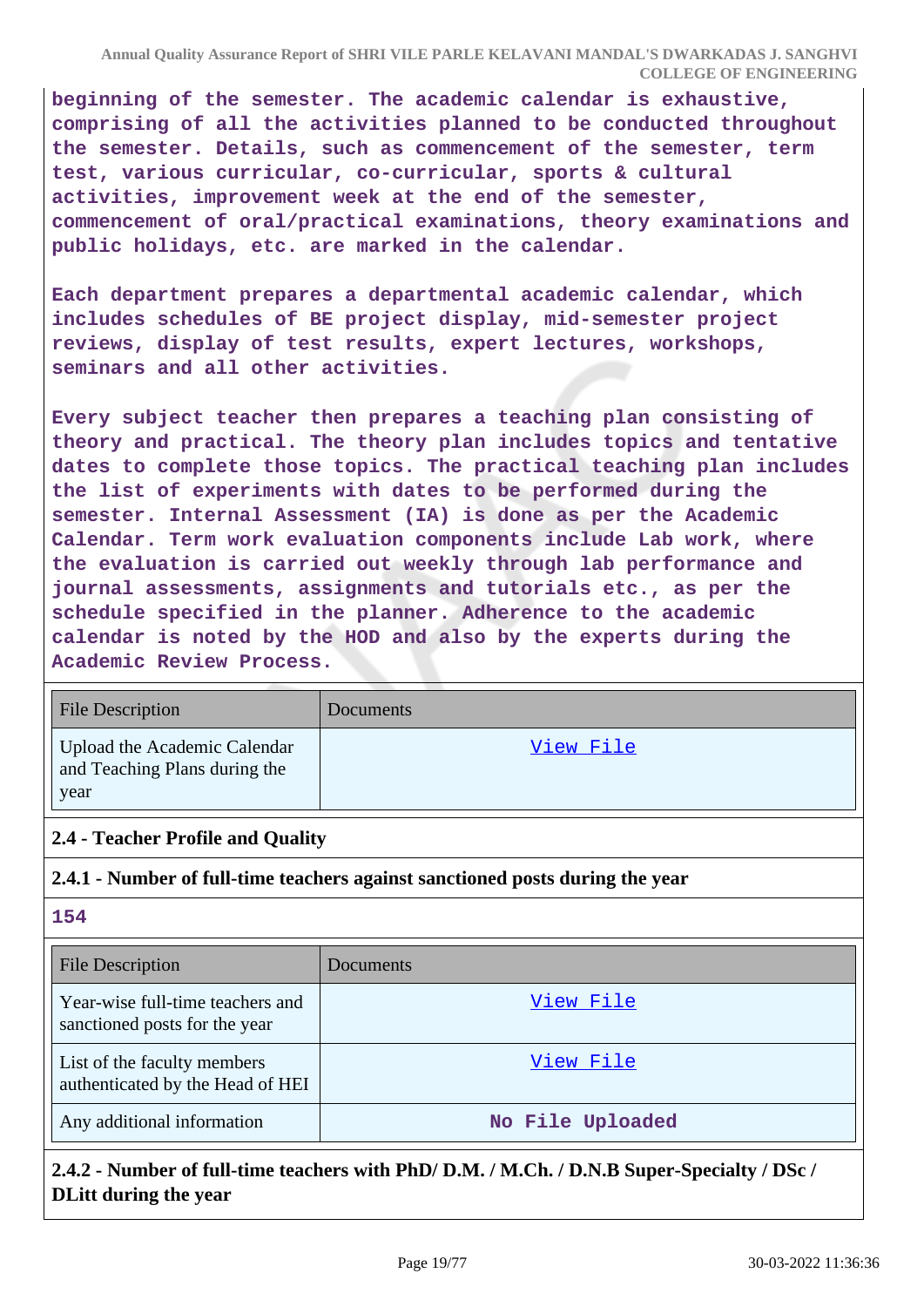beginning of the semester. The academic calendar is exhaustive, comprising of all the activities planned to be conducted throughout the semester. Details, such as commencement of the semester, term test, various curricular, co-curricular, sports & cultural activities, improvement week at the end of the semester, commencement of oral/practical examinations, theory examinations and public holidays, etc. are marked in the calendar.

Each department prepares a departmental academic calendar, which includes schedules of BE project display, mid-semester project reviews, display of test results, expert lectures, workshops, seminars and all other activities.

Every subject teacher then prepares a teaching plan consisting of theory and practical. The theory plan includes topics and tentative dates to complete those topics. The practical teaching plan includes the list of experiments with dates to be performed during the semester. Internal Assessment (IA) is done as per the Academic Calendar. Term work evaluation components include Lab work, where the evaluation is carried out weekly through lab performance and journal assessments, assignments and tutorials etc., as per the schedule specified in the planner. Adherence to the academic calendar is noted by the HOD and also by the experts during the Academic Review Process.

| File Description | Documents |
|---|---|
| Upload the Academic Calendar and Teaching Plans during the year | View File |

### 2.4 - Teacher Profile and Quality

**2.4.1 - Number of full-time teachers against sanctioned posts during the year**

154

| File Description | Documents |
|---|---|
| Year-wise full-time teachers and sanctioned posts for the year | View File |
| List of the faculty members authenticated by the Head of HEI | View File |
| Any additional information | No File Uploaded |

**2.4.2 - Number of full-time teachers with PhD/ D.M. / M.Ch. / D.N.B Super-Specialty / DSc / DLitt during the year**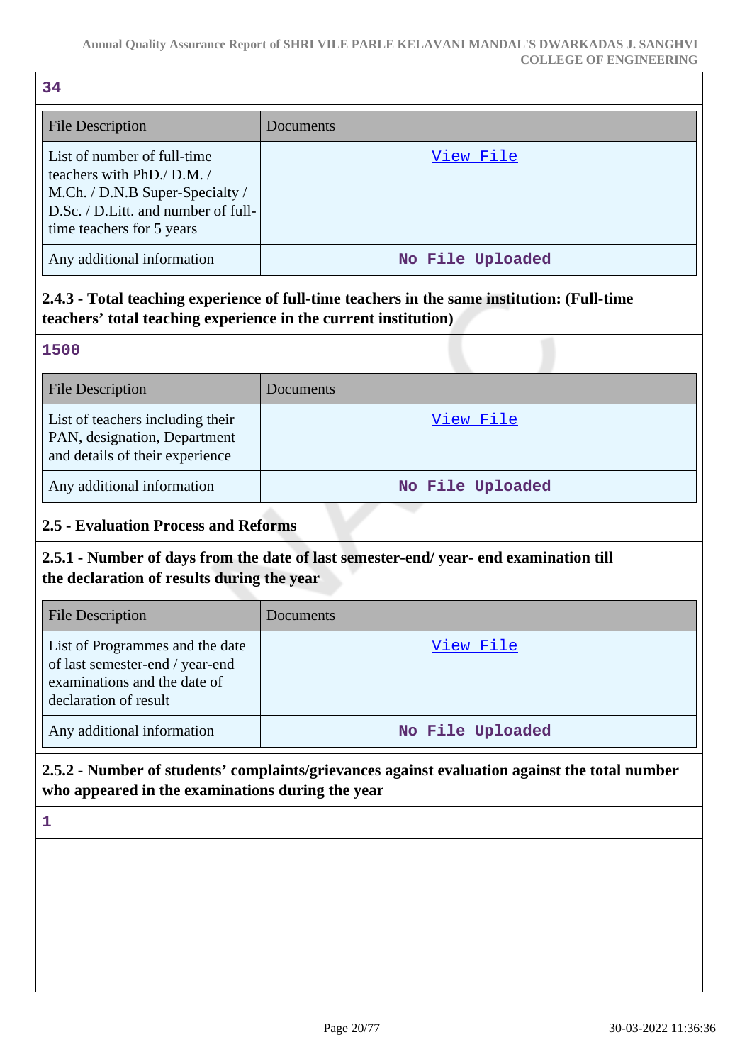34

| File Description | Documents |
|---|---|
| List of number of full-time teachers with PhD./ D.M. / M.Ch. / D.N.B Super-Specialty / D.Sc. / D.Litt. and number of full-time teachers for 5 years | View File |
| Any additional information | No File Uploaded |

**2.4.3 - Total teaching experience of full-time teachers in the same institution: (Full-time teachers' total teaching experience in the current institution)**

1500

| File Description | Documents |
|---|---|
| List of teachers including their PAN, designation, Department and details of their experience | View File |
| Any additional information | No File Uploaded |

**2.5 - Evaluation Process and Reforms**

**2.5.1 - Number of days from the date of last semester-end/ year- end examination till the declaration of results during the year**

| File Description | Documents |
|---|---|
| List of Programmes and the date of last semester-end / year-end examinations and the date of declaration of result | View File |
| Any additional information | No File Uploaded |

**2.5.2 - Number of students' complaints/grievances against evaluation against the total number who appeared in the examinations during the year**

1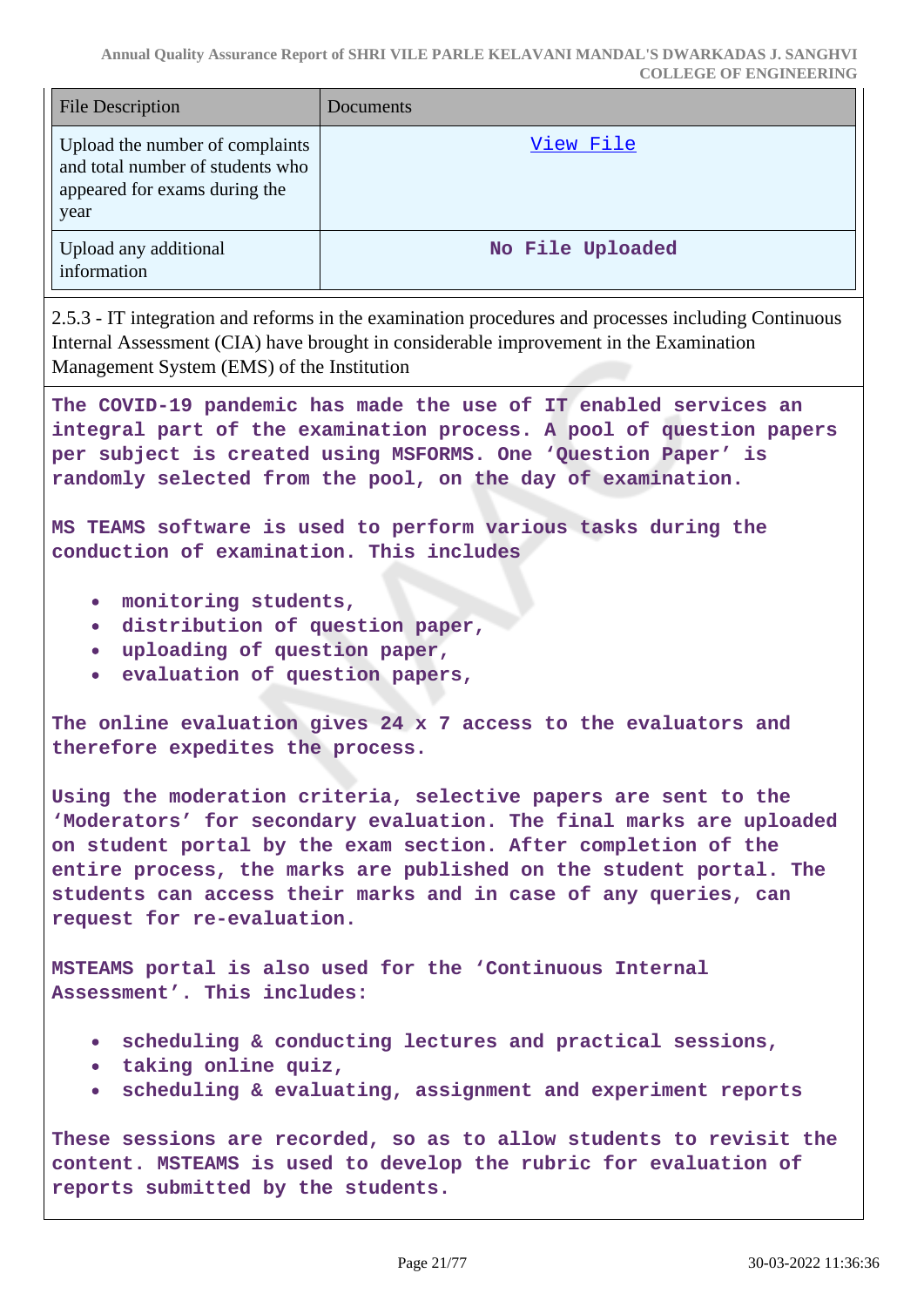| File Description | Documents |
|---|---|
| Upload the number of complaints and total number of students who appeared for exams during the year | View File |
| Upload any additional information | No File Uploaded |

2.5.3 - IT integration and reforms in the examination procedures and processes including Continuous Internal Assessment (CIA) have brought in considerable improvement in the Examination Management System (EMS) of the Institution

The COVID-19 pandemic has made the use of IT enabled services an integral part of the examination process. A pool of question papers per subject is created using MSFORMS. One 'Question Paper' is randomly selected from the pool, on the day of examination.

MS TEAMS software is used to perform various tasks during the conduction of examination. This includes

- monitoring students,
- distribution of question paper,
- uploading of question paper,
- evaluation of question papers,

The online evaluation gives 24 x 7 access to the evaluators and therefore expedites the process.

Using the moderation criteria, selective papers are sent to the 'Moderators' for secondary evaluation. The final marks are uploaded on student portal by the exam section. After completion of the entire process, the marks are published on the student portal. The students can access their marks and in case of any queries, can request for re-evaluation.

MSTEAMS portal is also used for the 'Continuous Internal Assessment'. This includes:

- scheduling & conducting lectures and practical sessions,
- taking online quiz,
- scheduling & evaluating, assignment and experiment reports

These sessions are recorded, so as to allow students to revisit the content. MSTEAMS is used to develop the rubric for evaluation of reports submitted by the students.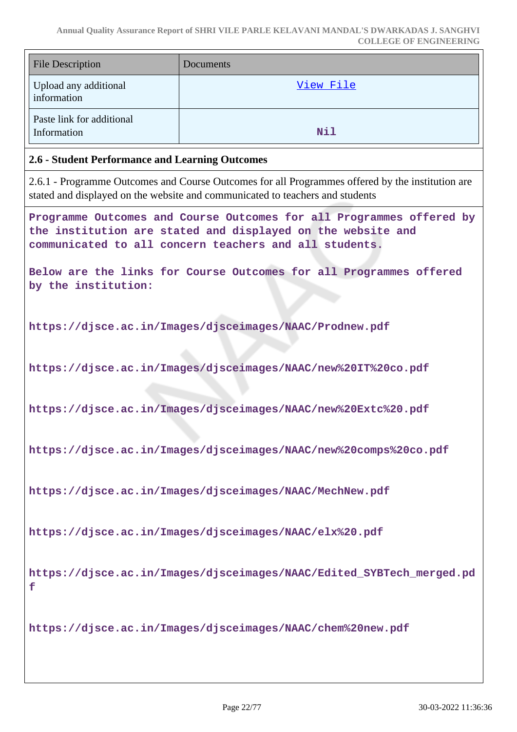| File Description | Documents |
|---|---|
| Upload any additional information | View File |
| Paste link for additional Information | Nil |

### 2.6 - Student Performance and Learning Outcomes

2.6.1 - Programme Outcomes and Course Outcomes for all Programmes offered by the institution are stated and displayed on the website and communicated to teachers and students

**Programme Outcomes and Course Outcomes for all Programmes offered by the institution are stated and displayed on the website and communicated to all concern teachers and all students.**

**Below are the links for Course Outcomes for all Programmes offered by the institution:**

**https://djsce.ac.in/Images/djsceimages/NAAC/Prodnew.pdf**

**https://djsce.ac.in/Images/djsceimages/NAAC/new%20IT%20co.pdf**

**https://djsce.ac.in/Images/djsceimages/NAAC/new%20Extc%20.pdf**

**https://djsce.ac.in/Images/djsceimages/NAAC/new%20comps%20co.pdf**

**https://djsce.ac.in/Images/djsceimages/NAAC/MechNew.pdf**

**https://djsce.ac.in/Images/djsceimages/NAAC/elx%20.pdf**

**https://djsce.ac.in/Images/djsceimages/NAAC/Edited_SYBTech_merged.pdf**

**https://djsce.ac.in/Images/djsceimages/NAAC/chem%20new.pdf**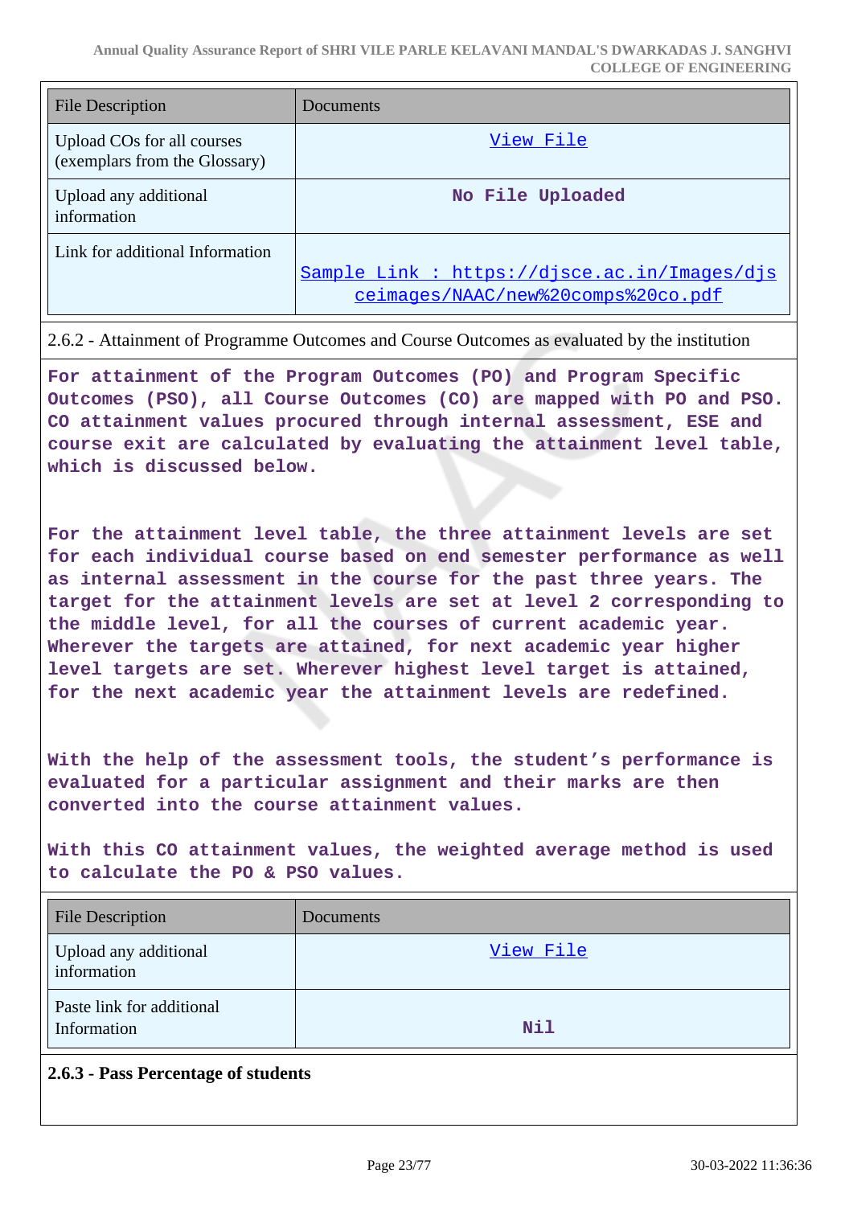| File Description | Documents |
|---|---|
| Upload COs for all courses (exemplars from the Glossary) | View File |
| Upload any additional information | No File Uploaded |
| Link for additional Information | Sample Link : https://djsce.ac.in/Images/djsceimages/NAAC/new%20comps%20co.pdf |

2.6.2 - Attainment of Programme Outcomes and Course Outcomes as evaluated by the institution

For attainment of the Program Outcomes (PO) and Program Specific Outcomes (PSO), all Course Outcomes (CO) are mapped with PO and PSO. CO attainment values procured through internal assessment, ESE and course exit are calculated by evaluating the attainment level table, which is discussed below.

For the attainment level table, the three attainment levels are set for each individual course based on end semester performance as well as internal assessment in the course for the past three years. The target for the attainment levels are set at level 2 corresponding to the middle level, for all the courses of current academic year. Wherever the targets are attained, for next academic year higher level targets are set. Wherever highest level target is attained, for the next academic year the attainment levels are redefined.

With the help of the assessment tools, the student's performance is evaluated for a particular assignment and their marks are then converted into the course attainment values.

With this CO attainment values, the weighted average method is used to calculate the PO & PSO values.

| File Description | Documents |
|---|---|
| Upload any additional information | View File |
| Paste link for additional Information | Nil |

**2.6.3 - Pass Percentage of students**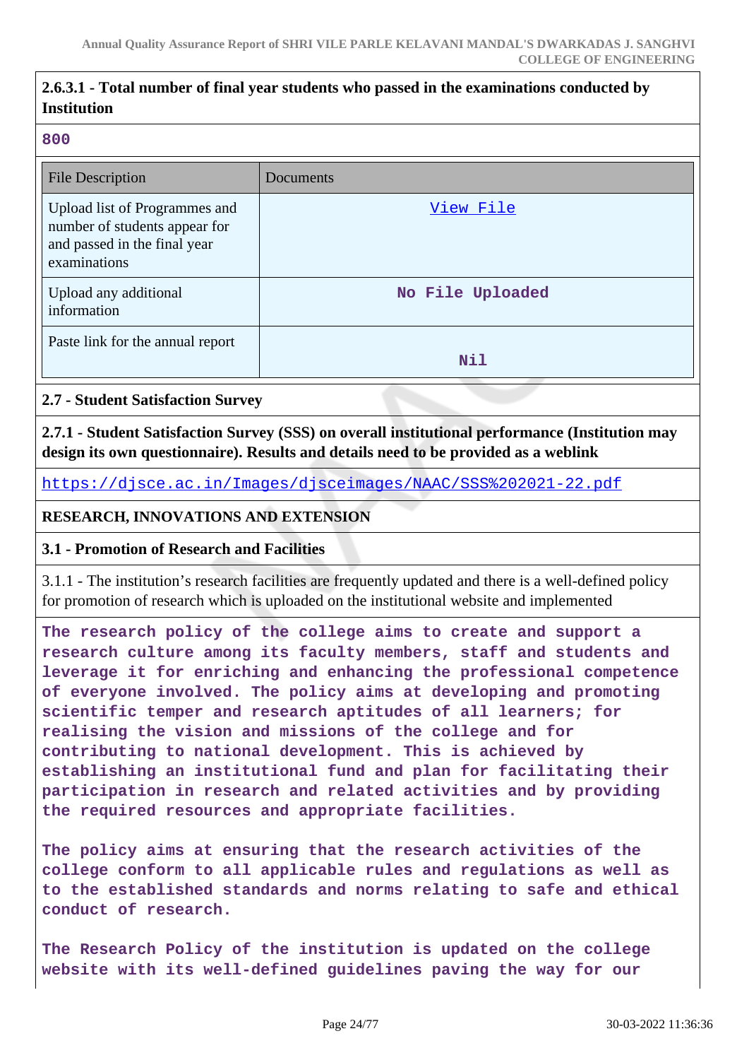### 2.6.3.1 - Total number of final year students who passed in the examinations conducted by Institution

800

| File Description | Documents |
|---|---|
| Upload list of Programmes and number of students appear for and passed in the final year examinations | View File |
| Upload any additional information | No File Uploaded |
| Paste link for the annual report | Nil |

### 2.7 - Student Satisfaction Survey

**2.7.1 - Student Satisfaction Survey (SSS) on overall institutional performance (Institution may design its own questionnaire). Results and details need to be provided as a weblink**

https://djsce.ac.in/Images/djsceimages/NAAC/SSS%202021-22.pdf

## RESEARCH, INNOVATIONS AND EXTENSION

### 3.1 - Promotion of Research and Facilities

3.1.1 - The institution's research facilities are frequently updated and there is a well-defined policy for promotion of research which is uploaded on the institutional website and implemented

The research policy of the college aims to create and support a research culture among its faculty members, staff and students and leverage it for enriching and enhancing the professional competence of everyone involved. The policy aims at developing and promoting scientific temper and research aptitudes of all learners; for realising the vision and missions of the college and for contributing to national development. This is achieved by establishing an institutional fund and plan for facilitating their participation in research and related activities and by providing the required resources and appropriate facilities.

The policy aims at ensuring that the research activities of the college conform to all applicable rules and regulations as well as to the established standards and norms relating to safe and ethical conduct of research.

The Research Policy of the institution is updated on the college website with its well-defined guidelines paving the way for our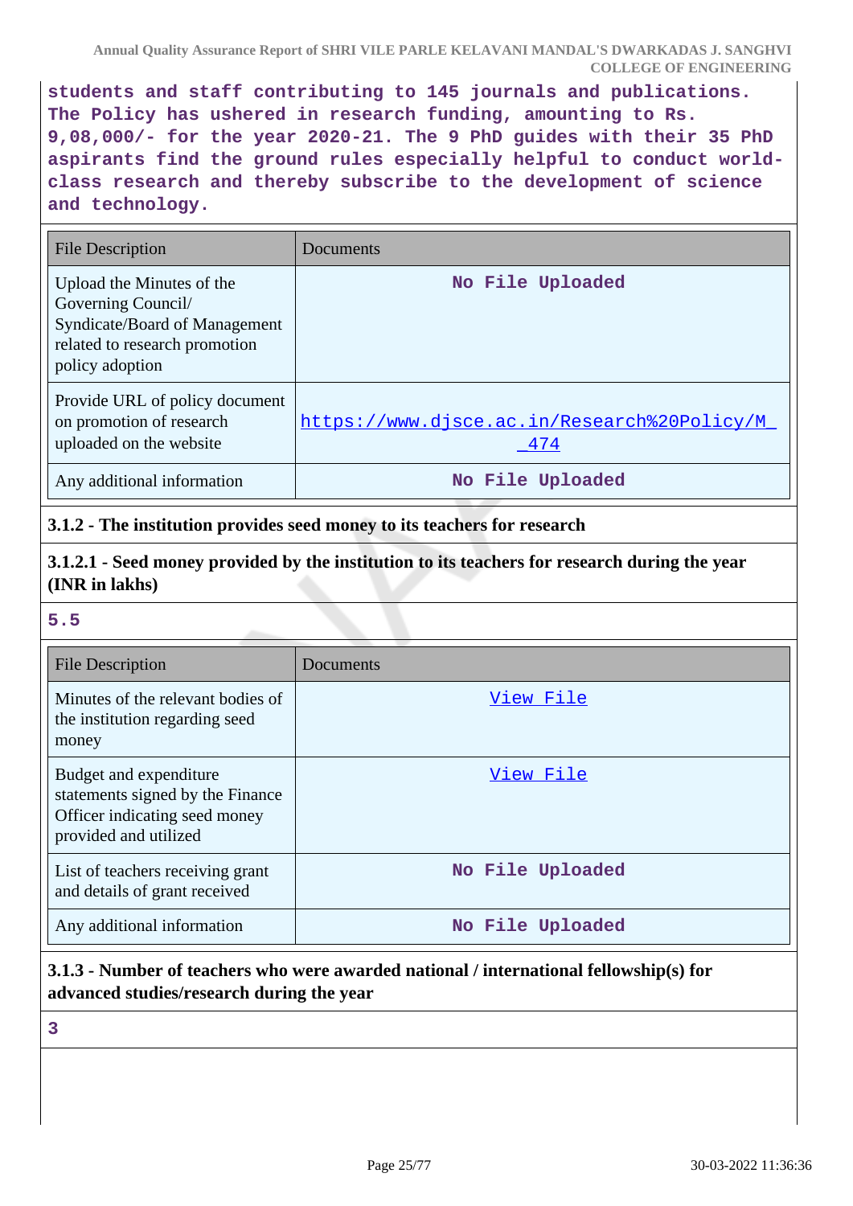students and staff contributing to 145 journals and publications. The Policy has ushered in research funding, amounting to Rs. 9,08,000/- for the year 2020-21. The 9 PhD guides with their 35 PhD aspirants find the ground rules especially helpful to conduct world-class research and thereby subscribe to the development of science and technology.

| File Description | Documents |
|---|---|
| Upload the Minutes of the Governing Council/ Syndicate/Board of Management related to research promotion policy adoption | No File Uploaded |
| Provide URL of policy document on promotion of research uploaded on the website | https://www.djsce.ac.in/Research%20Policy/M_474 |
| Any additional information | No File Uploaded |

**3.1.2 - The institution provides seed money to its teachers for research**

**3.1.2.1 - Seed money provided by the institution to its teachers for research during the year (INR in lakhs)**

5.5

| File Description | Documents |
|---|---|
| Minutes of the relevant bodies of the institution regarding seed money | View File |
| Budget and expenditure statements signed by the Finance Officer indicating seed money provided and utilized | View File |
| List of teachers receiving grant and details of grant received | No File Uploaded |
| Any additional information | No File Uploaded |

**3.1.3 - Number of teachers who were awarded national / international fellowship(s) for advanced studies/research during the year**

3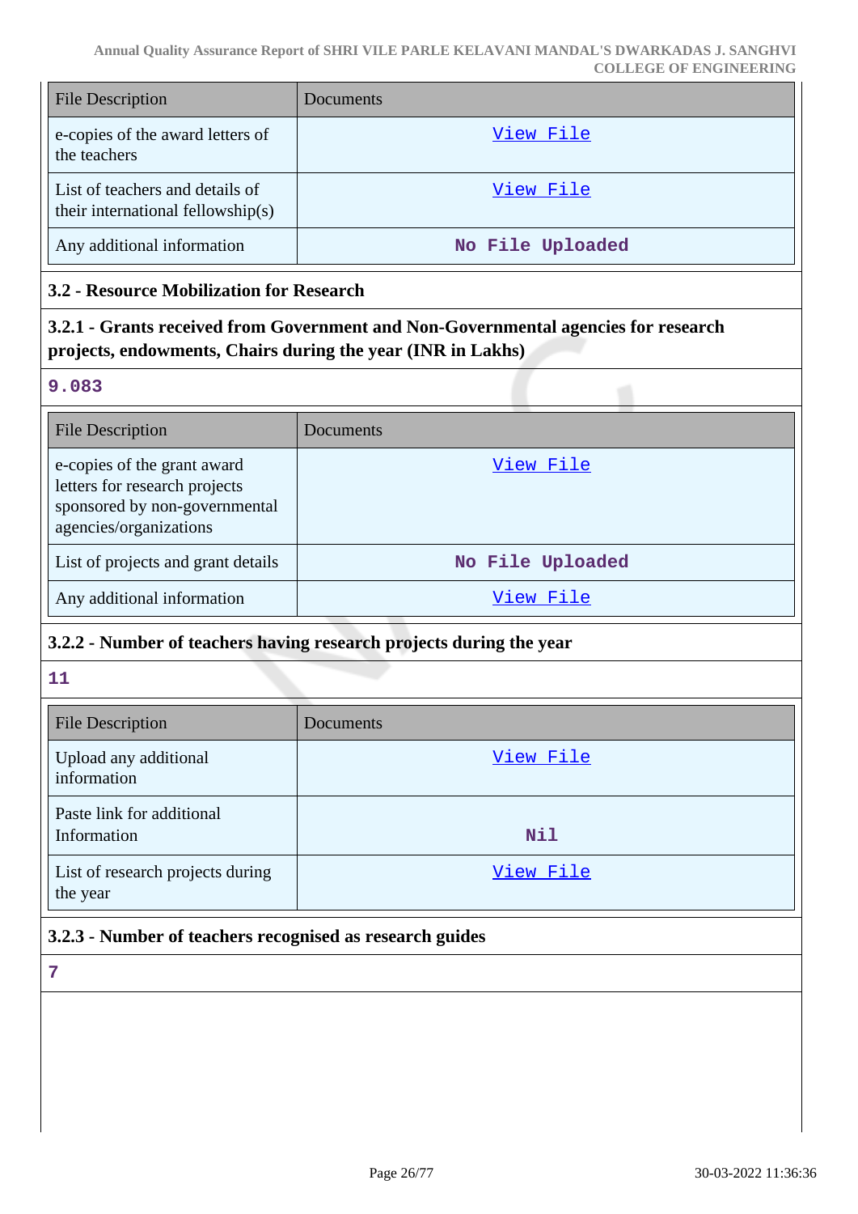| File Description | Documents |
|---|---|
| e-copies of the award letters of the teachers | View File |
| List of teachers and details of their international fellowship(s) | View File |
| Any additional information | No File Uploaded |

## 3.2 - Resource Mobilization for Research

### 3.2.1 - Grants received from Government and Non-Governmental agencies for research projects, endowments, Chairs during the year (INR in Lakhs)

9.083

| File Description | Documents |
|---|---|
| e-copies of the grant award letters for research projects sponsored by non-governmental agencies/organizations | View File |
| List of projects and grant details | No File Uploaded |
| Any additional information | View File |

### 3.2.2 - Number of teachers having research projects during the year

11

| File Description | Documents |
|---|---|
| Upload any additional information | View File |
| Paste link for additional Information | Nil |
| List of research projects during the year | View File |

### 3.2.3 - Number of teachers recognised as research guides

7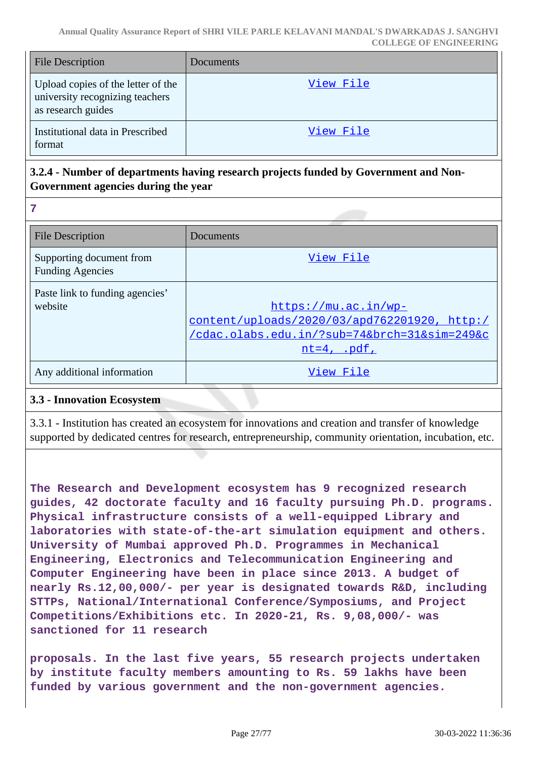| File Description | Documents |
|---|---|
| Upload copies of the letter of the university recognizing teachers as research guides | View File |
| Institutional data in Prescribed format | View File |

**3.2.4 - Number of departments having research projects funded by Government and Non-Government agencies during the year**

**7**

| File Description | Documents |
|---|---|
| Supporting document from Funding Agencies | View File |
| Paste link to funding agencies' website | https://mu.ac.in/wp-content/uploads/2020/03/apd762201920, http://cdac.olabs.edu.in/?sub=74&brch=31&sim=249&cnt=4, .pdf, |
| Any additional information | View File |

**3.3 - Innovation Ecosystem**

3.3.1 - Institution has created an ecosystem for innovations and creation and transfer of knowledge supported by dedicated centres for research, entrepreneurship, community orientation, incubation, etc.

**The Research and Development ecosystem has 9 recognized research guides, 42 doctorate faculty and 16 faculty pursuing Ph.D. programs. Physical infrastructure consists of a well-equipped Library and laboratories with state-of-the-art simulation equipment and others. University of Mumbai approved Ph.D. Programmes in Mechanical Engineering, Electronics and Telecommunication Engineering and Computer Engineering have been in place since 2013. A budget of nearly Rs.12,00,000/- per year is designated towards R&D, including STTPs, National/International Conference/Symposiums, and Project Competitions/Exhibitions etc. In 2020-21, Rs. 9,08,000/- was sanctioned for 11 research**

**proposals. In the last five years, 55 research projects undertaken by institute faculty members amounting to Rs. 59 lakhs have been funded by various government and the non-government agencies.**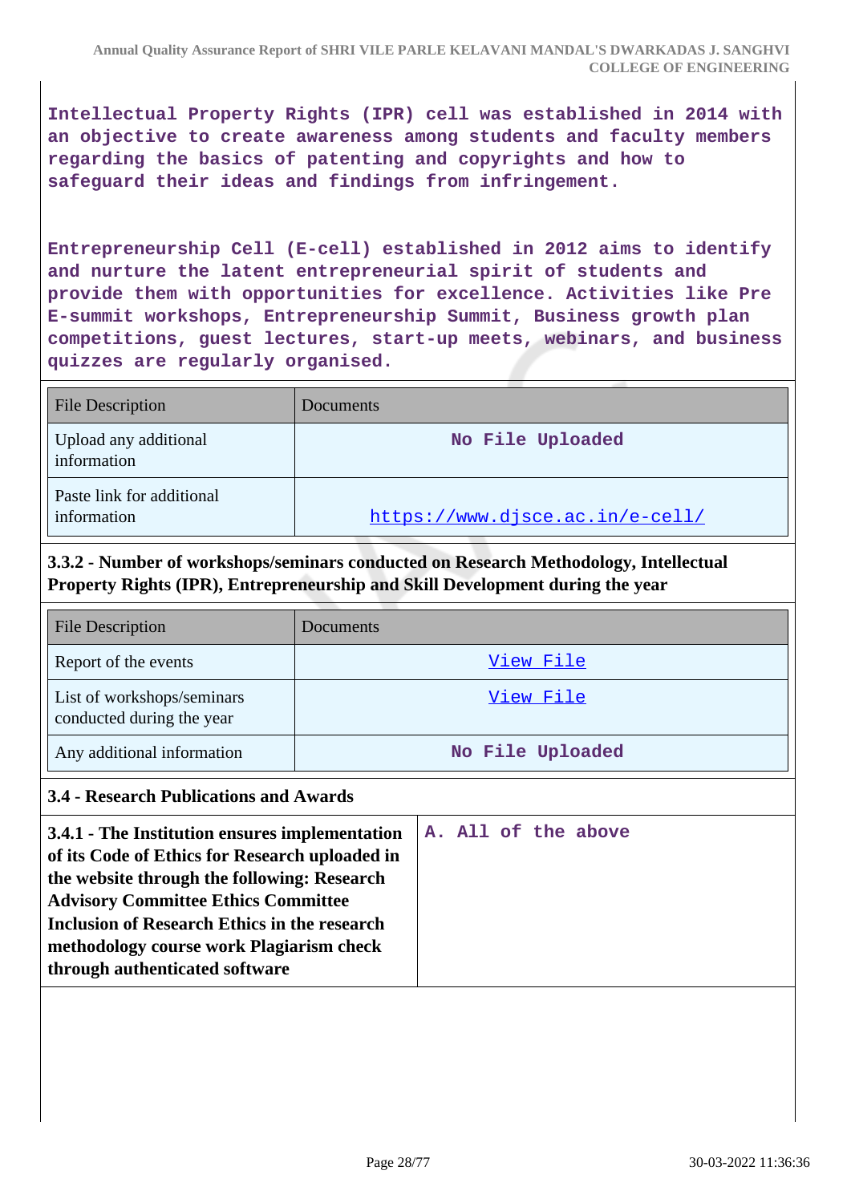Intellectual Property Rights (IPR) cell was established in 2014 with an objective to create awareness among students and faculty members regarding the basics of patenting and copyrights and how to safeguard their ideas and findings from infringement.

Entrepreneurship Cell (E-cell) established in 2012 aims to identify and nurture the latent entrepreneurial spirit of students and provide them with opportunities for excellence. Activities like Pre E-summit workshops, Entrepreneurship Summit, Business growth plan competitions, guest lectures, start-up meets, webinars, and business quizzes are regularly organised.

| File Description | Documents |
|---|---|
| Upload any additional information | No File Uploaded |
| Paste link for additional information | https://www.djsce.ac.in/e-cell/ |

### 3.3.2 - Number of workshops/seminars conducted on Research Methodology, Intellectual Property Rights (IPR), Entrepreneurship and Skill Development during the year

| File Description | Documents |
|---|---|
| Report of the events | View File |
| List of workshops/seminars conducted during the year | View File |
| Any additional information | No File Uploaded |

### 3.4 - Research Publications and Awards

| **3.4.1 - The Institution ensures implementation of its Code of Ethics for Research uploaded in the website through the following: Research Advisory Committee Ethics Committee Inclusion of Research Ethics in the research methodology course work Plagiarism check through authenticated software** | A. All of the above |
|---|---|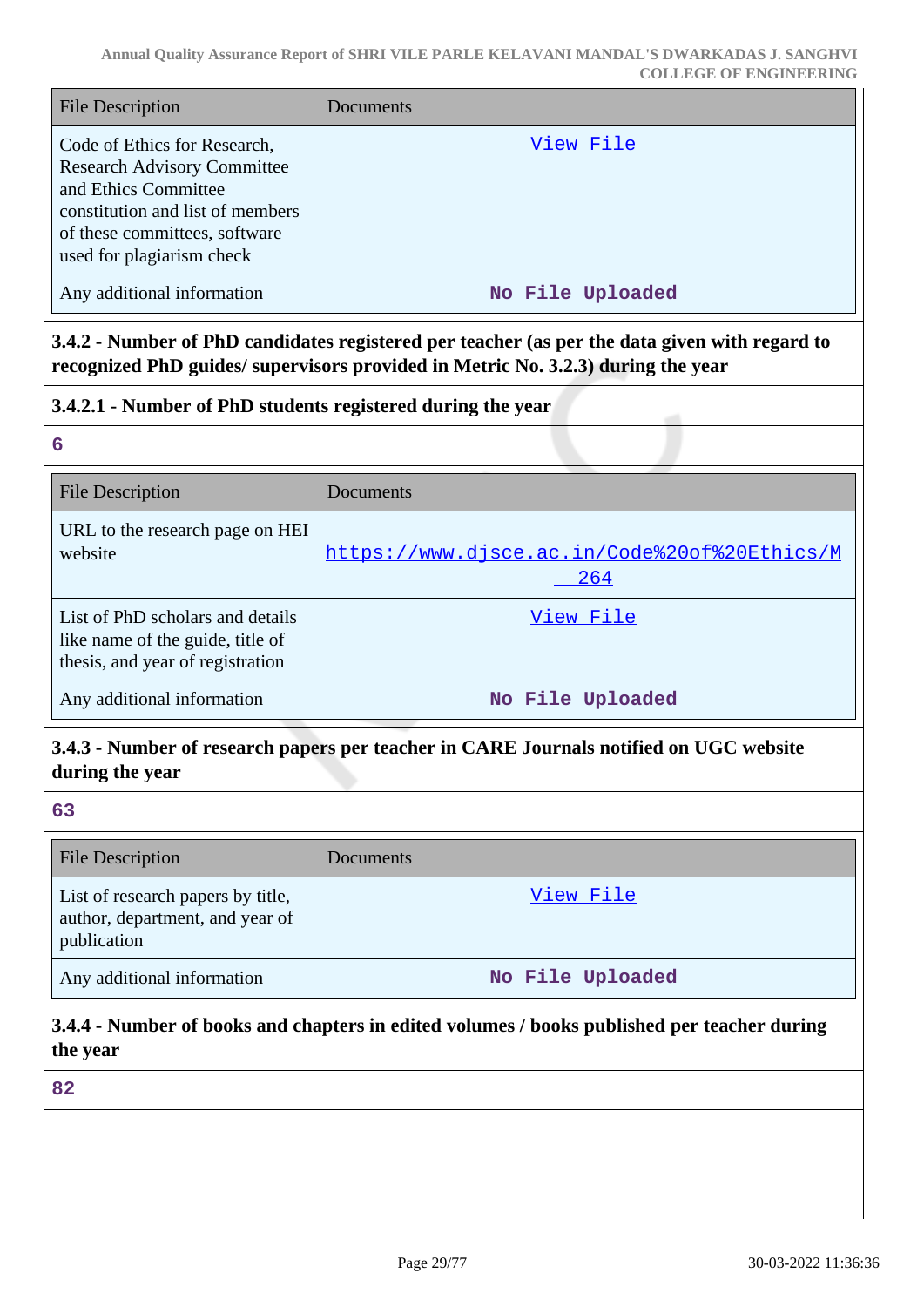| File Description | Documents |
|---|---|
| Code of Ethics for Research, Research Advisory Committee and Ethics Committee constitution and list of members of these committees, software used for plagiarism check | View File |
| Any additional information | No File Uploaded |

**3.4.2 - Number of PhD candidates registered per teacher (as per the data given with regard to recognized PhD guides/ supervisors provided in Metric No. 3.2.3) during the year**

**3.4.2.1 - Number of PhD students registered during the year**

**6**

| File Description | Documents |
|---|---|
| URL to the research page on HEI website | https://www.djsce.ac.in/Code%20of%20Ethics/M__264 |
| List of PhD scholars and details like name of the guide, title of thesis, and year of registration | View File |
| Any additional information | No File Uploaded |

**3.4.3 - Number of research papers per teacher in CARE Journals notified on UGC website during the year**

**63**

| File Description | Documents |
|---|---|
| List of research papers by title, author, department, and year of publication | View File |
| Any additional information | No File Uploaded |

**3.4.4 - Number of books and chapters in edited volumes / books published per teacher during the year**

**82**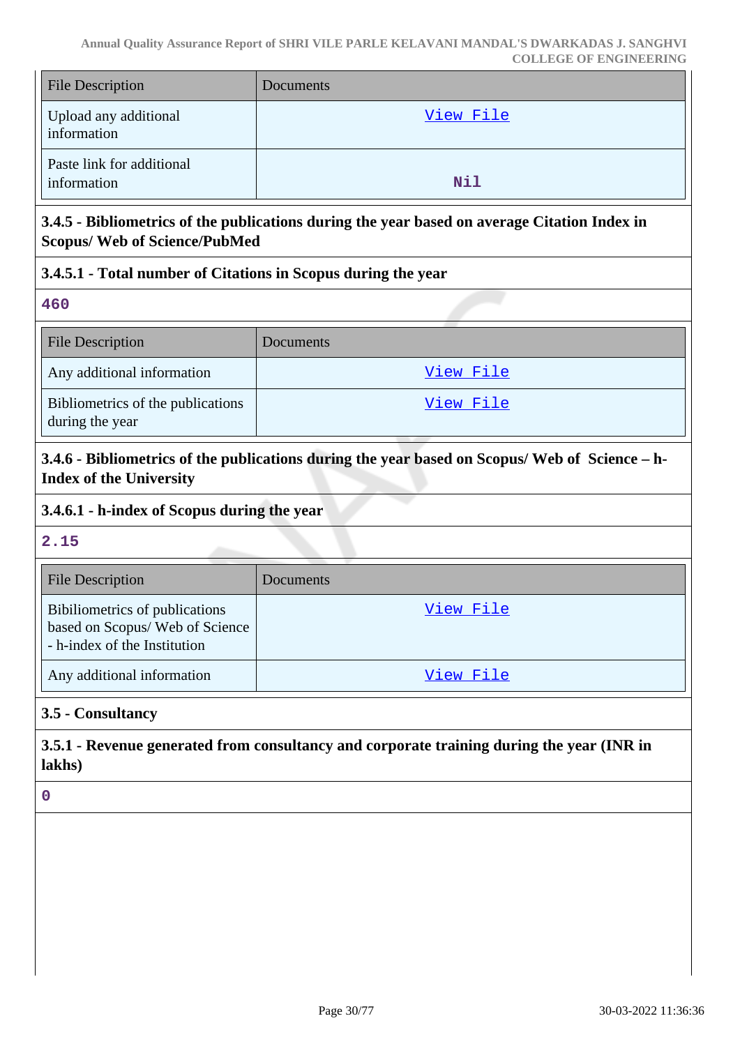| File Description | Documents |
|---|---|
| Upload any additional information | View File |
| Paste link for additional information | Nil |

**3.4.5 - Bibliometrics of the publications during the year based on average Citation Index in Scopus/ Web of Science/PubMed**

**3.4.5.1 - Total number of Citations in Scopus during the year**

460

| File Description | Documents |
|---|---|
| Any additional information | View File |
| Bibliometrics of the publications during the year | View File |

**3.4.6 - Bibliometrics of the publications during the year based on Scopus/ Web of Science – h-Index of the University**

**3.4.6.1 - h-index of Scopus during the year**

2.15

| File Description | Documents |
|---|---|
| Bibiliometrics of publications based on Scopus/ Web of Science - h-index of the Institution | View File |
| Any additional information | View File |

**3.5 - Consultancy**

**3.5.1 - Revenue generated from consultancy and corporate training during the year (INR in lakhs)**

0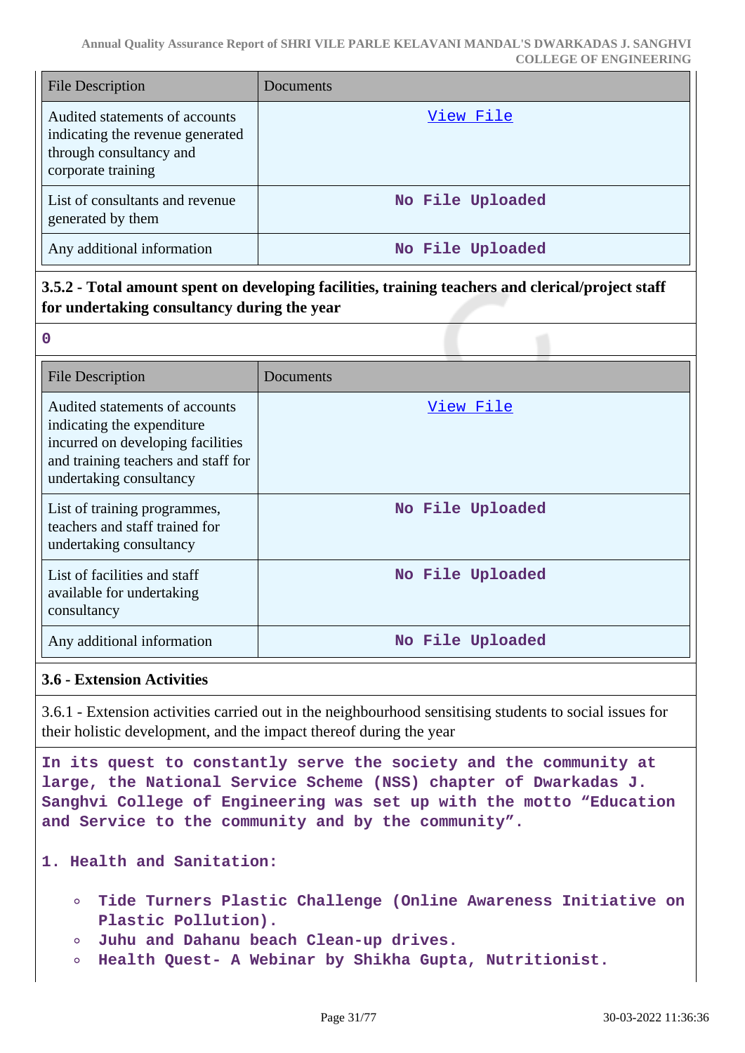| File Description | Documents |
|---|---|
| Audited statements of accounts indicating the revenue generated through consultancy and corporate training | View File |
| List of consultants and revenue generated by them | No File Uploaded |
| Any additional information | No File Uploaded |

**3.5.2 - Total amount spent on developing facilities, training teachers and clerical/project staff for undertaking consultancy during the year**

0

| File Description | Documents |
|---|---|
| Audited statements of accounts indicating the expenditure incurred on developing facilities and training teachers and staff for undertaking consultancy | View File |
| List of training programmes, teachers and staff trained for undertaking consultancy | No File Uploaded |
| List of facilities and staff available for undertaking consultancy | No File Uploaded |
| Any additional information | No File Uploaded |

### 3.6 - Extension Activities

3.6.1 - Extension activities carried out in the neighbourhood sensitising students to social issues for their holistic development, and the impact thereof during the year

In its quest to constantly serve the society and the community at large, the National Service Scheme (NSS) chapter of Dwarkadas J. Sanghvi College of Engineering was set up with the motto “Education and Service to the community and by the community”.

1. Health and Sanitation:

   - Tide Turners Plastic Challenge (Online Awareness Initiative on Plastic Pollution).
   - Juhu and Dahanu beach Clean-up drives.
   - Health Quest- A Webinar by Shikha Gupta, Nutritionist.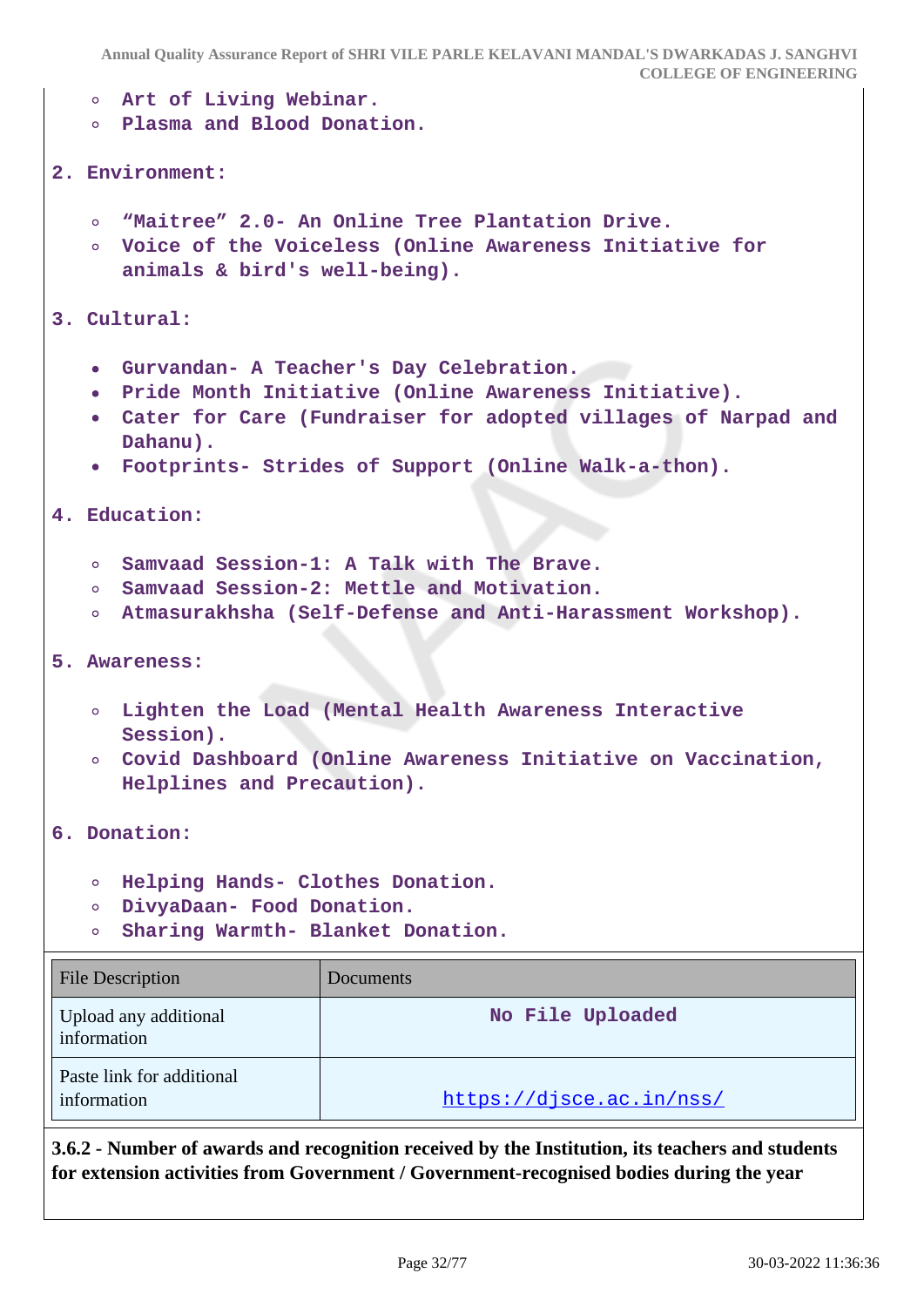- Art of Living Webinar.
- Plasma and Blood Donation.

2. Environment:

   - “Maitree” 2.0- An Online Tree Plantation Drive.
   - Voice of the Voiceless (Online Awareness Initiative for animals & bird's well-being).

3. Cultural:

   - Gurvandan- A Teacher's Day Celebration.
   - Pride Month Initiative (Online Awareness Initiative).
   - Cater for Care (Fundraiser for adopted villages of Narpad and Dahanu).
   - Footprints- Strides of Support (Online Walk-a-thon).

4. Education:

   - Samvaad Session-1: A Talk with The Brave.
   - Samvaad Session-2: Mettle and Motivation.
   - Atmasurakhsha (Self-Defense and Anti-Harassment Workshop).

5. Awareness:

   - Lighten the Load (Mental Health Awareness Interactive Session).
   - Covid Dashboard (Online Awareness Initiative on Vaccination, Helplines and Precaution).

6. Donation:

   - Helping Hands- Clothes Donation.
   - DivyaDaan- Food Donation.
   - Sharing Warmth- Blanket Donation.

| File Description | Documents |
|---|---|
| Upload any additional information | No File Uploaded |
| Paste link for additional information | https://djsce.ac.in/nss/ |

**3.6.2 - Number of awards and recognition received by the Institution, its teachers and students for extension activities from Government / Government-recognised bodies during the year**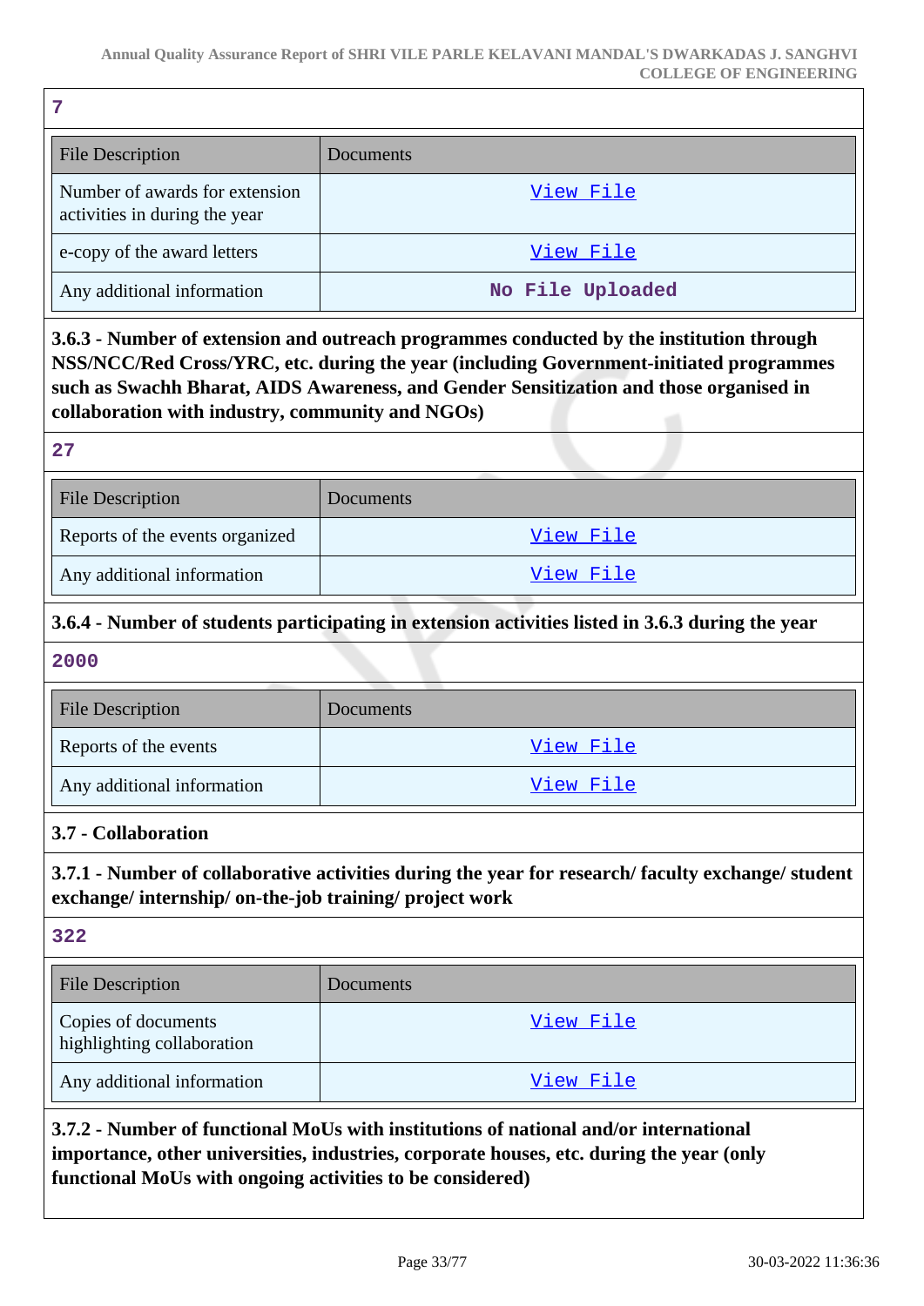**7**

| File Description | Documents |
|---|---|
| Number of awards for extension activities in during the year | View File |
| e-copy of the award letters | View File |
| Any additional information | No File Uploaded |

**3.6.3 - Number of extension and outreach programmes conducted by the institution through NSS/NCC/Red Cross/YRC, etc. during the year (including Government-initiated programmes such as Swachh Bharat, AIDS Awareness, and Gender Sensitization and those organised in collaboration with industry, community and NGOs)**

**27**

| File Description | Documents |
|---|---|
| Reports of the events organized | View File |
| Any additional information | View File |

**3.6.4 - Number of students participating in extension activities listed in 3.6.3 during the year**

**2000**

| File Description | Documents |
|---|---|
| Reports of the events | View File |
| Any additional information | View File |

### 3.7 - Collaboration

**3.7.1 - Number of collaborative activities during the year for research/ faculty exchange/ student exchange/ internship/ on-the-job training/ project work**

**322**

| File Description | Documents |
|---|---|
| Copies of documents highlighting collaboration | View File |
| Any additional information | View File |

**3.7.2 - Number of functional MoUs with institutions of national and/or international importance, other universities, industries, corporate houses, etc. during the year (only functional MoUs with ongoing activities to be considered)**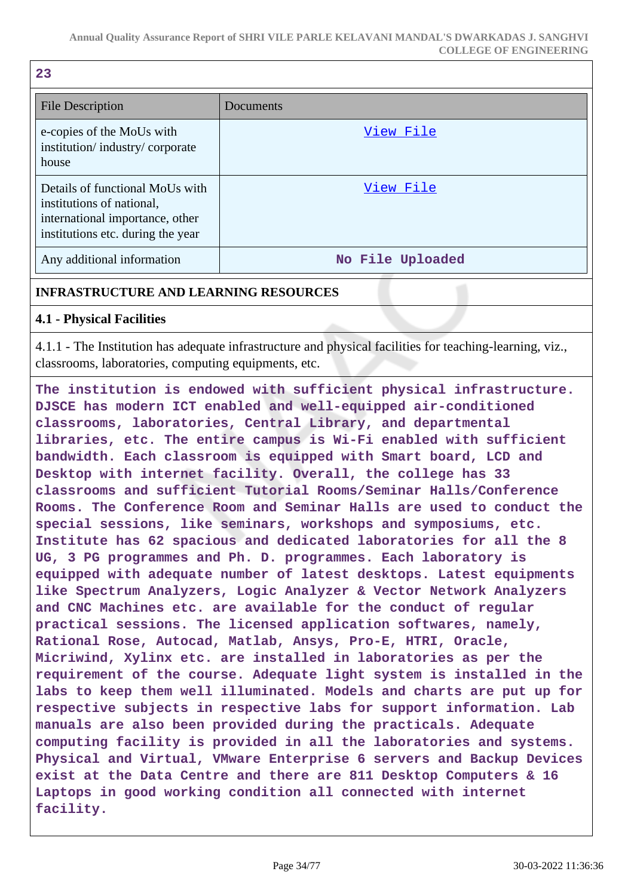23

| File Description | Documents |
|---|---|
| e-copies of the MoUs with institution/ industry/ corporate house | View File |
| Details of functional MoUs with institutions of national, international importance, other institutions etc. during the year | View File |
| Any additional information | No File Uploaded |

## INFRASTRUCTURE AND LEARNING RESOURCES

### 4.1 - Physical Facilities

4.1.1 - The Institution has adequate infrastructure and physical facilities for teaching-learning, viz., classrooms, laboratories, computing equipments, etc.

**The institution is endowed with sufficient physical infrastructure. DJSCE has modern ICT enabled and well-equipped air-conditioned classrooms, laboratories, Central Library, and departmental libraries, etc. The entire campus is Wi-Fi enabled with sufficient bandwidth. Each classroom is equipped with Smart board, LCD and Desktop with internet facility. Overall, the college has 33 classrooms and sufficient Tutorial Rooms/Seminar Halls/Conference Rooms. The Conference Room and Seminar Halls are used to conduct the special sessions, like seminars, workshops and symposiums, etc. Institute has 62 spacious and dedicated laboratories for all the 8 UG, 3 PG programmes and Ph. D. programmes. Each laboratory is equipped with adequate number of latest desktops. Latest equipments like Spectrum Analyzers, Logic Analyzer & Vector Network Analyzers and CNC Machines etc. are available for the conduct of regular practical sessions. The licensed application softwares, namely, Rational Rose, Autocad, Matlab, Ansys, Pro-E, HTRI, Oracle, Micriwind, Xylinx etc. are installed in laboratories as per the requirement of the course. Adequate light system is installed in the labs to keep them well illuminated. Models and charts are put up for respective subjects in respective labs for support information. Lab manuals are also been provided during the practicals. Adequate computing facility is provided in all the laboratories and systems. Physical and Virtual, VMware Enterprise 6 servers and Backup Devices exist at the Data Centre and there are 811 Desktop Computers & 16 Laptops in good working condition all connected with internet facility.**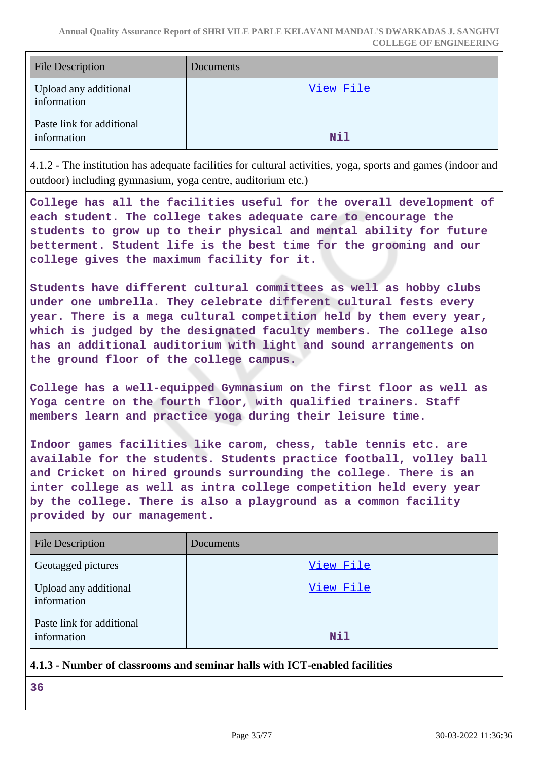| File Description | Documents |
|---|---|
| Upload any additional information | View File |
| Paste link for additional information | Nil |

4.1.2 - The institution has adequate facilities for cultural activities, yoga, sports and games (indoor and outdoor) including gymnasium, yoga centre, auditorium etc.)

**College has all the facilities useful for the overall development of each student. The college takes adequate care to encourage the students to grow up to their physical and mental ability for future betterment. Student life is the best time for the grooming and our college gives the maximum facility for it.**

**Students have different cultural committees as well as hobby clubs under one umbrella. They celebrate different cultural fests every year. There is a mega cultural competition held by them every year, which is judged by the designated faculty members. The college also has an additional auditorium with light and sound arrangements on the ground floor of the college campus.**

**College has a well-equipped Gymnasium on the first floor as well as Yoga centre on the fourth floor, with qualified trainers. Staff members learn and practice yoga during their leisure time.**

**Indoor games facilities like carom, chess, table tennis etc. are available for the students. Students practice football, volley ball and Cricket on hired grounds surrounding the college. There is an inter college as well as intra college competition held every year by the college. There is also a playground as a common facility provided by our management.**

| File Description | Documents |
|---|---|
| Geotagged pictures | View File |
| Upload any additional information | View File |
| Paste link for additional information | Nil |

**4.1.3 - Number of classrooms and seminar halls with ICT-enabled facilities**

**36**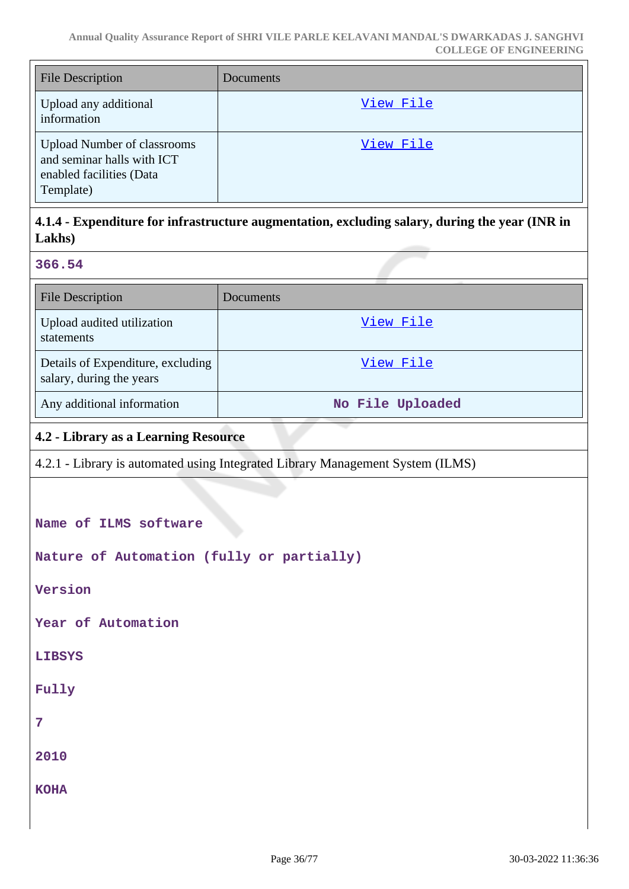| File Description | Documents |
|---|---|
| Upload any additional information | View File |
| Upload Number of classrooms and seminar halls with ICT enabled facilities (Data Template) | View File |

### 4.1.4 - Expenditure for infrastructure augmentation, excluding salary, during the year (INR in Lakhs)

**366.54**

| File Description | Documents |
|---|---|
| Upload audited utilization statements | View File |
| Details of Expenditure, excluding salary, during the years | View File |
| Any additional information | No File Uploaded |

### 4.2 - Library as a Learning Resource

4.2.1 - Library is automated using Integrated Library Management System (ILMS)

**Name of ILMS software**

**Nature of Automation (fully or partially)**

**Version**

**Year of Automation**

**LIBSYS**

**Fully**

**7**

**2010**

**KOHA**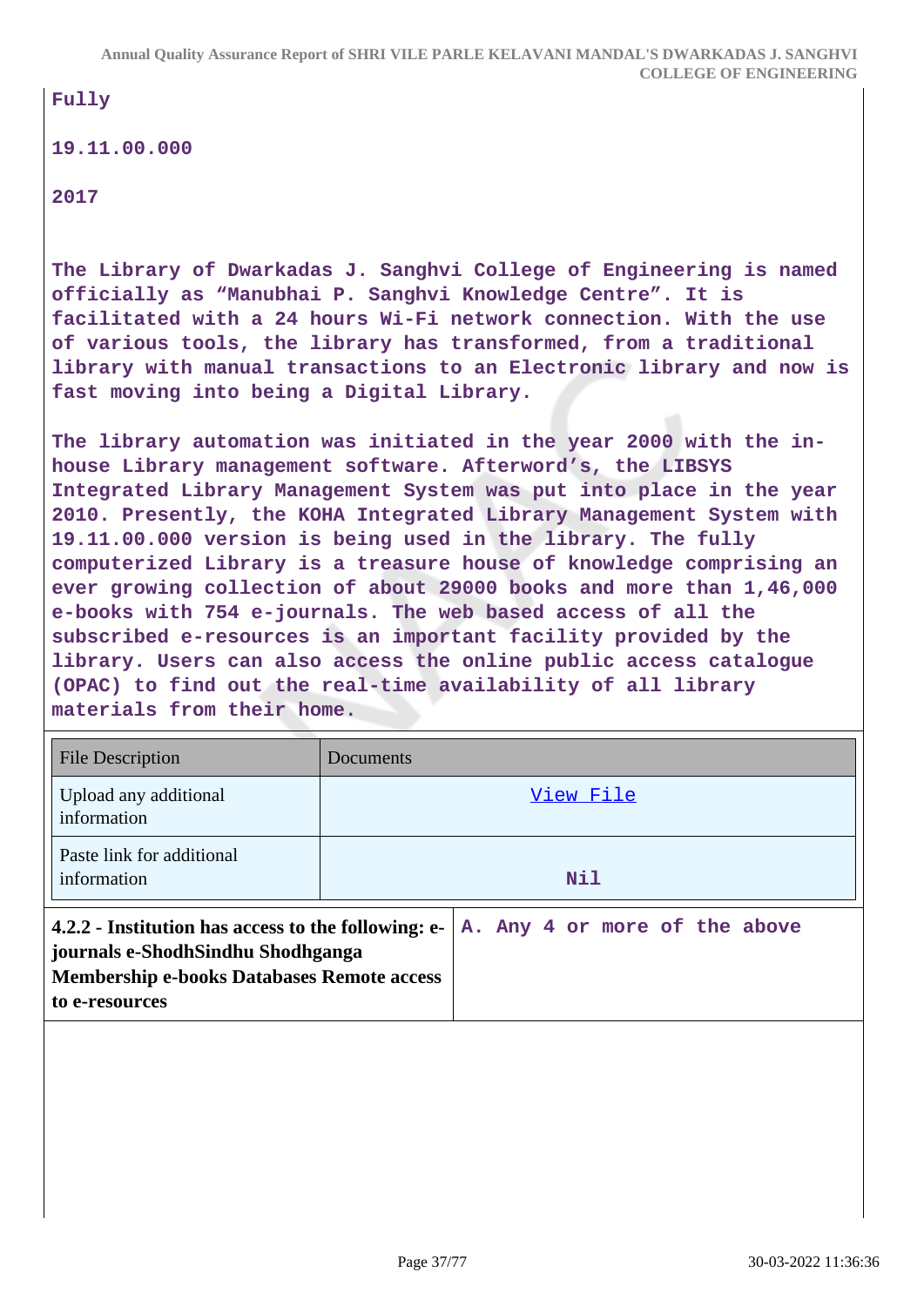Fully

19.11.00.000

2017

The Library of Dwarkadas J. Sanghvi College of Engineering is named officially as "Manubhai P. Sanghvi Knowledge Centre". It is facilitated with a 24 hours Wi-Fi network connection. With the use of various tools, the library has transformed, from a traditional library with manual transactions to an Electronic library and now is fast moving into being a Digital Library.

The library automation was initiated in the year 2000 with the in-house Library management software. Afterword's, the LIBSYS Integrated Library Management System was put into place in the year 2010. Presently, the KOHA Integrated Library Management System with 19.11.00.000 version is being used in the library. The fully computerized Library is a treasure house of knowledge comprising an ever growing collection of about 29000 books and more than 1,46,000 e-books with 754 e-journals. The web based access of all the subscribed e-resources is an important facility provided by the library. Users can also access the online public access catalogue (OPAC) to find out the real-time availability of all library materials from their home.

| File Description | Documents |
|---|---|
| Upload any additional information | View File |
| Paste link for additional information | Nil |

| **4.2.2 - Institution has access to the following: e-journals e-ShodhSindhu Shodhganga Membership e-books Databases Remote access to e-resources** | A. Any 4 or more of the above |
|---|---|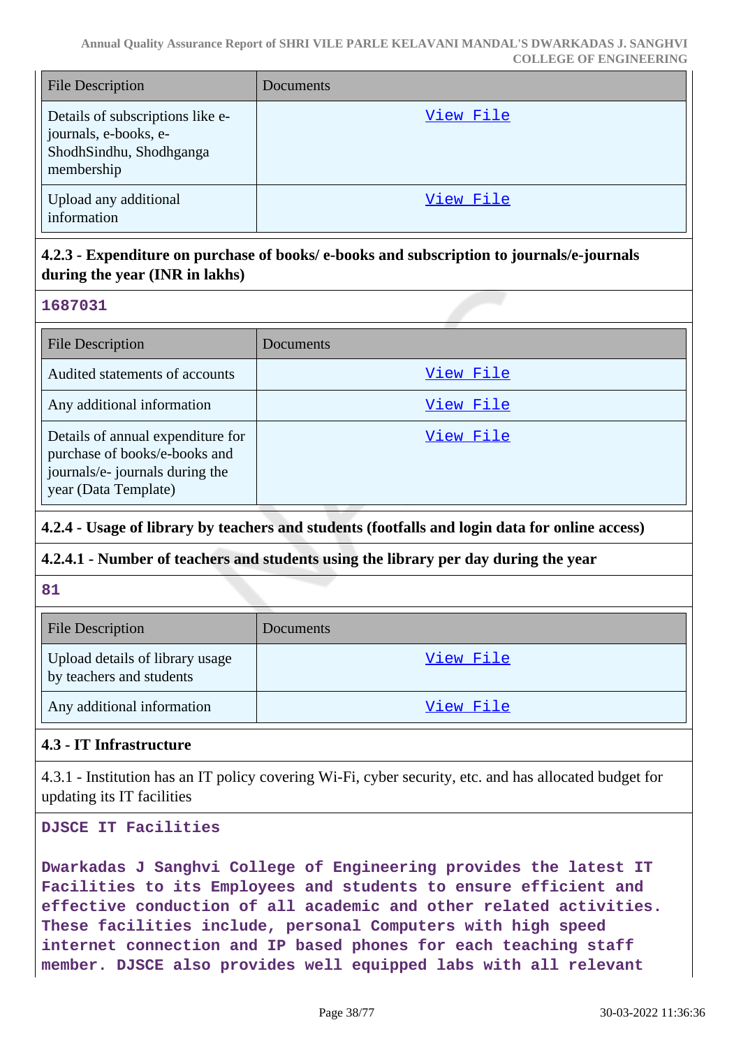| File Description | Documents |
|---|---|
| Details of subscriptions like e-journals, e-books, e-ShodhSindhu, Shodhganga membership | View File |
| Upload any additional information | View File |

**4.2.3 - Expenditure on purchase of books/ e-books and subscription to journals/e-journals during the year (INR in lakhs)**

**1687031**

| File Description | Documents |
|---|---|
| Audited statements of accounts | View File |
| Any additional information | View File |
| Details of annual expenditure for purchase of books/e-books and journals/e- journals during the year (Data Template) | View File |

**4.2.4 - Usage of library by teachers and students (footfalls and login data for online access)**

**4.2.4.1 - Number of teachers and students using the library per day during the year**

**81**

| File Description | Documents |
|---|---|
| Upload details of library usage by teachers and students | View File |
| Any additional information | View File |

**4.3 - IT Infrastructure**

4.3.1 - Institution has an IT policy covering Wi-Fi, cyber security, etc. and has allocated budget for updating its IT facilities

**DJSCE IT Facilities**

**Dwarkadas J Sanghvi College of Engineering provides the latest IT Facilities to its Employees and students to ensure efficient and effective conduction of all academic and other related activities. These facilities include, personal Computers with high speed internet connection and IP based phones for each teaching staff member. DJSCE also provides well equipped labs with all relevant**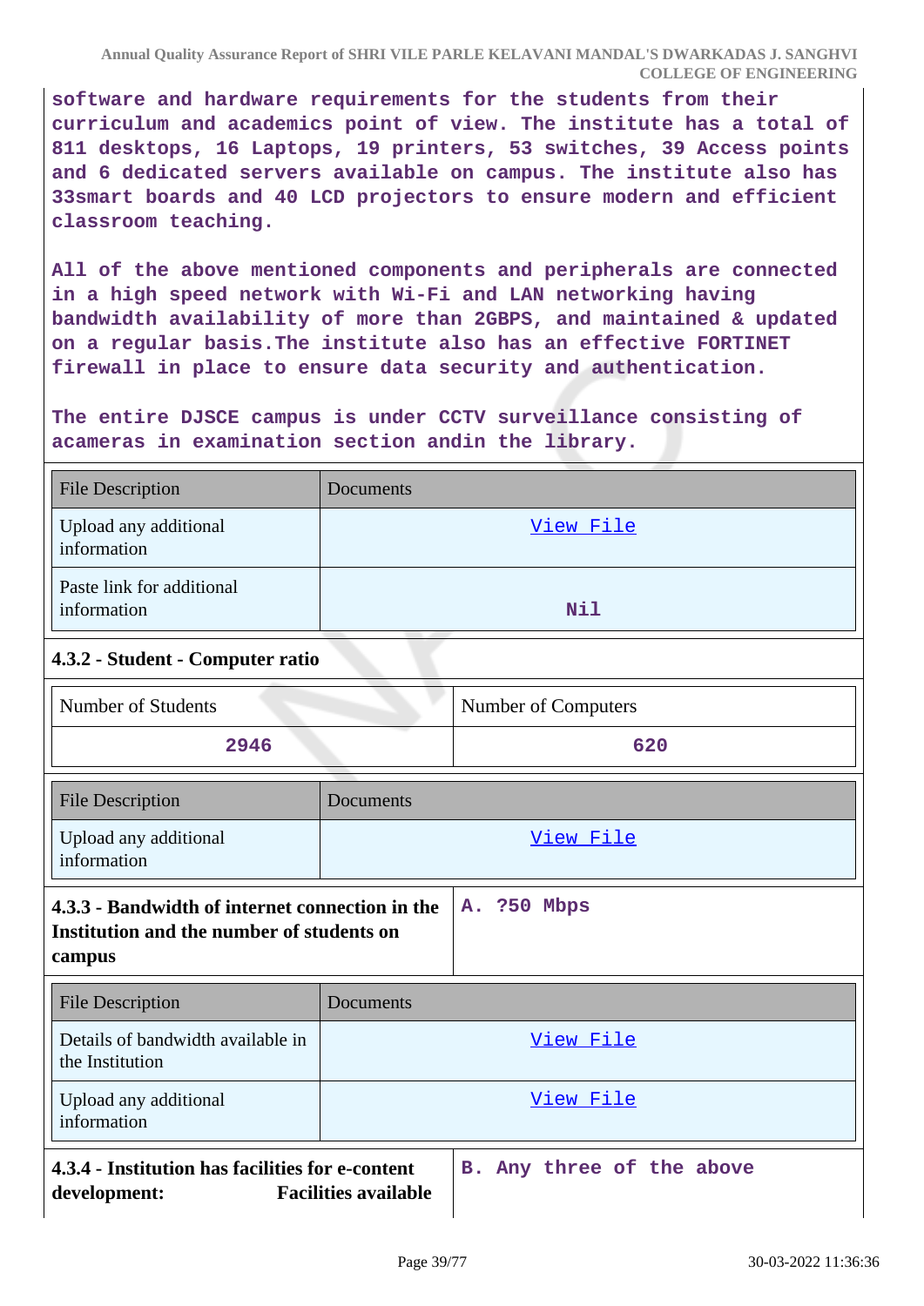**software and hardware requirements for the students from their curriculum and academics point of view. The institute has a total of 811 desktops, 16 Laptops, 19 printers, 53 switches, 39 Access points and 6 dedicated servers available on campus. The institute also has 33smart boards and 40 LCD projectors to ensure modern and efficient classroom teaching.**

**All of the above mentioned components and peripherals are connected in a high speed network with Wi-Fi and LAN networking having bandwidth availability of more than 2GBPS, and maintained & updated on a regular basis.The institute also has an effective FORTINET firewall in place to ensure data security and authentication.**

**The entire DJSCE campus is under CCTV surveillance consisting of acameras in examination section andin the library.**

| File Description | Documents |
|---|---|
| Upload any additional information | View File |
| Paste link for additional information | **Nil** |

### 4.3.2 - Student - Computer ratio

| Number of Students | Number of Computers |
|---|---|
| **2946** | **620** |

| File Description | Documents |
|---|---|
| Upload any additional information | View File |

| **4.3.3 - Bandwidth of internet connection in the Institution and the number of students on campus** | **A. ?50 Mbps** |
|---|---|

| File Description | Documents |
|---|---|
| Details of bandwidth available in the Institution | View File |
| Upload any additional information | View File |

| **4.3.4 - Institution has facilities for e-content development: Facilities available** | **B. Any three of the above** |
|---|---|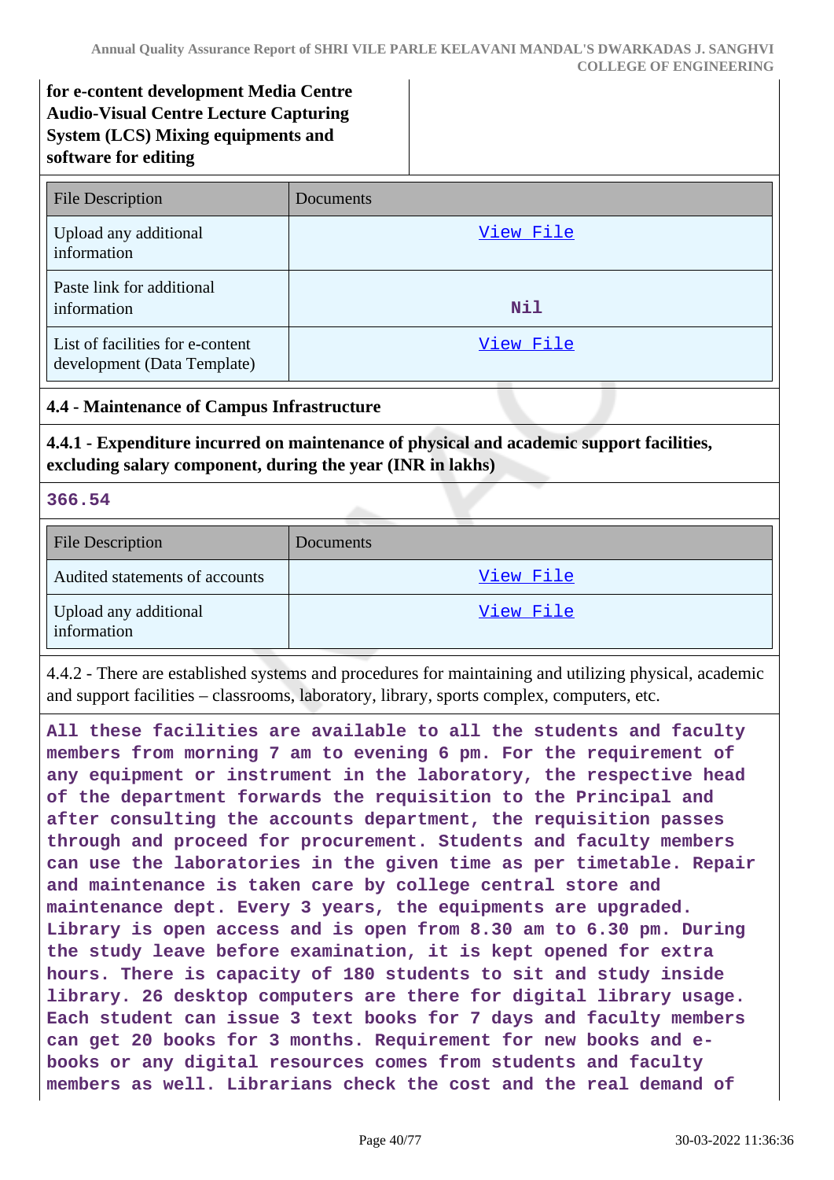**for e-content development Media Centre Audio-Visual Centre Lecture Capturing System (LCS) Mixing equipments and software for editing**

| File Description | Documents |
|---|---|
| Upload any additional information | View File |
| Paste link for additional information | Nil |
| List of facilities for e-content development (Data Template) | View File |

### 4.4 - Maintenance of Campus Infrastructure

**4.4.1 - Expenditure incurred on maintenance of physical and academic support facilities, excluding salary component, during the year (INR in lakhs)**

**366.54**

| File Description | Documents |
|---|---|
| Audited statements of accounts | View File |
| Upload any additional information | View File |

4.4.2 - There are established systems and procedures for maintaining and utilizing physical, academic and support facilities – classrooms, laboratory, library, sports complex, computers, etc.

**All these facilities are available to all the students and faculty members from morning 7 am to evening 6 pm. For the requirement of any equipment or instrument in the laboratory, the respective head of the department forwards the requisition to the Principal and after consulting the accounts department, the requisition passes through and proceed for procurement. Students and faculty members can use the laboratories in the given time as per timetable. Repair and maintenance is taken care by college central store and maintenance dept. Every 3 years, the equipments are upgraded. Library is open access and is open from 8.30 am to 6.30 pm. During the study leave before examination, it is kept opened for extra hours. There is capacity of 180 students to sit and study inside library. 26 desktop computers are there for digital library usage. Each student can issue 3 text books for 7 days and faculty members can get 20 books for 3 months. Requirement for new books and e-books or any digital resources comes from students and faculty members as well. Librarians check the cost and the real demand of**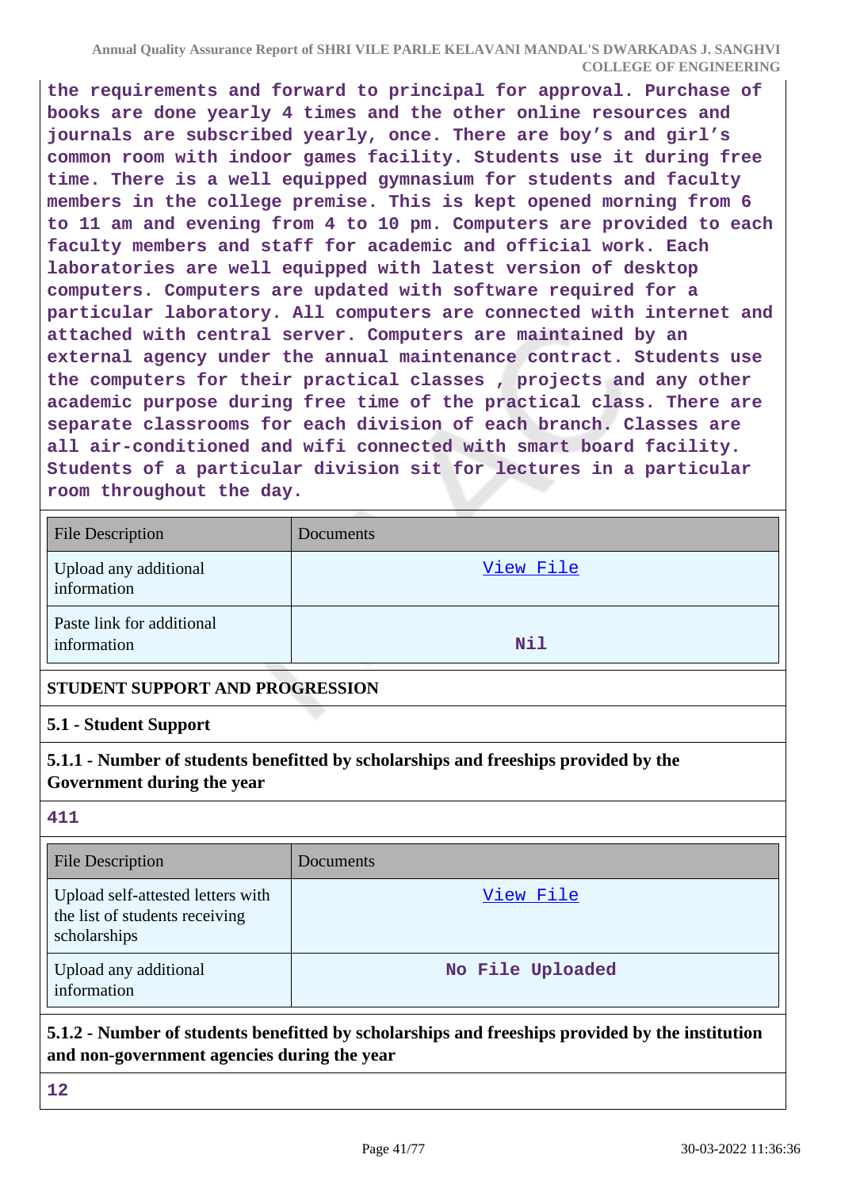the requirements and forward to principal for approval. Purchase of books are done yearly 4 times and the other online resources and journals are subscribed yearly, once. There are boy's and girl's common room with indoor games facility. Students use it during free time. There is a well equipped gymnasium for students and faculty members in the college premise. This is kept opened morning from 6 to 11 am and evening from 4 to 10 pm. Computers are provided to each faculty members and staff for academic and official work. Each laboratories are well equipped with latest version of desktop computers. Computers are updated with software required for a particular laboratory. All computers are connected with internet and attached with central server. Computers are maintained by an external agency under the annual maintenance contract. Students use the computers for their practical classes , projects and any other academic purpose during free time of the practical class. There are separate classrooms for each division of each branch. Classes are all air-conditioned and wifi connected with smart board facility. Students of a particular division sit for lectures in a particular room throughout the day.

| File Description | Documents |
|---|---|
| Upload any additional information | View File |
| Paste link for additional information | Nil |

## STUDENT SUPPORT AND PROGRESSION

### 5.1 - Student Support

### 5.1.1 - Number of students benefitted by scholarships and freeships provided by the Government during the year

411

| File Description | Documents |
|---|---|
| Upload self-attested letters with the list of students receiving scholarships | View File |
| Upload any additional information | No File Uploaded |

### 5.1.2 - Number of students benefitted by scholarships and freeships provided by the institution and non-government agencies during the year

12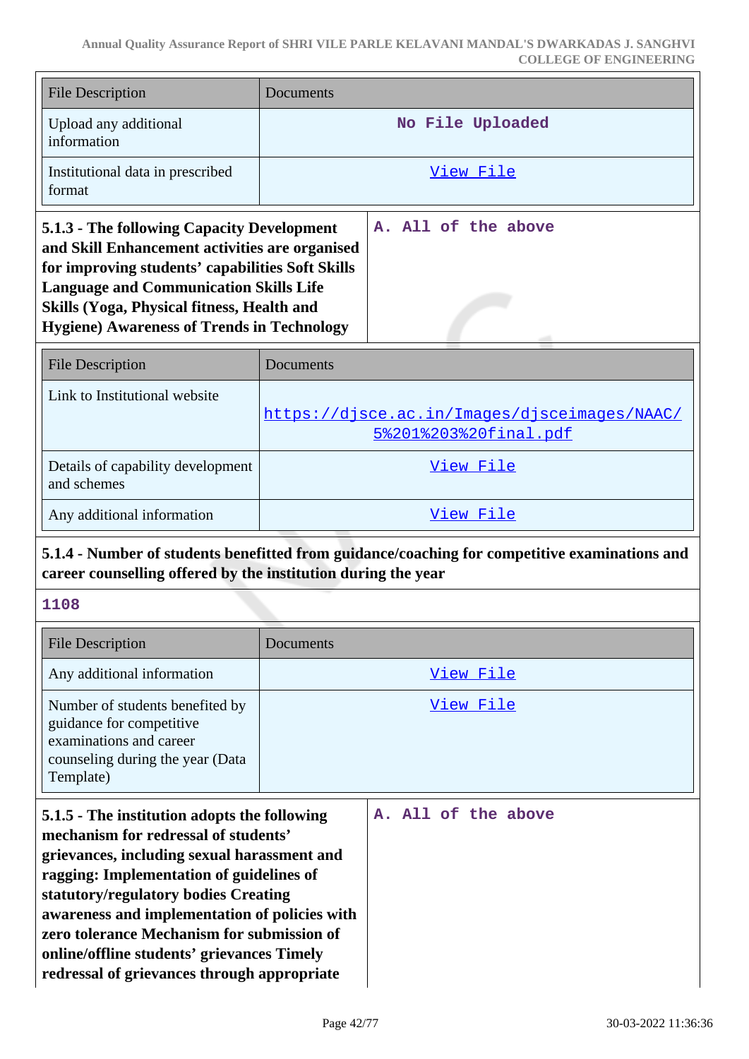| File Description | Documents |
| --- | --- |
| Upload any additional information | No File Uploaded |
| Institutional data in prescribed format | View File |

| **5.1.3 - The following Capacity Development and Skill Enhancement activities are organised for improving students' capabilities Soft Skills Language and Communication Skills Life Skills (Yoga, Physical fitness, Health and Hygiene) Awareness of Trends in Technology** | A. All of the above |
| --- | --- |

| File Description | Documents |
| --- | --- |
| Link to Institutional website | https://djsce.ac.in/Images/djsceimages/NAAC/5%201%203%20final.pdf |
| Details of capability development and schemes | View File |
| Any additional information | View File |

**5.1.4 - Number of students benefitted from guidance/coaching for competitive examinations and career counselling offered by the institution during the year**

1108

| File Description | Documents |
| --- | --- |
| Any additional information | View File |
| Number of students benefited by guidance for competitive examinations and career counseling during the year (Data Template) | View File |

| **5.1.5 - The institution adopts the following mechanism for redressal of students' grievances, including sexual harassment and ragging: Implementation of guidelines of statutory/regulatory bodies Creating awareness and implementation of policies with zero tolerance Mechanism for submission of online/offline students' grievances Timely redressal of grievances through appropriate** | A. All of the above |
| --- | --- |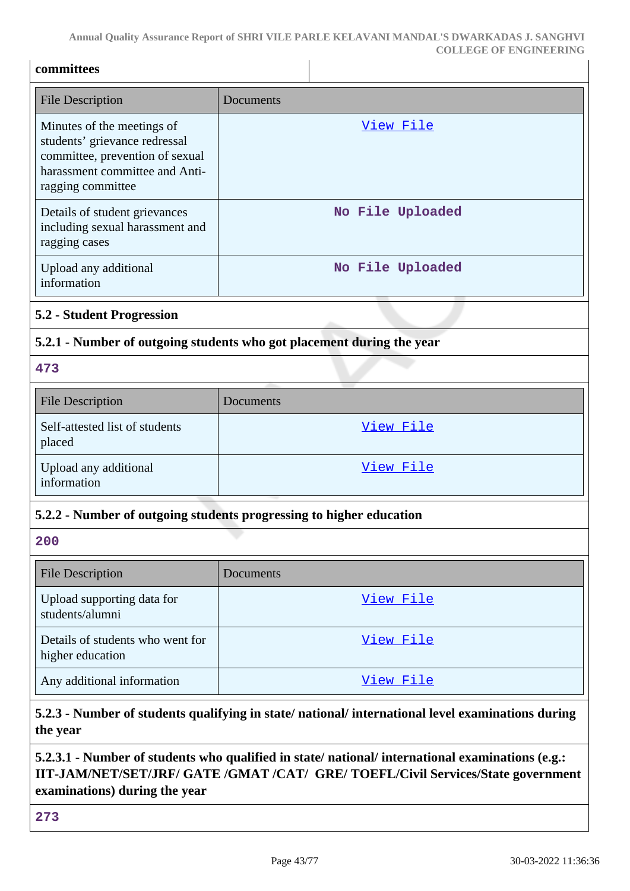**committees**

| File Description | Documents |
|---|---|
| Minutes of the meetings of students' grievance redressal committee, prevention of sexual harassment committee and Anti-ragging committee | View File |
| Details of student grievances including sexual harassment and ragging cases | No File Uploaded |
| Upload any additional information | No File Uploaded |

### 5.2 - Student Progression

#### 5.2.1 - Number of outgoing students who got placement during the year

**473**

| File Description | Documents |
|---|---|
| Self-attested list of students placed | View File |
| Upload any additional information | View File |

#### 5.2.2 - Number of outgoing students progressing to higher education

**200**

| File Description | Documents |
|---|---|
| Upload supporting data for students/alumni | View File |
| Details of students who went for higher education | View File |
| Any additional information | View File |

#### 5.2.3 - Number of students qualifying in state/ national/ international level examinations during the year

#### 5.2.3.1 - Number of students who qualified in state/ national/ international examinations (e.g.: IIT-JAM/NET/SET/JRF/ GATE /GMAT /CAT/ GRE/ TOEFL/Civil Services/State government examinations) during the year

**273**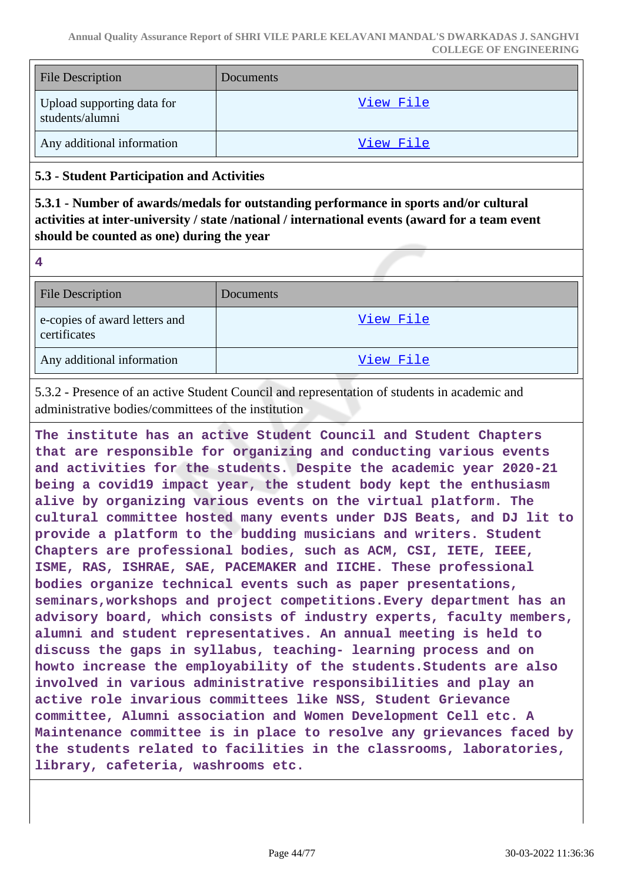| File Description | Documents |
|---|---|
| Upload supporting data for students/alumni | View File |
| Any additional information | View File |

### 5.3 - Student Participation and Activities

**5.3.1 - Number of awards/medals for outstanding performance in sports and/or cultural activities at inter-university / state /national / international events (award for a team event should be counted as one) during the year**

**4**

| File Description | Documents |
|---|---|
| e-copies of award letters and certificates | View File |
| Any additional information | View File |

5.3.2 - Presence of an active Student Council and representation of students in academic and administrative bodies/committees of the institution

**The institute has an active Student Council and Student Chapters that are responsible for organizing and conducting various events and activities for the students. Despite the academic year 2020-21 being a covid19 impact year, the student body kept the enthusiasm alive by organizing various events on the virtual platform. The cultural committee hosted many events under DJS Beats, and DJ lit to provide a platform to the budding musicians and writers. Student Chapters are professional bodies, such as ACM, CSI, IETE, IEEE, ISME, RAS, ISHRAE, SAE, PACEMAKER and IICHE. These professional bodies organize technical events such as paper presentations, seminars,workshops and project competitions.Every department has an advisory board, which consists of industry experts, faculty members, alumni and student representatives. An annual meeting is held to discuss the gaps in syllabus, teaching- learning process and on howto increase the employability of the students.Students are also involved in various administrative responsibilities and play an active role invarious committees like NSS, Student Grievance committee, Alumni association and Women Development Cell etc. A Maintenance committee is in place to resolve any grievances faced by the students related to facilities in the classrooms, laboratories, library, cafeteria, washrooms etc.**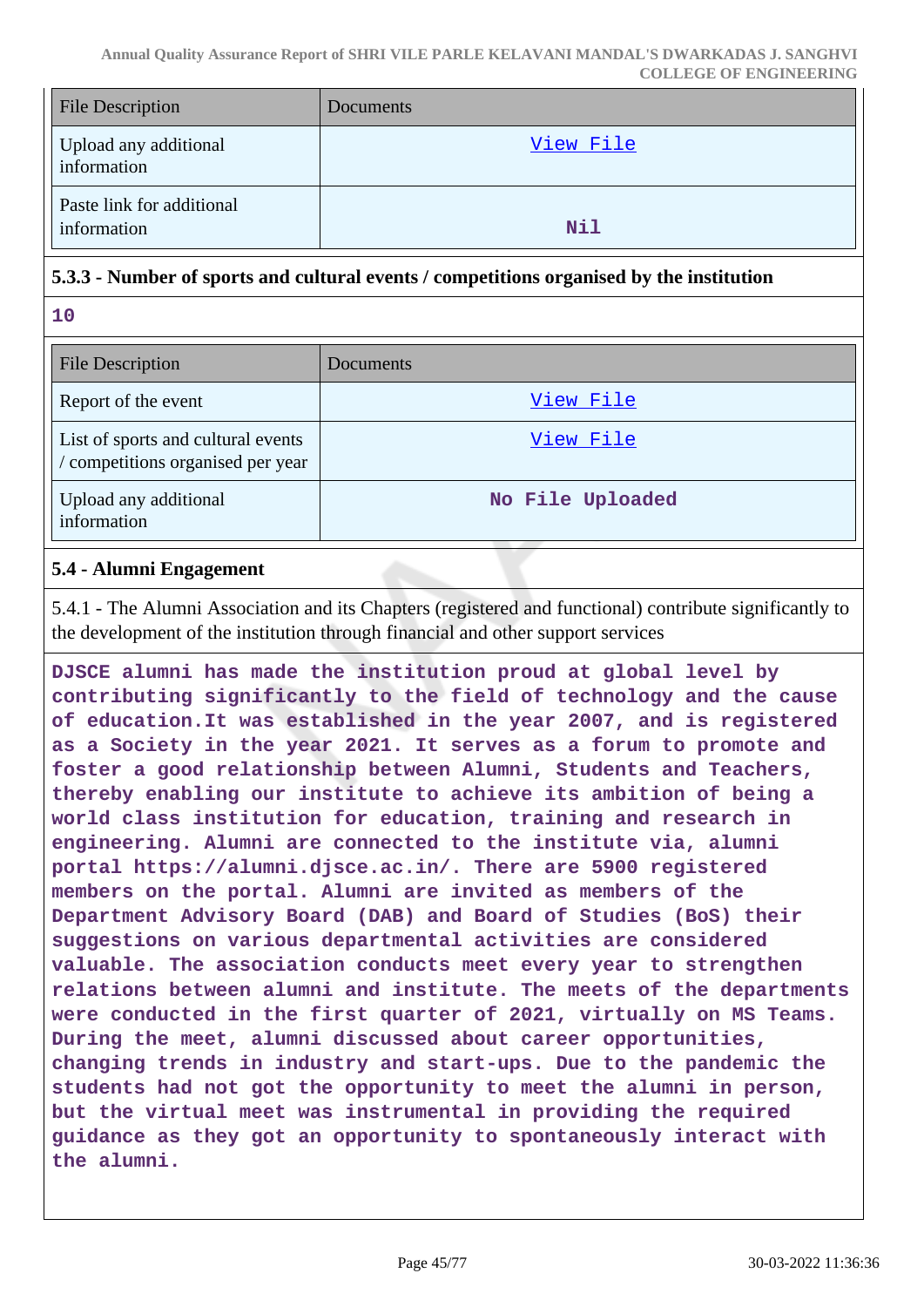| File Description | Documents |
|---|---|
| Upload any additional information | View File |
| Paste link for additional information | Nil |

### 5.3.3 - Number of sports and cultural events / competitions organised by the institution

**10**

| File Description | Documents |
|---|---|
| Report of the event | View File |
| List of sports and cultural events / competitions organised per year | View File |
| Upload any additional information | No File Uploaded |

### 5.4 - Alumni Engagement

5.4.1 - The Alumni Association and its Chapters (registered and functional) contribute significantly to the development of the institution through financial and other support services

**DJSCE alumni has made the institution proud at global level by contributing significantly to the field of technology and the cause of education.It was established in the year 2007, and is registered as a Society in the year 2021. It serves as a forum to promote and foster a good relationship between Alumni, Students and Teachers, thereby enabling our institute to achieve its ambition of being a world class institution for education, training and research in engineering. Alumni are connected to the institute via, alumni portal https://alumni.djsce.ac.in/. There are 5900 registered members on the portal. Alumni are invited as members of the Department Advisory Board (DAB) and Board of Studies (BoS) their suggestions on various departmental activities are considered valuable. The association conducts meet every year to strengthen relations between alumni and institute. The meets of the departments were conducted in the first quarter of 2021, virtually on MS Teams. During the meet, alumni discussed about career opportunities, changing trends in industry and start-ups. Due to the pandemic the students had not got the opportunity to meet the alumni in person, but the virtual meet was instrumental in providing the required guidance as they got an opportunity to spontaneously interact with the alumni.**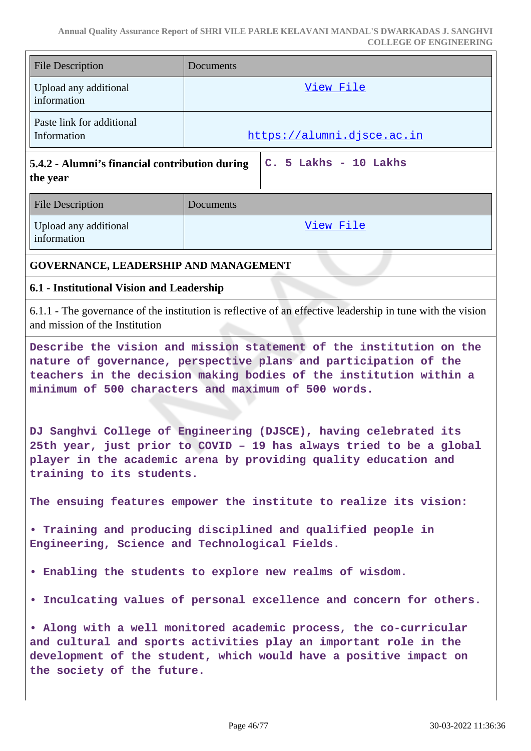| File Description | Documents |
|---|---|
| Upload any additional information | View File |
| Paste link for additional Information | https://alumni.djsce.ac.in |

| **5.4.2 - Alumni's financial contribution during the year** | **C. 5 Lakhs - 10 Lakhs** |
|---|---|

| File Description | Documents |
|---|---|
| Upload any additional information | View File |

## GOVERNANCE, LEADERSHIP AND MANAGEMENT

### 6.1 - Institutional Vision and Leadership

6.1.1 - The governance of the institution is reflective of an effective leadership in tune with the vision and mission of the Institution

**Describe the vision and mission statement of the institution on the nature of governance, perspective plans and participation of the teachers in the decision making bodies of the institution within a minimum of 500 characters and maximum of 500 words.**

DJ Sanghvi College of Engineering (DJSCE), having celebrated its 25th year, just prior to COVID – 19 has always tried to be a global player in the academic arena by providing quality education and training to its students.

The ensuing features empower the institute to realize its vision:

- Training and producing disciplined and qualified people in Engineering, Science and Technological Fields.
- Enabling the students to explore new realms of wisdom.
- Inculcating values of personal excellence and concern for others.
- Along with a well monitored academic process, the co-curricular and cultural and sports activities play an important role in the development of the student, which would have a positive impact on the society of the future.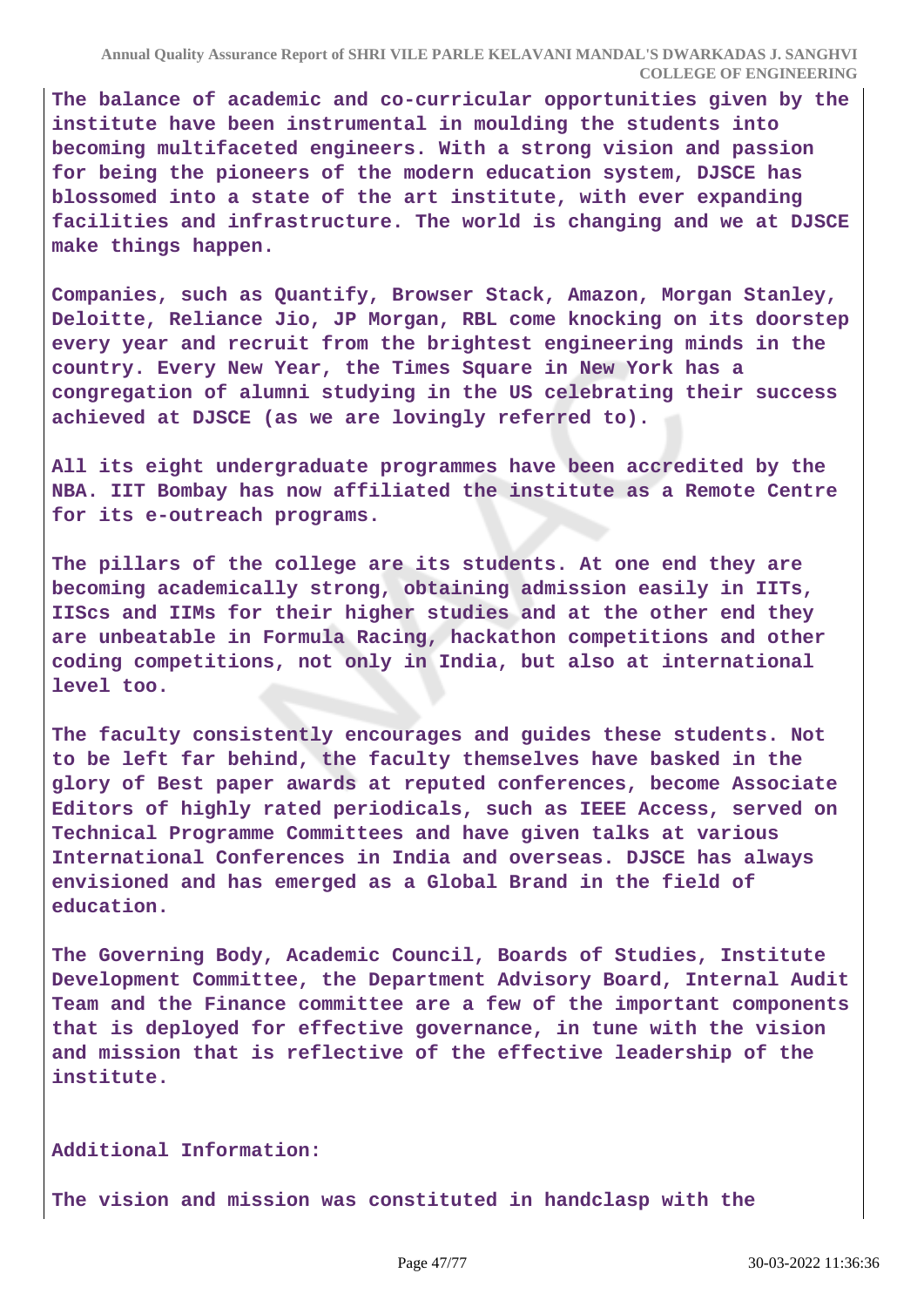**The balance of academic and co-curricular opportunities given by the institute have been instrumental in moulding the students into becoming multifaceted engineers. With a strong vision and passion for being the pioneers of the modern education system, DJSCE has blossomed into a state of the art institute, with ever expanding facilities and infrastructure. The world is changing and we at DJSCE make things happen.**

**Companies, such as Quantify, Browser Stack, Amazon, Morgan Stanley, Deloitte, Reliance Jio, JP Morgan, RBL come knocking on its doorstep every year and recruit from the brightest engineering minds in the country. Every New Year, the Times Square in New York has a congregation of alumni studying in the US celebrating their success achieved at DJSCE (as we are lovingly referred to).**

**All its eight undergraduate programmes have been accredited by the NBA. IIT Bombay has now affiliated the institute as a Remote Centre for its e-outreach programs.**

**The pillars of the college are its students. At one end they are becoming academically strong, obtaining admission easily in IITs, IIScs and IIMs for their higher studies and at the other end they are unbeatable in Formula Racing, hackathon competitions and other coding competitions, not only in India, but also at international level too.**

**The faculty consistently encourages and guides these students. Not to be left far behind, the faculty themselves have basked in the glory of Best paper awards at reputed conferences, become Associate Editors of highly rated periodicals, such as IEEE Access, served on Technical Programme Committees and have given talks at various International Conferences in India and overseas. DJSCE has always envisioned and has emerged as a Global Brand in the field of education.**

**The Governing Body, Academic Council, Boards of Studies, Institute Development Committee, the Department Advisory Board, Internal Audit Team and the Finance committee are a few of the important components that is deployed for effective governance, in tune with the vision and mission that is reflective of the effective leadership of the institute.**

**Additional Information:**

**The vision and mission was constituted in handclasp with the**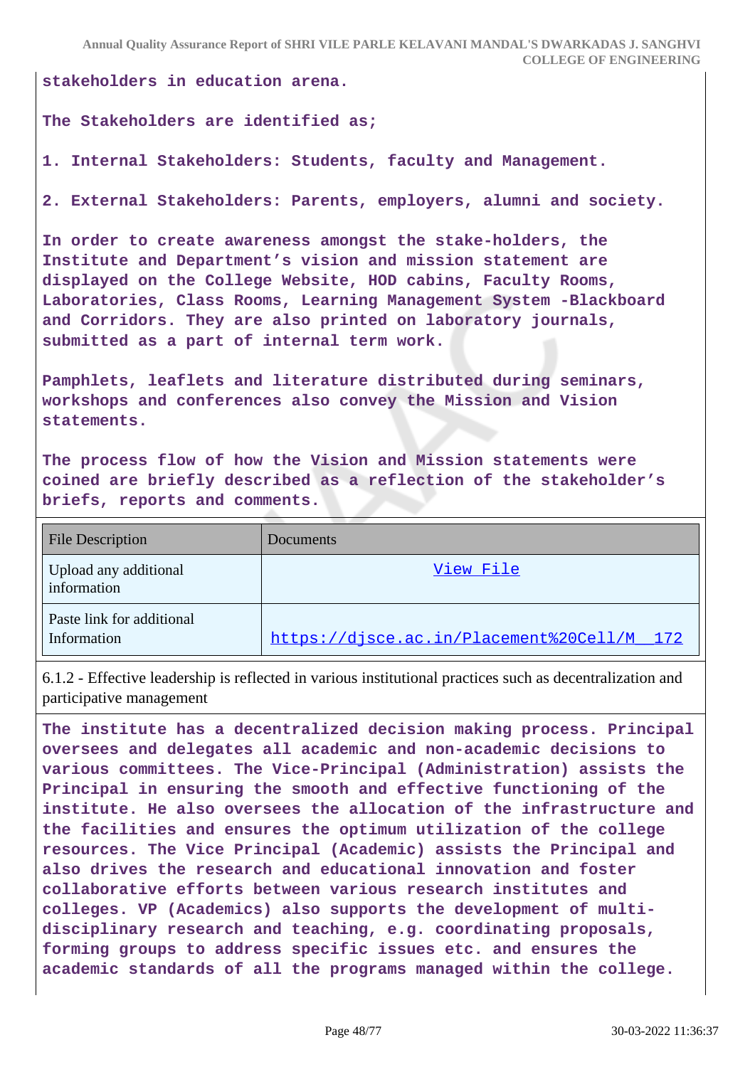**stakeholders in education arena.**

**The Stakeholders are identified as;**

**1. Internal Stakeholders: Students, faculty and Management.**

**2. External Stakeholders: Parents, employers, alumni and society.**

**In order to create awareness amongst the stake-holders, the Institute and Department's vision and mission statement are displayed on the College Website, HOD cabins, Faculty Rooms, Laboratories, Class Rooms, Learning Management System -Blackboard and Corridors. They are also printed on laboratory journals, submitted as a part of internal term work.**

**Pamphlets, leaflets and literature distributed during seminars, workshops and conferences also convey the Mission and Vision statements.**

**The process flow of how the Vision and Mission statements were coined are briefly described as a reflection of the stakeholder's briefs, reports and comments.**

| File Description | Documents |
|---|---|
| Upload any additional information | View File |
| Paste link for additional Information | https://djsce.ac.in/Placement%20Cell/M__172 |

6.1.2 - Effective leadership is reflected in various institutional practices such as decentralization and participative management

**The institute has a decentralized decision making process. Principal oversees and delegates all academic and non-academic decisions to various committees. The Vice-Principal (Administration) assists the Principal in ensuring the smooth and effective functioning of the institute. He also oversees the allocation of the infrastructure and the facilities and ensures the optimum utilization of the college resources. The Vice Principal (Academic) assists the Principal and also drives the research and educational innovation and foster collaborative efforts between various research institutes and colleges. VP (Academics) also supports the development of multi-disciplinary research and teaching, e.g. coordinating proposals, forming groups to address specific issues etc. and ensures the academic standards of all the programs managed within the college.**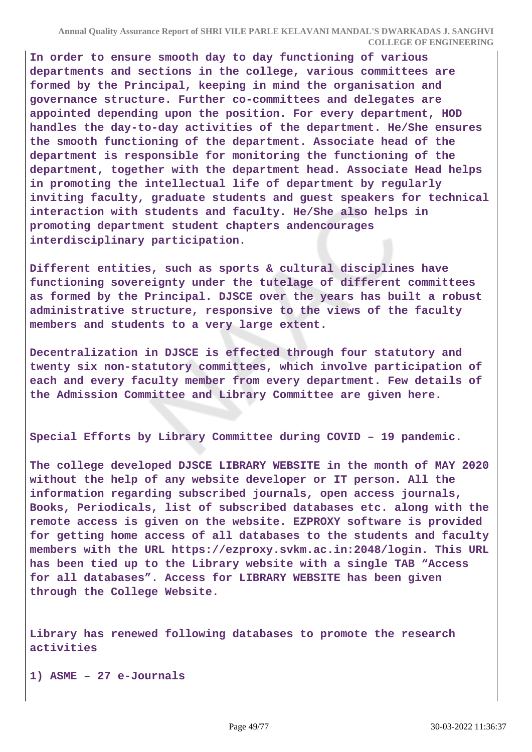In order to ensure smooth day to day functioning of various departments and sections in the college, various committees are formed by the Principal, keeping in mind the organisation and governance structure. Further co-committees and delegates are appointed depending upon the position. For every department, HOD handles the day-to-day activities of the department. He/She ensures the smooth functioning of the department. Associate head of the department is responsible for monitoring the functioning of the department, together with the department head. Associate Head helps in promoting the intellectual life of department by regularly inviting faculty, graduate students and guest speakers for technical interaction with students and faculty. He/She also helps in promoting department student chapters andencourages interdisciplinary participation.

Different entities, such as sports & cultural disciplines have functioning sovereignty under the tutelage of different committees as formed by the Principal. DJSCE over the years has built a robust administrative structure, responsive to the views of the faculty members and students to a very large extent.

Decentralization in DJSCE is effected through four statutory and twenty six non-statutory committees, which involve participation of each and every faculty member from every department. Few details of the Admission Committee and Library Committee are given here.

Special Efforts by Library Committee during COVID – 19 pandemic.

The college developed DJSCE LIBRARY WEBSITE in the month of MAY 2020 without the help of any website developer or IT person. All the information regarding subscribed journals, open access journals, Books, Periodicals, list of subscribed databases etc. along with the remote access is given on the website. EZPROXY software is provided for getting home access of all databases to the students and faculty members with the URL https://ezproxy.svkm.ac.in:2048/login. This URL has been tied up to the Library website with a single TAB “Access for all databases”. Access for LIBRARY WEBSITE has been given through the College Website.

Library has renewed following databases to promote the research activities

1) ASME – 27 e-Journals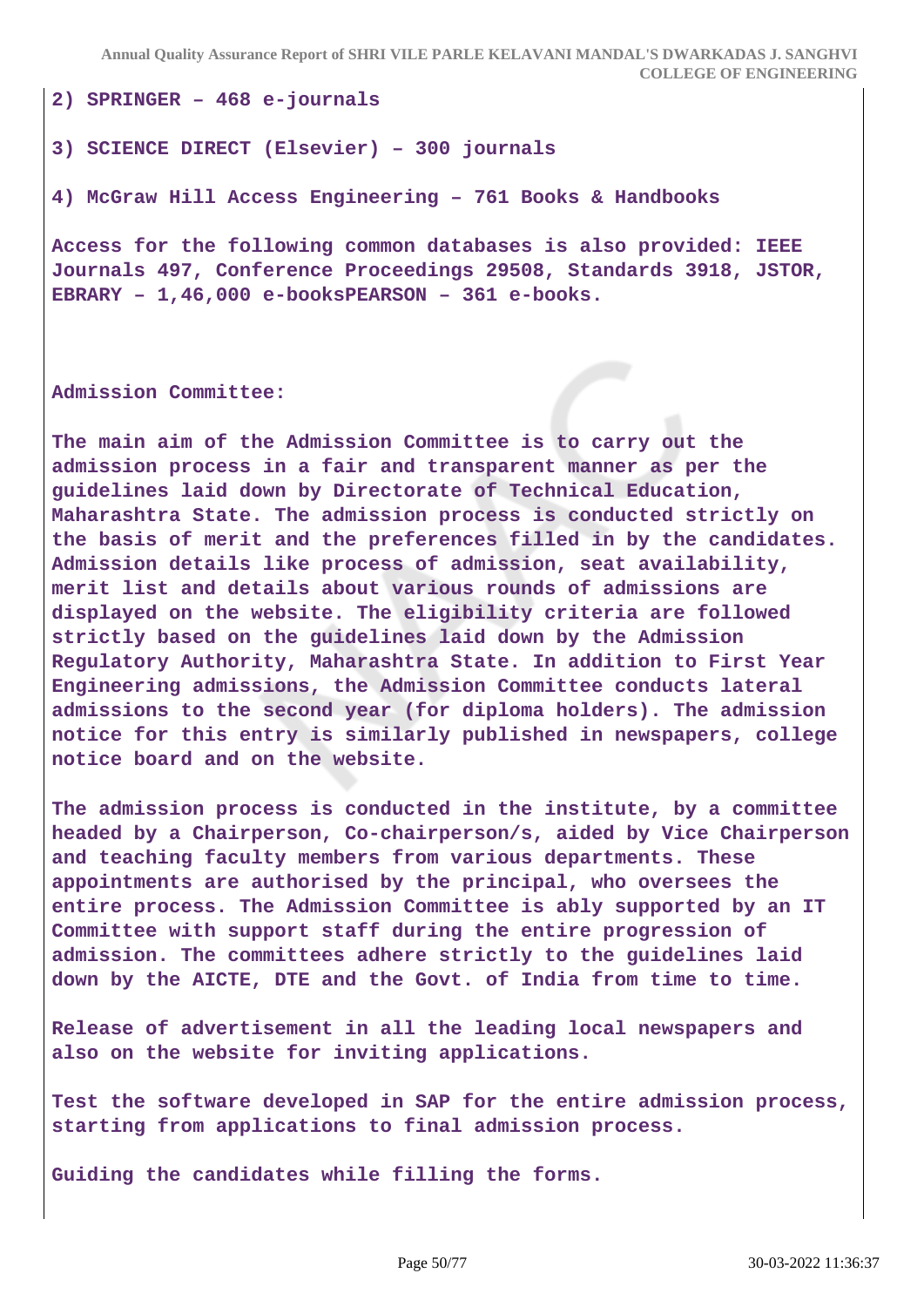**2) SPRINGER – 468 e-journals**

**3) SCIENCE DIRECT (Elsevier) – 300 journals**

**4) McGraw Hill Access Engineering – 761 Books & Handbooks**

**Access for the following common databases is also provided: IEEE Journals 497, Conference Proceedings 29508, Standards 3918, JSTOR, EBRARY – 1,46,000 e-booksPEARSON – 361 e-books.**

**Admission Committee:**

**The main aim of the Admission Committee is to carry out the admission process in a fair and transparent manner as per the guidelines laid down by Directorate of Technical Education, Maharashtra State. The admission process is conducted strictly on the basis of merit and the preferences filled in by the candidates. Admission details like process of admission, seat availability, merit list and details about various rounds of admissions are displayed on the website. The eligibility criteria are followed strictly based on the guidelines laid down by the Admission Regulatory Authority, Maharashtra State. In addition to First Year Engineering admissions, the Admission Committee conducts lateral admissions to the second year (for diploma holders). The admission notice for this entry is similarly published in newspapers, college notice board and on the website.**

**The admission process is conducted in the institute, by a committee headed by a Chairperson, Co-chairperson/s, aided by Vice Chairperson and teaching faculty members from various departments. These appointments are authorised by the principal, who oversees the entire process. The Admission Committee is ably supported by an IT Committee with support staff during the entire progression of admission. The committees adhere strictly to the guidelines laid down by the AICTE, DTE and the Govt. of India from time to time.**

**Release of advertisement in all the leading local newspapers and also on the website for inviting applications.**

**Test the software developed in SAP for the entire admission process, starting from applications to final admission process.**

**Guiding the candidates while filling the forms.**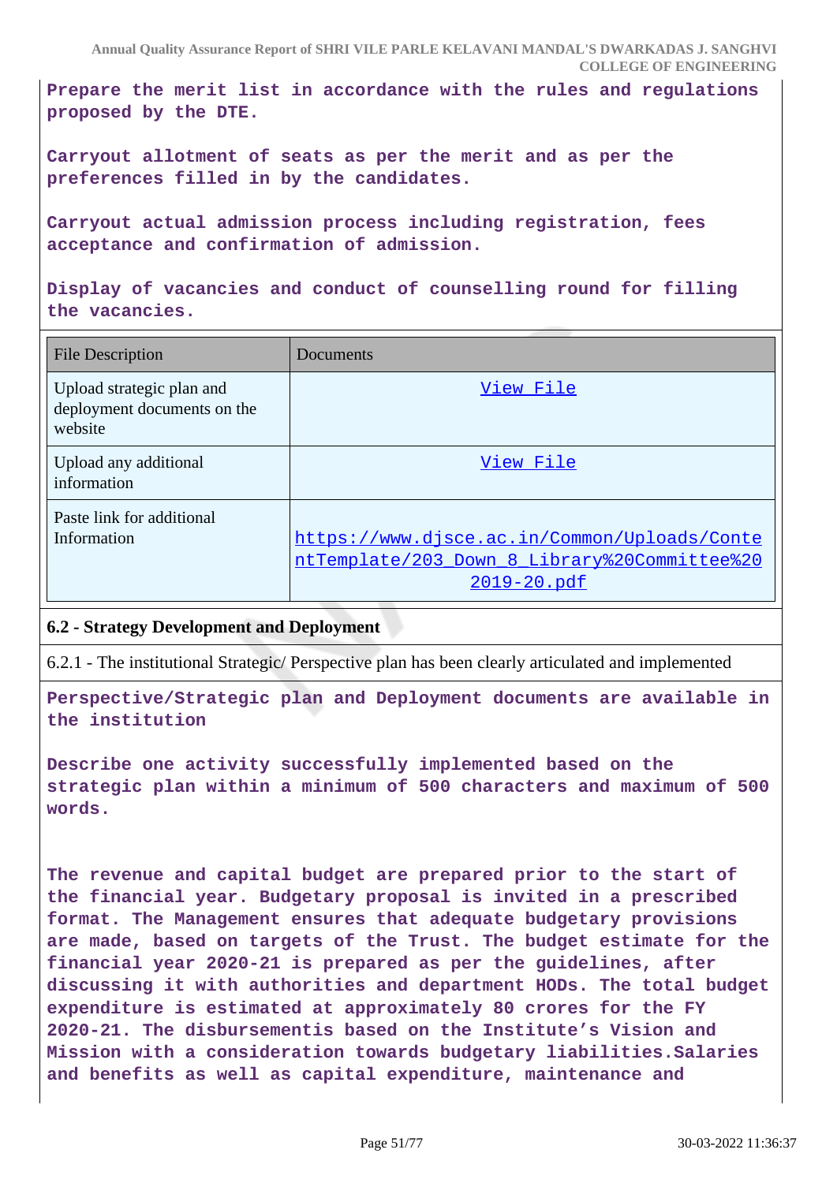**Prepare the merit list in accordance with the rules and regulations proposed by the DTE.**

**Carryout allotment of seats as per the merit and as per the preferences filled in by the candidates.**

**Carryout actual admission process including registration, fees acceptance and confirmation of admission.**

**Display of vacancies and conduct of counselling round for filling the vacancies.**

| File Description | Documents |
|---|---|
| Upload strategic plan and deployment documents on the website | View File |
| Upload any additional information | View File |
| Paste link for additional Information | https://www.djsce.ac.in/Common/Uploads/ContentTemplate/203_Down_8_Library%20Committee%202019-20.pdf |

### 6.2 - Strategy Development and Deployment

6.2.1 - The institutional Strategic/ Perspective plan has been clearly articulated and implemented

**Perspective/Strategic plan and Deployment documents are available in the institution**

**Describe one activity successfully implemented based on the strategic plan within a minimum of 500 characters and maximum of 500 words.**

**The revenue and capital budget are prepared prior to the start of the financial year. Budgetary proposal is invited in a prescribed format. The Management ensures that adequate budgetary provisions are made, based on targets of the Trust. The budget estimate for the financial year 2020-21 is prepared as per the guidelines, after discussing it with authorities and department HODs. The total budget expenditure is estimated at approximately 80 crores for the FY 2020-21. The disbursementis based on the Institute's Vision and Mission with a consideration towards budgetary liabilities.Salaries and benefits as well as capital expenditure, maintenance and**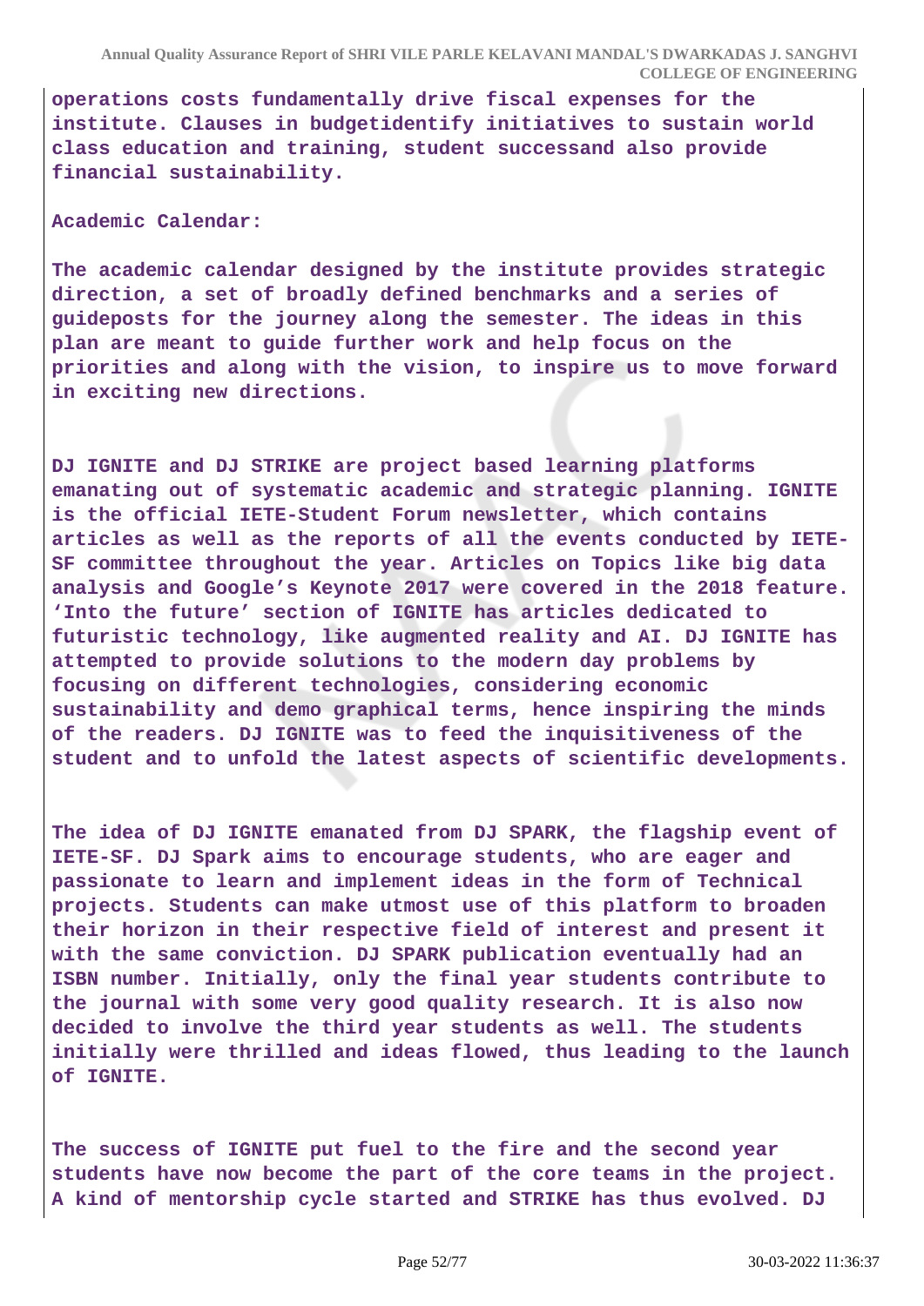**operations costs fundamentally drive fiscal expenses for the institute. Clauses in budgetidentify initiatives to sustain world class education and training, student successand also provide financial sustainability.**

**Academic Calendar:**

**The academic calendar designed by the institute provides strategic direction, a set of broadly defined benchmarks and a series of guideposts for the journey along the semester. The ideas in this plan are meant to guide further work and help focus on the priorities and along with the vision, to inspire us to move forward in exciting new directions.**

**DJ IGNITE and DJ STRIKE are project based learning platforms emanating out of systematic academic and strategic planning. IGNITE is the official IETE-Student Forum newsletter, which contains articles as well as the reports of all the events conducted by IETE-SF committee throughout the year. Articles on Topics like big data analysis and Google's Keynote 2017 were covered in the 2018 feature. 'Into the future' section of IGNITE has articles dedicated to futuristic technology, like augmented reality and AI. DJ IGNITE has attempted to provide solutions to the modern day problems by focusing on different technologies, considering economic sustainability and demo graphical terms, hence inspiring the minds of the readers. DJ IGNITE was to feed the inquisitiveness of the student and to unfold the latest aspects of scientific developments.**

**The idea of DJ IGNITE emanated from DJ SPARK, the flagship event of IETE-SF. DJ Spark aims to encourage students, who are eager and passionate to learn and implement ideas in the form of Technical projects. Students can make utmost use of this platform to broaden their horizon in their respective field of interest and present it with the same conviction. DJ SPARK publication eventually had an ISBN number. Initially, only the final year students contribute to the journal with some very good quality research. It is also now decided to involve the third year students as well. The students initially were thrilled and ideas flowed, thus leading to the launch of IGNITE.**

**The success of IGNITE put fuel to the fire and the second year students have now become the part of the core teams in the project. A kind of mentorship cycle started and STRIKE has thus evolved. DJ**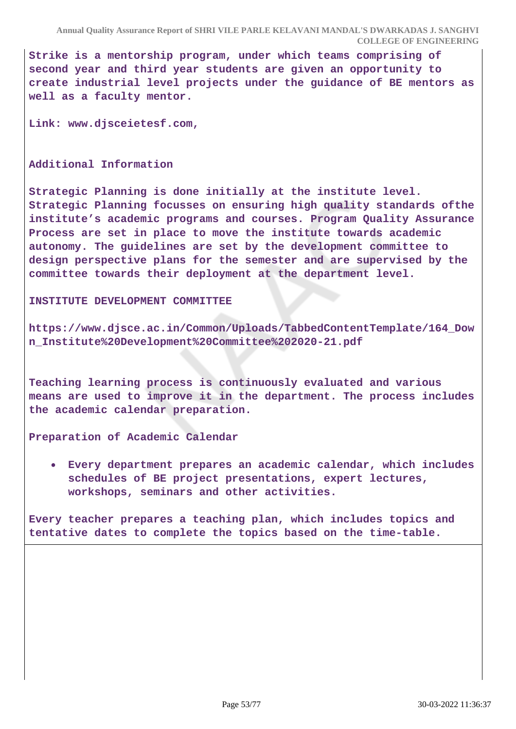Strike is a mentorship program, under which teams comprising of second year and third year students are given an opportunity to create industrial level projects under the guidance of BE mentors as well as a faculty mentor.

Link: www.djsceietesf.com,

Additional Information

Strategic Planning is done initially at the institute level. Strategic Planning focusses on ensuring high quality standards ofthe institute's academic programs and courses. Program Quality Assurance Process are set in place to move the institute towards academic autonomy. The guidelines are set by the development committee to design perspective plans for the semester and are supervised by the committee towards their deployment at the department level.

INSTITUTE DEVELOPMENT COMMITTEE

https://www.djsce.ac.in/Common/Uploads/TabbedContentTemplate/164_Down_Institute%20Development%20Committee%202020-21.pdf

Teaching learning process is continuously evaluated and various means are used to improve it in the department. The process includes the academic calendar preparation.

Preparation of Academic Calendar

- Every department prepares an academic calendar, which includes schedules of BE project presentations, expert lectures, workshops, seminars and other activities.

Every teacher prepares a teaching plan, which includes topics and tentative dates to complete the topics based on the time-table.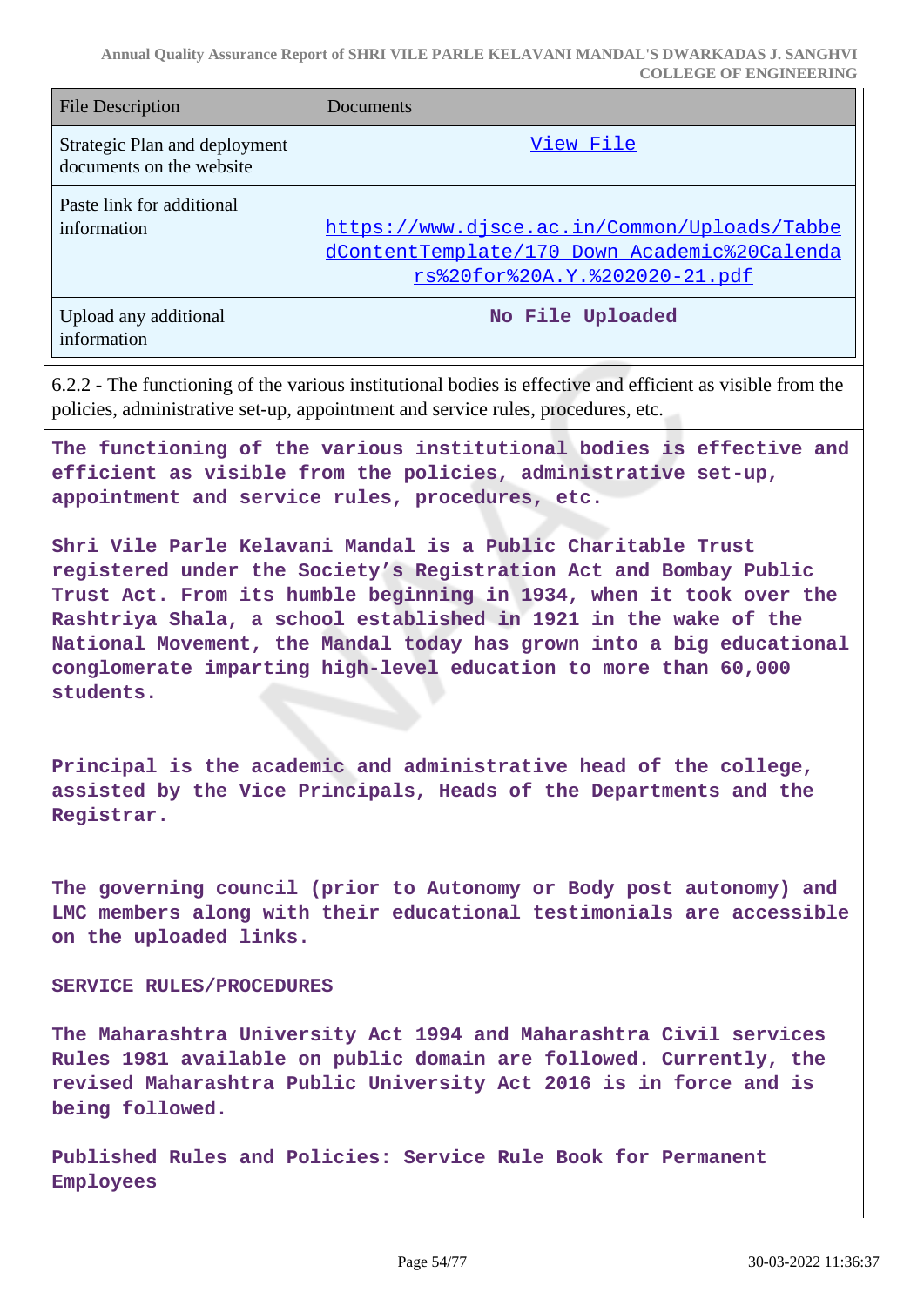| File Description | Documents |
|---|---|
| Strategic Plan and deployment documents on the website | View File |
| Paste link for additional information | https://www.djsce.ac.in/Common/Uploads/TabbedContentTemplate/170_Down_Academic%20Calendars%20for%20A.Y.%202020-21.pdf |
| Upload any additional information | No File Uploaded |

6.2.2 - The functioning of the various institutional bodies is effective and efficient as visible from the policies, administrative set-up, appointment and service rules, procedures, etc.

**The functioning of the various institutional bodies is effective and efficient as visible from the policies, administrative set-up, appointment and service rules, procedures, etc.**

**Shri Vile Parle Kelavani Mandal is a Public Charitable Trust registered under the Society's Registration Act and Bombay Public Trust Act. From its humble beginning in 1934, when it took over the Rashtriya Shala, a school established in 1921 in the wake of the National Movement, the Mandal today has grown into a big educational conglomerate imparting high-level education to more than 60,000 students.**

**Principal is the academic and administrative head of the college, assisted by the Vice Principals, Heads of the Departments and the Registrar.**

**The governing council (prior to Autonomy or Body post autonomy) and LMC members along with their educational testimonials are accessible on the uploaded links.**

**SERVICE RULES/PROCEDURES**

**The Maharashtra University Act 1994 and Maharashtra Civil services Rules 1981 available on public domain are followed. Currently, the revised Maharashtra Public University Act 2016 is in force and is being followed.**

**Published Rules and Policies: Service Rule Book for Permanent Employees**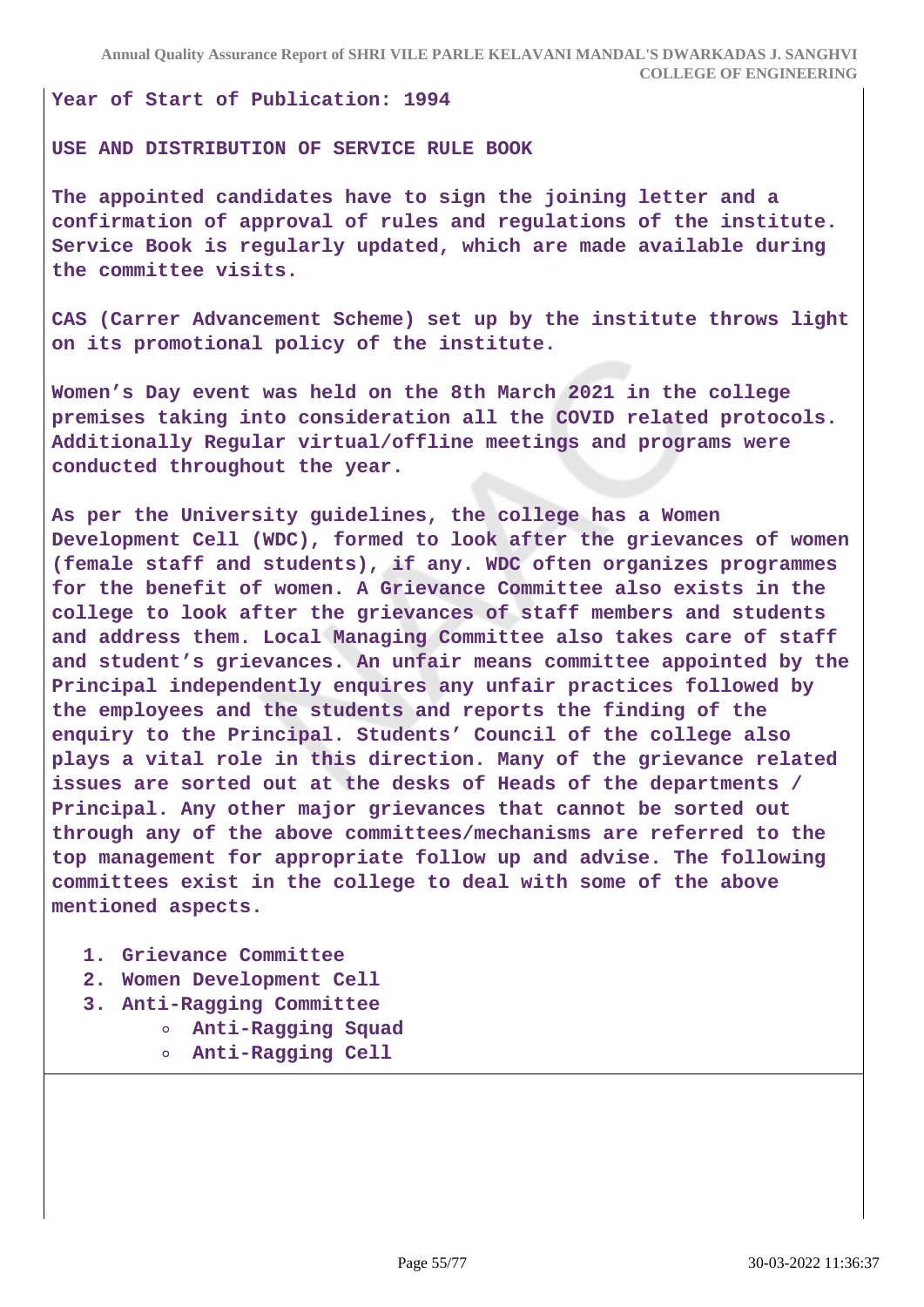Year of Start of Publication: 1994

USE AND DISTRIBUTION OF SERVICE RULE BOOK

The appointed candidates have to sign the joining letter and a confirmation of approval of rules and regulations of the institute. Service Book is regularly updated, which are made available during the committee visits.

CAS (Carrer Advancement Scheme) set up by the institute throws light on its promotional policy of the institute.

Women's Day event was held on the 8th March 2021 in the college premises taking into consideration all the COVID related protocols. Additionally Regular virtual/offline meetings and programs were conducted throughout the year.

As per the University guidelines, the college has a Women Development Cell (WDC), formed to look after the grievances of women (female staff and students), if any. WDC often organizes programmes for the benefit of women. A Grievance Committee also exists in the college to look after the grievances of staff members and students and address them. Local Managing Committee also takes care of staff and student's grievances. An unfair means committee appointed by the Principal independently enquires any unfair practices followed by the employees and the students and reports the finding of the enquiry to the Principal. Students' Council of the college also plays a vital role in this direction. Many of the grievance related issues are sorted out at the desks of Heads of the departments / Principal. Any other major grievances that cannot be sorted out through any of the above committees/mechanisms are referred to the top management for appropriate follow up and advise. The following committees exist in the college to deal with some of the above mentioned aspects.

1. Grievance Committee
2. Women Development Cell
3. Anti-Ragging Committee
   - Anti-Ragging Squad
   - Anti-Ragging Cell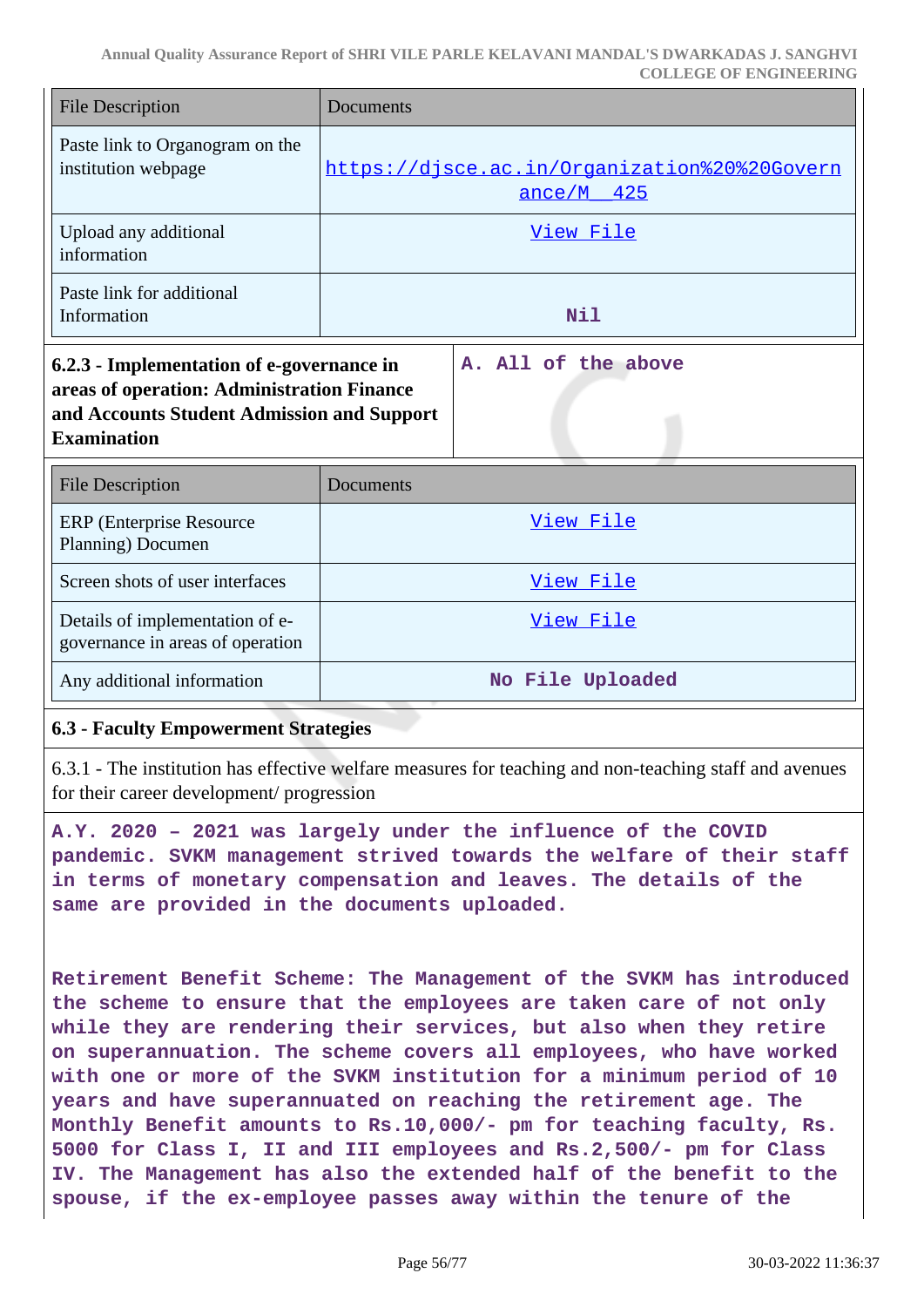| File Description | Documents |
|---|---|
| Paste link to Organogram on the institution webpage | https://djsce.ac.in/Organization%20%20Governance/M__425 |
| Upload any additional information | View File |
| Paste link for additional Information | Nil |

| 6.2.3 - Implementation of e-governance in areas of operation: Administration Finance and Accounts Student Admission and Support Examination | A. All of the above |
|---|---|

| File Description | Documents |
|---|---|
| ERP (Enterprise Resource Planning) Documen | View File |
| Screen shots of user interfaces | View File |
| Details of implementation of e-governance in areas of operation | View File |
| Any additional information | No File Uploaded |

### 6.3 - Faculty Empowerment Strategies

6.3.1 - The institution has effective welfare measures for teaching and non-teaching staff and avenues for their career development/ progression

A.Y. 2020 – 2021 was largely under the influence of the COVID pandemic. SVKM management strived towards the welfare of their staff in terms of monetary compensation and leaves. The details of the same are provided in the documents uploaded.

Retirement Benefit Scheme: The Management of the SVKM has introduced the scheme to ensure that the employees are taken care of not only while they are rendering their services, but also when they retire on superannuation. The scheme covers all employees, who have worked with one or more of the SVKM institution for a minimum period of 10 years and have superannuated on reaching the retirement age. The Monthly Benefit amounts to Rs.10,000/- pm for teaching faculty, Rs. 5000 for Class I, II and III employees and Rs.2,500/- pm for Class IV. The Management has also the extended half of the benefit to the spouse, if the ex-employee passes away within the tenure of the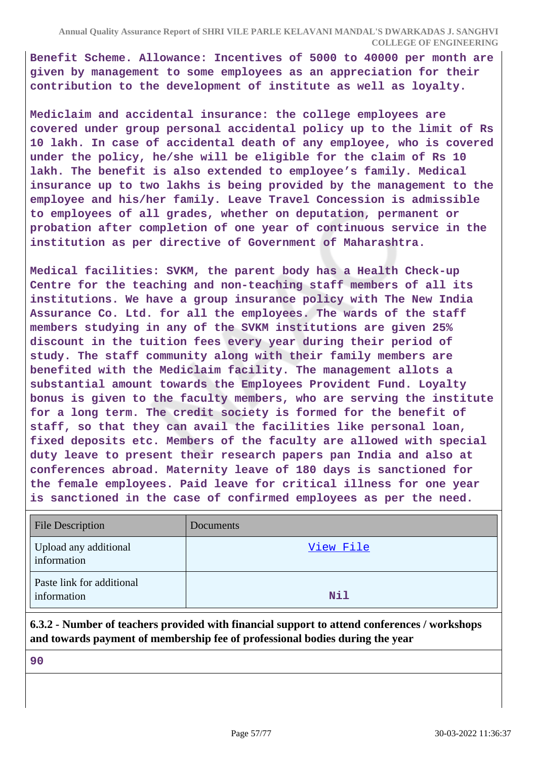Benefit Scheme. Allowance: Incentives of 5000 to 40000 per month are given by management to some employees as an appreciation for their contribution to the development of institute as well as loyalty.

Mediclaim and accidental insurance: the college employees are covered under group personal accidental policy up to the limit of Rs 10 lakh. In case of accidental death of any employee, who is covered under the policy, he/she will be eligible for the claim of Rs 10 lakh. The benefit is also extended to employee's family. Medical insurance up to two lakhs is being provided by the management to the employee and his/her family. Leave Travel Concession is admissible to employees of all grades, whether on deputation, permanent or probation after completion of one year of continuous service in the institution as per directive of Government of Maharashtra.

Medical facilities: SVKM, the parent body has a Health Check-up Centre for the teaching and non-teaching staff members of all its institutions. We have a group insurance policy with The New India Assurance Co. Ltd. for all the employees. The wards of the staff members studying in any of the SVKM institutions are given 25% discount in the tuition fees every year during their period of study. The staff community along with their family members are benefited with the Mediclaim facility. The management allots a substantial amount towards the Employees Provident Fund. Loyalty bonus is given to the faculty members, who are serving the institute for a long term. The credit society is formed for the benefit of staff, so that they can avail the facilities like personal loan, fixed deposits etc. Members of the faculty are allowed with special duty leave to present their research papers pan India and also at conferences abroad. Maternity leave of 180 days is sanctioned for the female employees. Paid leave for critical illness for one year is sanctioned in the case of confirmed employees as per the need.

| File Description | Documents |
|---|---|
| Upload any additional information | View File |
| Paste link for additional information | Nil |

**6.3.2 - Number of teachers provided with financial support to attend conferences / workshops and towards payment of membership fee of professional bodies during the year**

90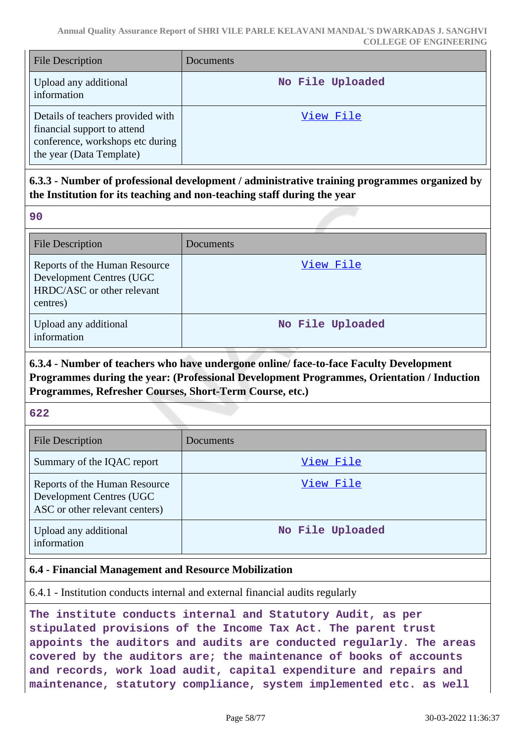| File Description | Documents |
| --- | --- |
| Upload any additional information | No File Uploaded |
| Details of teachers provided with financial support to attend conference, workshops etc during the year (Data Template) | View File |

**6.3.3 - Number of professional development / administrative training programmes organized by the Institution for its teaching and non-teaching staff during the year**

**90**

| File Description | Documents |
| --- | --- |
| Reports of the Human Resource Development Centres (UGC HRDC/ASC or other relevant centres) | View File |
| Upload any additional information | No File Uploaded |

**6.3.4 - Number of teachers who have undergone online/ face-to-face Faculty Development Programmes during the year: (Professional Development Programmes, Orientation / Induction Programmes, Refresher Courses, Short-Term Course, etc.)**

**622**

| File Description | Documents |
| --- | --- |
| Summary of the IQAC report | View File |
| Reports of the Human Resource Development Centres (UGC ASC or other relevant centers) | View File |
| Upload any additional information | No File Uploaded |

**6.4 - Financial Management and Resource Mobilization**

6.4.1 - Institution conducts internal and external financial audits regularly

**The institute conducts internal and Statutory Audit, as per stipulated provisions of the Income Tax Act. The parent trust appoints the auditors and audits are conducted regularly. The areas covered by the auditors are; the maintenance of books of accounts and records, work load audit, capital expenditure and repairs and maintenance, statutory compliance, system implemented etc. as well**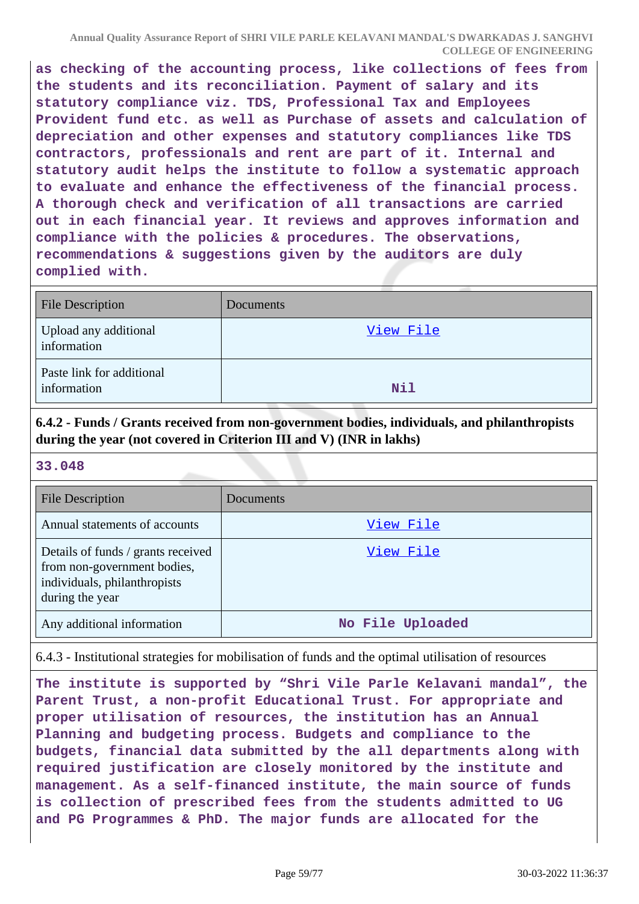**as checking of the accounting process, like collections of fees from the students and its reconciliation. Payment of salary and its statutory compliance viz. TDS, Professional Tax and Employees Provident fund etc. as well as Purchase of assets and calculation of depreciation and other expenses and statutory compliances like TDS contractors, professionals and rent are part of it. Internal and statutory audit helps the institute to follow a systematic approach to evaluate and enhance the effectiveness of the financial process. A thorough check and verification of all transactions are carried out in each financial year. It reviews and approves information and compliance with the policies & procedures. The observations, recommendations & suggestions given by the auditors are duly complied with.**

| File Description | Documents |
| --- | --- |
| Upload any additional information | View File |
| Paste link for additional information | Nil |

**6.4.2 - Funds / Grants received from non-government bodies, individuals, and philanthropists during the year (not covered in Criterion III and V) (INR in lakhs)**

**33.048**

| File Description | Documents |
| --- | --- |
| Annual statements of accounts | View File |
| Details of funds / grants received from non-government bodies, individuals, philanthropists during the year | View File |
| Any additional information | No File Uploaded |

6.4.3 - Institutional strategies for mobilisation of funds and the optimal utilisation of resources

**The institute is supported by “Shri Vile Parle Kelavani mandal”, the Parent Trust, a non-profit Educational Trust. For appropriate and proper utilisation of resources, the institution has an Annual Planning and budgeting process. Budgets and compliance to the budgets, financial data submitted by the all departments along with required justification are closely monitored by the institute and management. As a self-financed institute, the main source of funds is collection of prescribed fees from the students admitted to UG and PG Programmes & PhD. The major funds are allocated for the**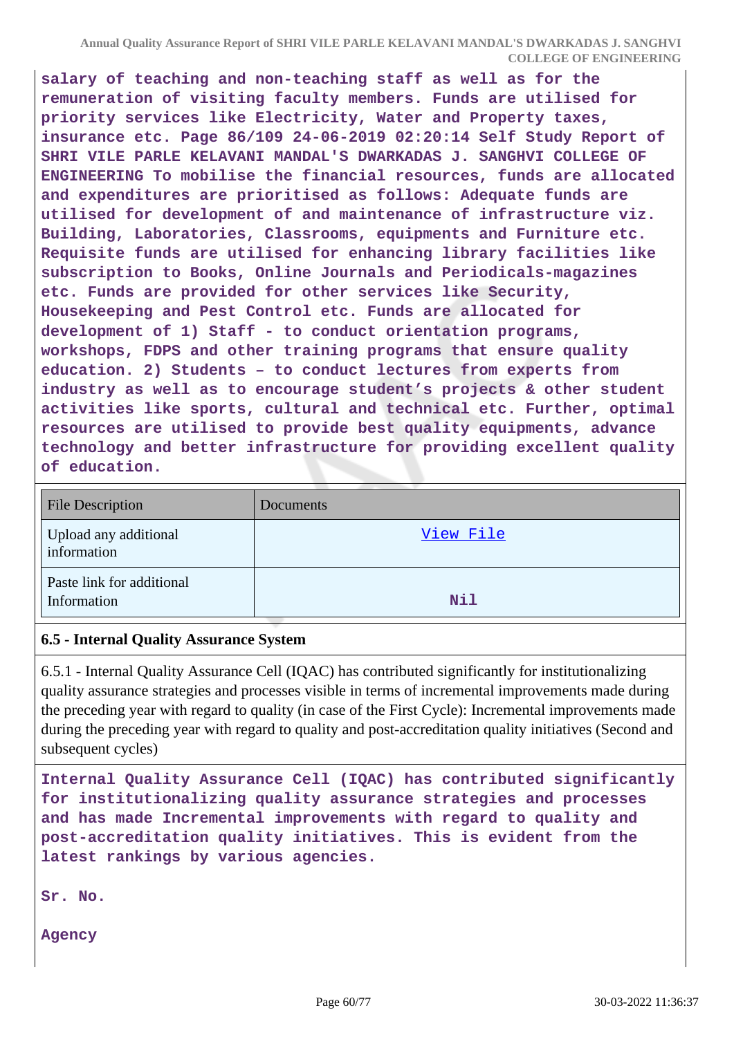**salary of teaching and non-teaching staff as well as for the remuneration of visiting faculty members. Funds are utilised for priority services like Electricity, Water and Property taxes, insurance etc. Page 86/109 24-06-2019 02:20:14 Self Study Report of SHRI VILE PARLE KELAVANI MANDAL'S DWARKADAS J. SANGHVI COLLEGE OF ENGINEERING To mobilise the financial resources, funds are allocated and expenditures are prioritised as follows: Adequate funds are utilised for development of and maintenance of infrastructure viz. Building, Laboratories, Classrooms, equipments and Furniture etc. Requisite funds are utilised for enhancing library facilities like subscription to Books, Online Journals and Periodicals-magazines etc. Funds are provided for other services like Security, Housekeeping and Pest Control etc. Funds are allocated for development of 1) Staff - to conduct orientation programs, workshops, FDPS and other training programs that ensure quality education. 2) Students – to conduct lectures from experts from industry as well as to encourage student's projects & other student activities like sports, cultural and technical etc. Further, optimal resources are utilised to provide best quality equipments, advance technology and better infrastructure for providing excellent quality of education.**

| File Description | Documents |
|---|---|
| Upload any additional information | View File |
| Paste link for additional Information | Nil |

### 6.5 - Internal Quality Assurance System

6.5.1 - Internal Quality Assurance Cell (IQAC) has contributed significantly for institutionalizing quality assurance strategies and processes visible in terms of incremental improvements made during the preceding year with regard to quality (in case of the First Cycle): Incremental improvements made during the preceding year with regard to quality and post-accreditation quality initiatives (Second and subsequent cycles)

**Internal Quality Assurance Cell (IQAC) has contributed significantly for institutionalizing quality assurance strategies and processes and has made Incremental improvements with regard to quality and post-accreditation quality initiatives. This is evident from the latest rankings by various agencies.**

**Sr. No.**

**Agency**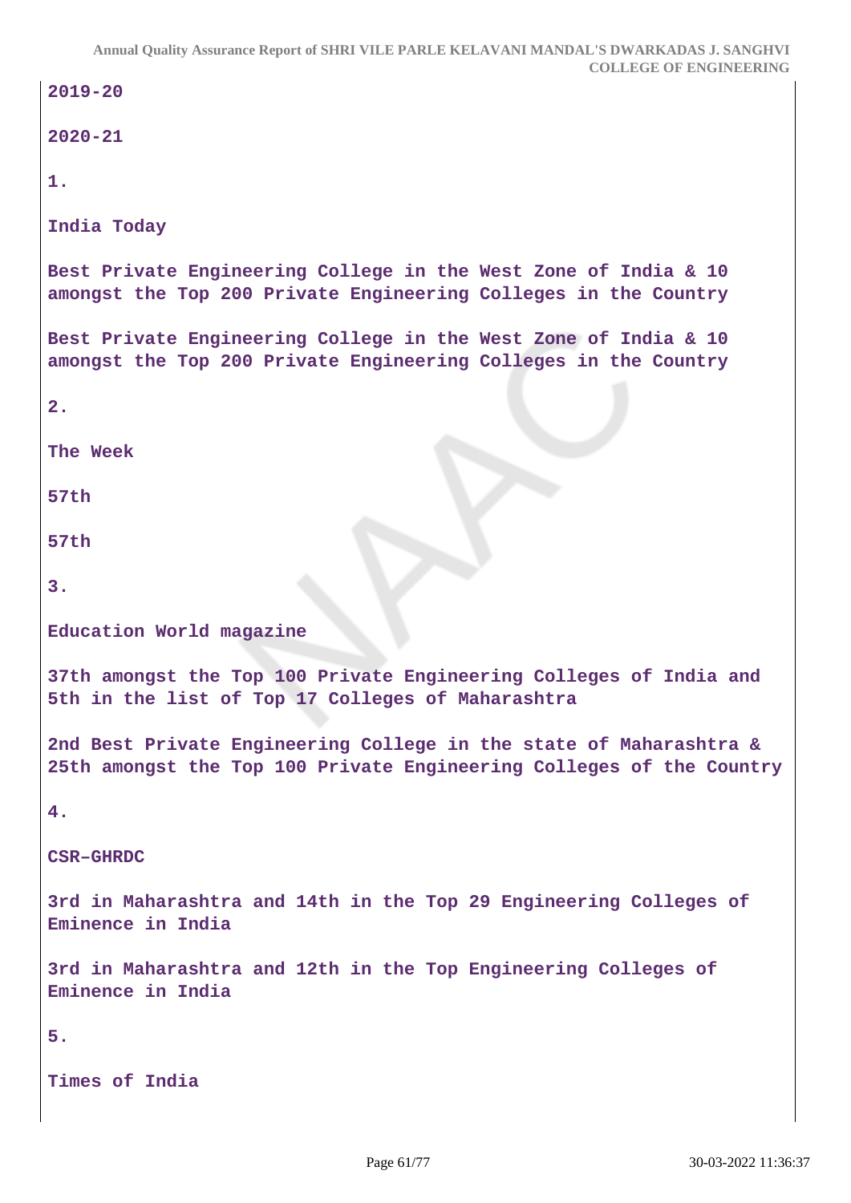2019-20

2020-21

1.

India Today

Best Private Engineering College in the West Zone of India & 10 amongst the Top 200 Private Engineering Colleges in the Country

Best Private Engineering College in the West Zone of India & 10 amongst the Top 200 Private Engineering Colleges in the Country

2.

The Week

57th

57th

3.

Education World magazine

37th amongst the Top 100 Private Engineering Colleges of India and 5th in the list of Top 17 Colleges of Maharashtra

2nd Best Private Engineering College in the state of Maharashtra & 25th amongst the Top 100 Private Engineering Colleges of the Country

4.

CSR–GHRDC

3rd in Maharashtra and 14th in the Top 29 Engineering Colleges of Eminence in India

3rd in Maharashtra and 12th in the Top Engineering Colleges of Eminence in India

5.

Times of India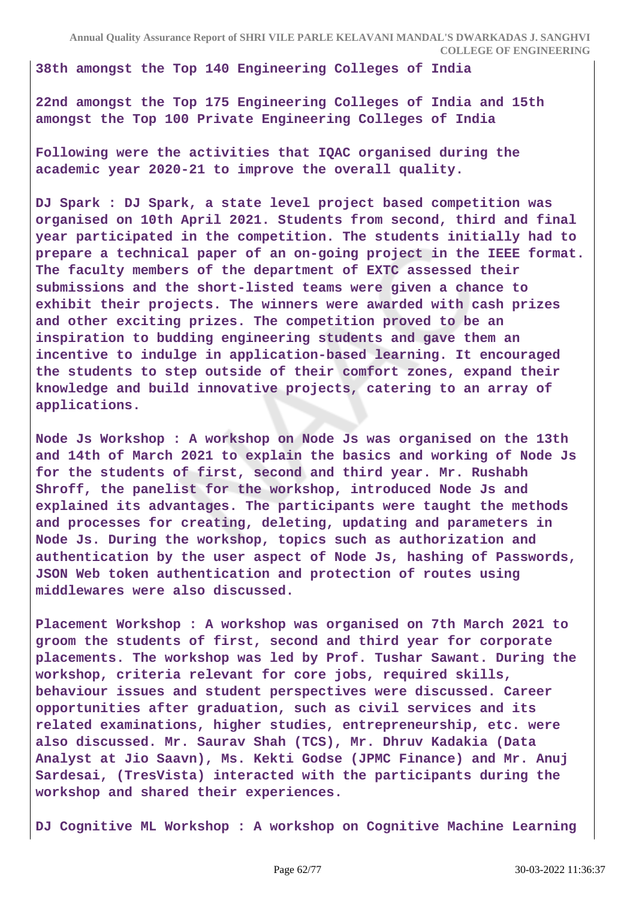**38th amongst the Top 140 Engineering Colleges of India**

**22nd amongst the Top 175 Engineering Colleges of India and 15th amongst the Top 100 Private Engineering Colleges of India**

**Following were the activities that IQAC organised during the academic year 2020-21 to improve the overall quality.**

**DJ Spark : DJ Spark, a state level project based competition was organised on 10th April 2021. Students from second, third and final year participated in the competition. The students initially had to prepare a technical paper of an on-going project in the IEEE format. The faculty members of the department of EXTC assessed their submissions and the short-listed teams were given a chance to exhibit their projects. The winners were awarded with cash prizes and other exciting prizes. The competition proved to be an inspiration to budding engineering students and gave them an incentive to indulge in application-based learning. It encouraged the students to step outside of their comfort zones, expand their knowledge and build innovative projects, catering to an array of applications.**

**Node Js Workshop : A workshop on Node Js was organised on the 13th and 14th of March 2021 to explain the basics and working of Node Js for the students of first, second and third year. Mr. Rushabh Shroff, the panelist for the workshop, introduced Node Js and explained its advantages. The participants were taught the methods and processes for creating, deleting, updating and parameters in Node Js. During the workshop, topics such as authorization and authentication by the user aspect of Node Js, hashing of Passwords, JSON Web token authentication and protection of routes using middlewares were also discussed.**

**Placement Workshop : A workshop was organised on 7th March 2021 to groom the students of first, second and third year for corporate placements. The workshop was led by Prof. Tushar Sawant. During the workshop, criteria relevant for core jobs, required skills, behaviour issues and student perspectives were discussed. Career opportunities after graduation, such as civil services and its related examinations, higher studies, entrepreneurship, etc. were also discussed. Mr. Saurav Shah (TCS), Mr. Dhruv Kadakia (Data Analyst at Jio Saavn), Ms. Kekti Godse (JPMC Finance) and Mr. Anuj Sardesai, (TresVista) interacted with the participants during the workshop and shared their experiences.**

**DJ Cognitive ML Workshop : A workshop on Cognitive Machine Learning**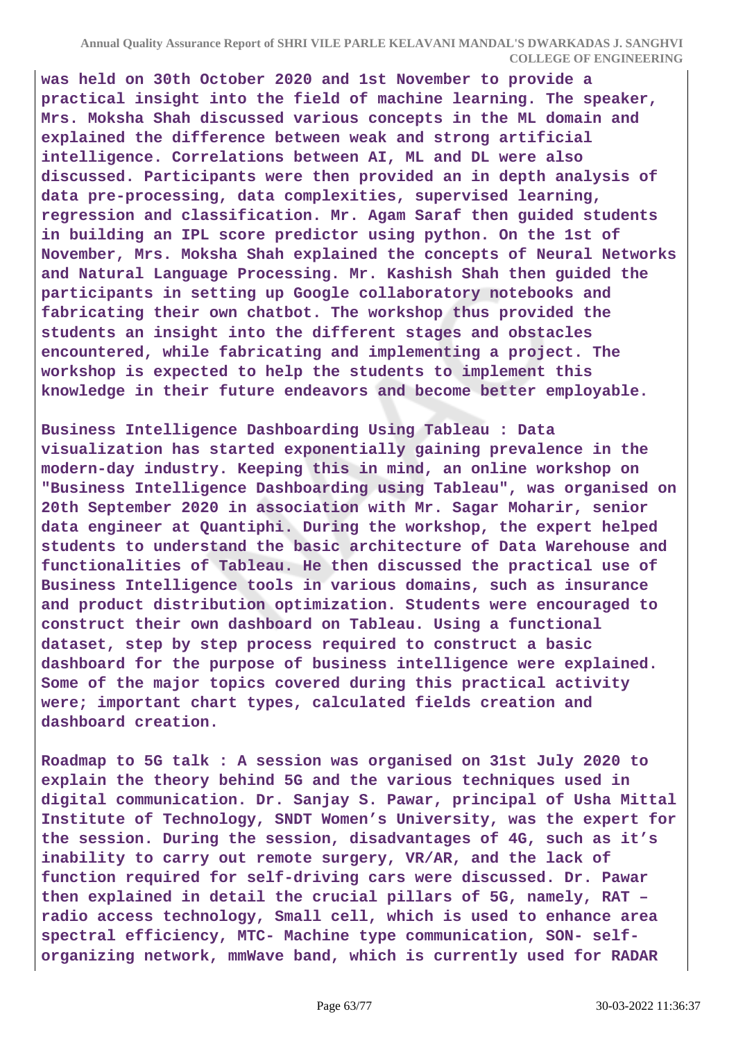**was held on 30th October 2020 and 1st November to provide a practical insight into the field of machine learning. The speaker, Mrs. Moksha Shah discussed various concepts in the ML domain and explained the difference between weak and strong artificial intelligence. Correlations between AI, ML and DL were also discussed. Participants were then provided an in depth analysis of data pre-processing, data complexities, supervised learning, regression and classification. Mr. Agam Saraf then guided students in building an IPL score predictor using python. On the 1st of November, Mrs. Moksha Shah explained the concepts of Neural Networks and Natural Language Processing. Mr. Kashish Shah then guided the participants in setting up Google collaboratory notebooks and fabricating their own chatbot. The workshop thus provided the students an insight into the different stages and obstacles encountered, while fabricating and implementing a project. The workshop is expected to help the students to implement this knowledge in their future endeavors and become better employable.**

**Business Intelligence Dashboarding Using Tableau : Data visualization has started exponentially gaining prevalence in the modern-day industry. Keeping this in mind, an online workshop on "Business Intelligence Dashboarding using Tableau", was organised on 20th September 2020 in association with Mr. Sagar Moharir, senior data engineer at Quantiphi. During the workshop, the expert helped students to understand the basic architecture of Data Warehouse and functionalities of Tableau. He then discussed the practical use of Business Intelligence tools in various domains, such as insurance and product distribution optimization. Students were encouraged to construct their own dashboard on Tableau. Using a functional dataset, step by step process required to construct a basic dashboard for the purpose of business intelligence were explained. Some of the major topics covered during this practical activity were; important chart types, calculated fields creation and dashboard creation.**

**Roadmap to 5G talk : A session was organised on 31st July 2020 to explain the theory behind 5G and the various techniques used in digital communication. Dr. Sanjay S. Pawar, principal of Usha Mittal Institute of Technology, SNDT Women's University, was the expert for the session. During the session, disadvantages of 4G, such as it's inability to carry out remote surgery, VR/AR, and the lack of function required for self-driving cars were discussed. Dr. Pawar then explained in detail the crucial pillars of 5G, namely, RAT – radio access technology, Small cell, which is used to enhance area spectral efficiency, MTC- Machine type communication, SON- self-organizing network, mmWave band, which is currently used for RADAR**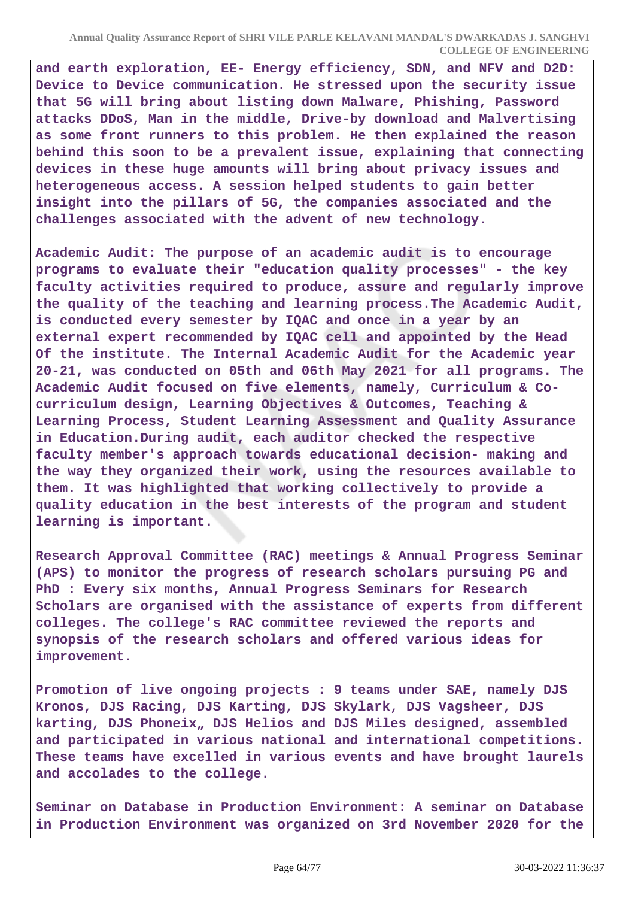**and earth exploration, EE- Energy efficiency, SDN, and NFV and D2D: Device to Device communication. He stressed upon the security issue that 5G will bring about listing down Malware, Phishing, Password attacks DDoS, Man in the middle, Drive-by download and Malvertising as some front runners to this problem. He then explained the reason behind this soon to be a prevalent issue, explaining that connecting devices in these huge amounts will bring about privacy issues and heterogeneous access. A session helped students to gain better insight into the pillars of 5G, the companies associated and the challenges associated with the advent of new technology.**

**Academic Audit: The purpose of an academic audit is to encourage programs to evaluate their "education quality processes" - the key faculty activities required to produce, assure and regularly improve the quality of the teaching and learning process.The Academic Audit, is conducted every semester by IQAC and once in a year by an external expert recommended by IQAC cell and appointed by the Head Of the institute. The Internal Academic Audit for the Academic year 20-21, was conducted on 05th and 06th May 2021 for all programs. The Academic Audit focused on five elements, namely, Curriculum & Co-curriculum design, Learning Objectives & Outcomes, Teaching & Learning Process, Student Learning Assessment and Quality Assurance in Education.During audit, each auditor checked the respective faculty member's approach towards educational decision- making and the way they organized their work, using the resources available to them. It was highlighted that working collectively to provide a quality education in the best interests of the program and student learning is important.**

**Research Approval Committee (RAC) meetings & Annual Progress Seminar (APS) to monitor the progress of research scholars pursuing PG and PhD : Every six months, Annual Progress Seminars for Research Scholars are organised with the assistance of experts from different colleges. The college's RAC committee reviewed the reports and synopsis of the research scholars and offered various ideas for improvement.**

**Promotion of live ongoing projects : 9 teams under SAE, namely DJS Kronos, DJS Racing, DJS Karting, DJS Skylark, DJS Vagsheer, DJS karting, DJS Phoneix„ DJS Helios and DJS Miles designed, assembled and participated in various national and international competitions. These teams have excelled in various events and have brought laurels and accolades to the college.**

**Seminar on Database in Production Environment: A seminar on Database in Production Environment was organized on 3rd November 2020 for the**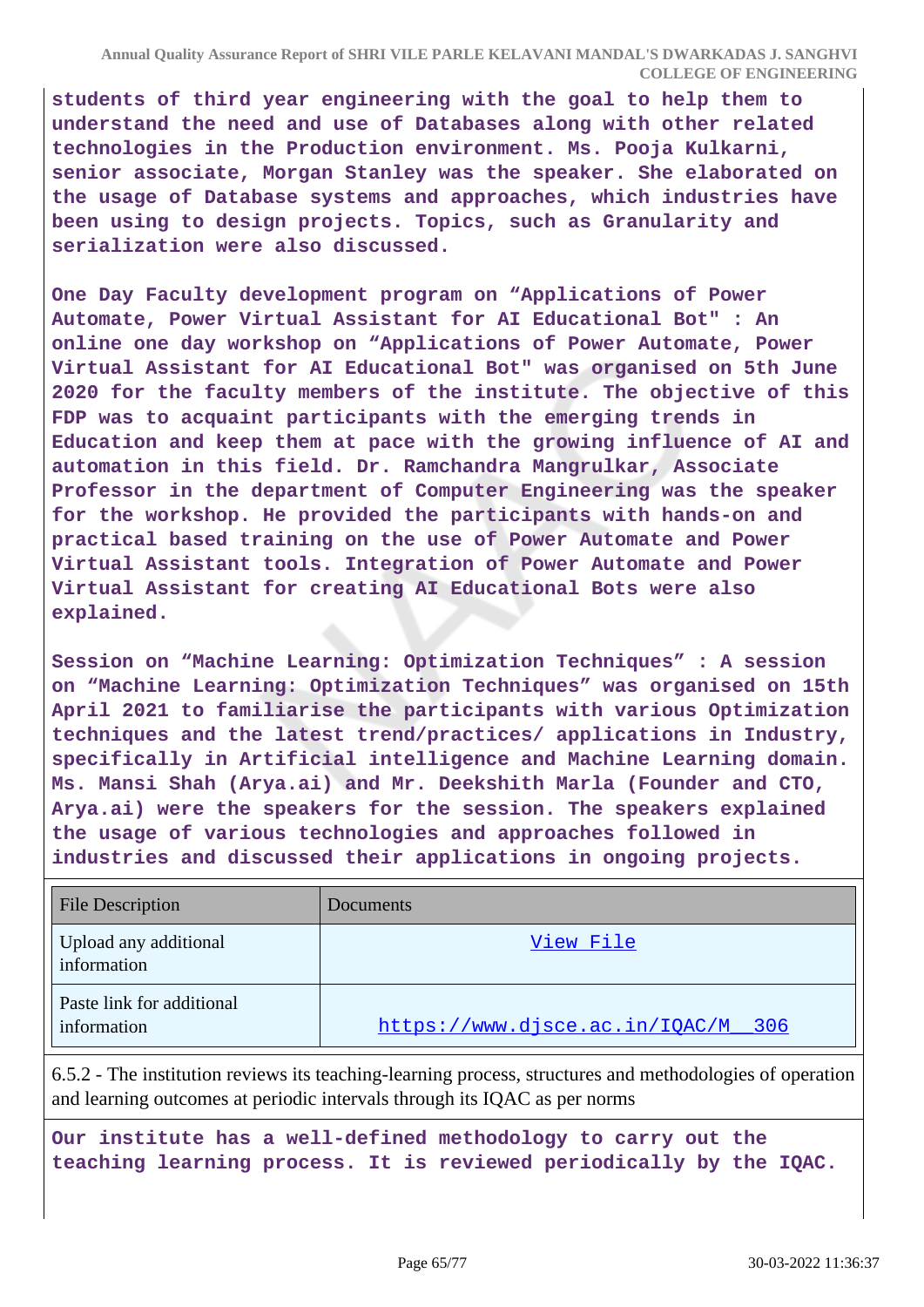**students of third year engineering with the goal to help them to understand the need and use of Databases along with other related technologies in the Production environment. Ms. Pooja Kulkarni, senior associate, Morgan Stanley was the speaker. She elaborated on the usage of Database systems and approaches, which industries have been using to design projects. Topics, such as Granularity and serialization were also discussed.**

**One Day Faculty development program on "Applications of Power Automate, Power Virtual Assistant for AI Educational Bot" : An online one day workshop on "Applications of Power Automate, Power Virtual Assistant for AI Educational Bot" was organised on 5th June 2020 for the faculty members of the institute. The objective of this FDP was to acquaint participants with the emerging trends in Education and keep them at pace with the growing influence of AI and automation in this field. Dr. Ramchandra Mangrulkar, Associate Professor in the department of Computer Engineering was the speaker for the workshop. He provided the participants with hands-on and practical based training on the use of Power Automate and Power Virtual Assistant tools. Integration of Power Automate and Power Virtual Assistant for creating AI Educational Bots were also explained.**

**Session on "Machine Learning: Optimization Techniques" : A session on "Machine Learning: Optimization Techniques" was organised on 15th April 2021 to familiarise the participants with various Optimization techniques and the latest trend/practices/ applications in Industry, specifically in Artificial intelligence and Machine Learning domain. Ms. Mansi Shah (Arya.ai) and Mr. Deekshith Marla (Founder and CTO, Arya.ai) were the speakers for the session. The speakers explained the usage of various technologies and approaches followed in industries and discussed their applications in ongoing projects.**

| File Description | Documents |
|---|---|
| Upload any additional information | View File |
| Paste link for additional information | https://www.djsce.ac.in/IQAC/M__306 |

6.5.2 - The institution reviews its teaching-learning process, structures and methodologies of operation and learning outcomes at periodic intervals through its IQAC as per norms

**Our institute has a well-defined methodology to carry out the teaching learning process. It is reviewed periodically by the IQAC.**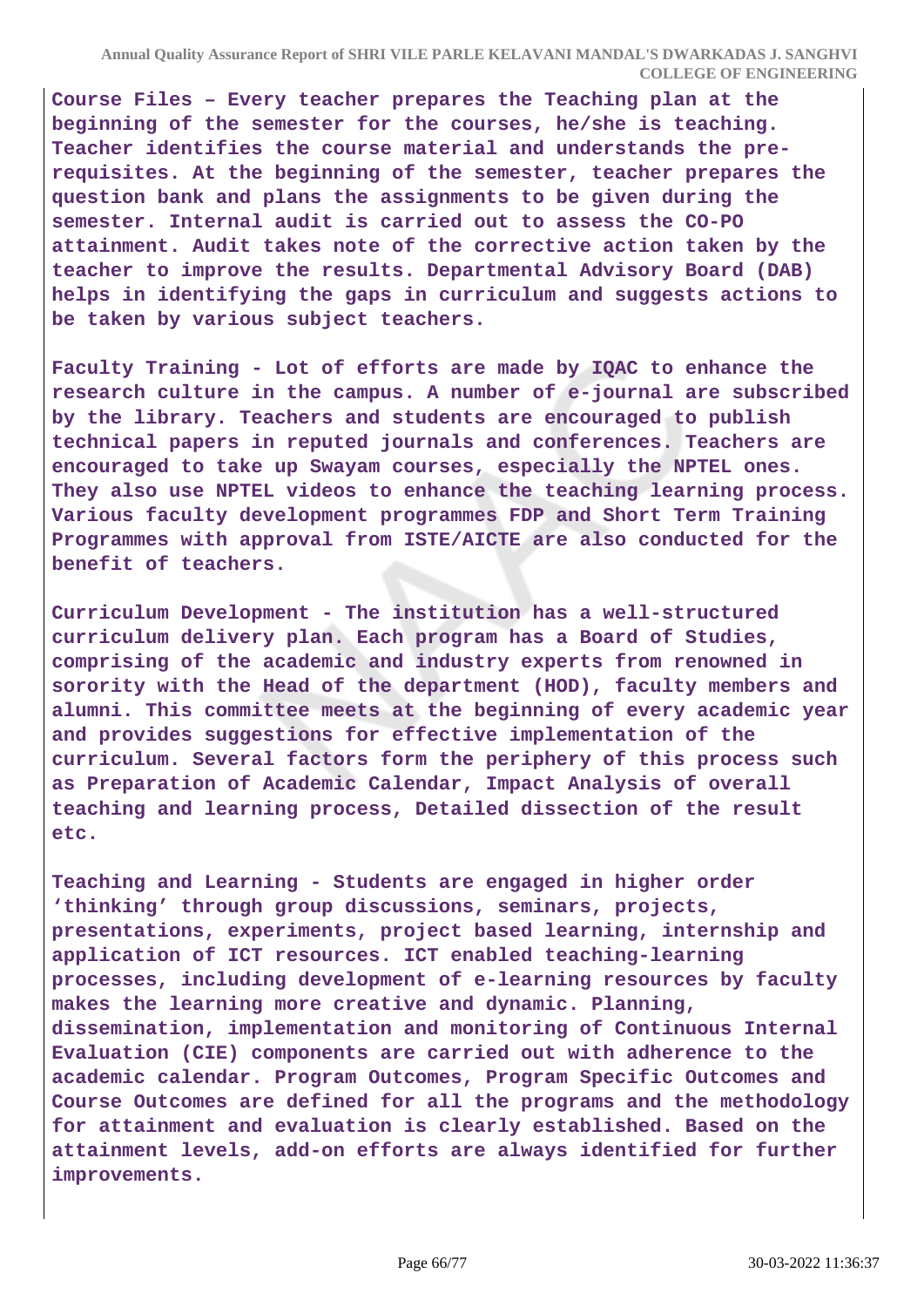**Course Files – Every teacher prepares the Teaching plan at the beginning of the semester for the courses, he/she is teaching. Teacher identifies the course material and understands the pre-requisites. At the beginning of the semester, teacher prepares the question bank and plans the assignments to be given during the semester. Internal audit is carried out to assess the CO-PO attainment. Audit takes note of the corrective action taken by the teacher to improve the results. Departmental Advisory Board (DAB) helps in identifying the gaps in curriculum and suggests actions to be taken by various subject teachers.**

**Faculty Training - Lot of efforts are made by IQAC to enhance the research culture in the campus. A number of e-journal are subscribed by the library. Teachers and students are encouraged to publish technical papers in reputed journals and conferences. Teachers are encouraged to take up Swayam courses, especially the NPTEL ones. They also use NPTEL videos to enhance the teaching learning process. Various faculty development programmes FDP and Short Term Training Programmes with approval from ISTE/AICTE are also conducted for the benefit of teachers.**

**Curriculum Development - The institution has a well-structured curriculum delivery plan. Each program has a Board of Studies, comprising of the academic and industry experts from renowned in sorority with the Head of the department (HOD), faculty members and alumni. This committee meets at the beginning of every academic year and provides suggestions for effective implementation of the curriculum. Several factors form the periphery of this process such as Preparation of Academic Calendar, Impact Analysis of overall teaching and learning process, Detailed dissection of the result etc.**

**Teaching and Learning - Students are engaged in higher order 'thinking' through group discussions, seminars, projects, presentations, experiments, project based learning, internship and application of ICT resources. ICT enabled teaching-learning processes, including development of e-learning resources by faculty makes the learning more creative and dynamic. Planning, dissemination, implementation and monitoring of Continuous Internal Evaluation (CIE) components are carried out with adherence to the academic calendar. Program Outcomes, Program Specific Outcomes and Course Outcomes are defined for all the programs and the methodology for attainment and evaluation is clearly established. Based on the attainment levels, add-on efforts are always identified for further improvements.**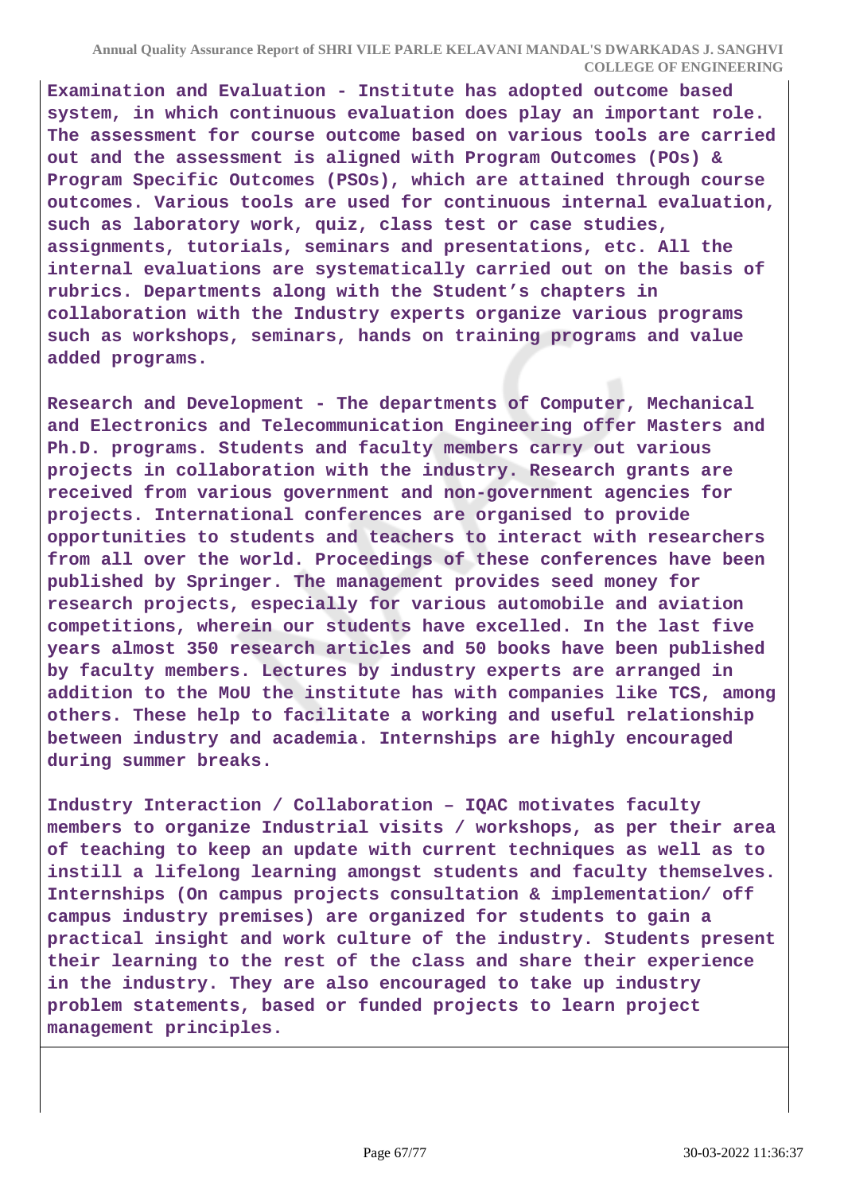**Examination and Evaluation - Institute has adopted outcome based system, in which continuous evaluation does play an important role. The assessment for course outcome based on various tools are carried out and the assessment is aligned with Program Outcomes (POs) & Program Specific Outcomes (PSOs), which are attained through course outcomes. Various tools are used for continuous internal evaluation, such as laboratory work, quiz, class test or case studies, assignments, tutorials, seminars and presentations, etc. All the internal evaluations are systematically carried out on the basis of rubrics. Departments along with the Student's chapters in collaboration with the Industry experts organize various programs such as workshops, seminars, hands on training programs and value added programs.**

**Research and Development - The departments of Computer, Mechanical and Electronics and Telecommunication Engineering offer Masters and Ph.D. programs. Students and faculty members carry out various projects in collaboration with the industry. Research grants are received from various government and non-government agencies for projects. International conferences are organised to provide opportunities to students and teachers to interact with researchers from all over the world. Proceedings of these conferences have been published by Springer. The management provides seed money for research projects, especially for various automobile and aviation competitions, wherein our students have excelled. In the last five years almost 350 research articles and 50 books have been published by faculty members. Lectures by industry experts are arranged in addition to the MoU the institute has with companies like TCS, among others. These help to facilitate a working and useful relationship between industry and academia. Internships are highly encouraged during summer breaks.**

**Industry Interaction / Collaboration – IQAC motivates faculty members to organize Industrial visits / workshops, as per their area of teaching to keep an update with current techniques as well as to instill a lifelong learning amongst students and faculty themselves. Internships (On campus projects consultation & implementation/ off campus industry premises) are organized for students to gain a practical insight and work culture of the industry. Students present their learning to the rest of the class and share their experience in the industry. They are also encouraged to take up industry problem statements, based or funded projects to learn project management principles.**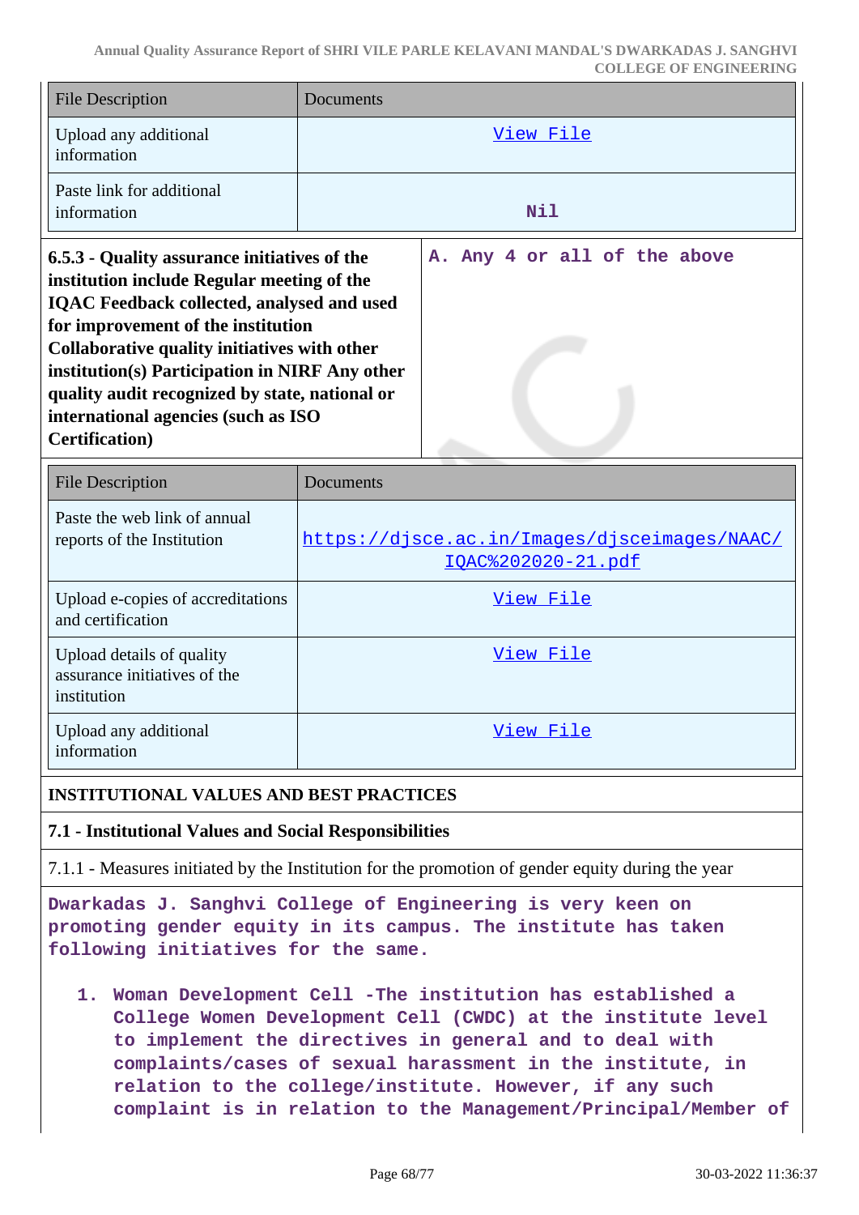| File Description | Documents |
|---|---|
| Upload any additional information | View File |
| Paste link for additional information | Nil |

| 6.5.3 - Quality assurance initiatives of the institution include Regular meeting of the IQAC Feedback collected, analysed and used for improvement of the institution Collaborative quality initiatives with other institution(s) Participation in NIRF Any other quality audit recognized by state, national or international agencies (such as ISO Certification) | A. Any 4 or all of the above |
|---|---|

| File Description | Documents |
|---|---|
| Paste the web link of annual reports of the Institution | https://djsce.ac.in/Images/djsceimages/NAAC/IQAC%202020-21.pdf |
| Upload e-copies of accreditations and certification | View File |
| Upload details of quality assurance initiatives of the institution | View File |
| Upload any additional information | View File |

## INSTITUTIONAL VALUES AND BEST PRACTICES

### 7.1 - Institutional Values and Social Responsibilities

7.1.1 - Measures initiated by the Institution for the promotion of gender equity during the year

Dwarkadas J. Sanghvi College of Engineering is very keen on promoting gender equity in its campus. The institute has taken following initiatives for the same.

1. Woman Development Cell -The institution has established a College Women Development Cell (CWDC) at the institute level to implement the directives in general and to deal with complaints/cases of sexual harassment in the institute, in relation to the college/institute. However, if any such complaint is in relation to the Management/Principal/Member of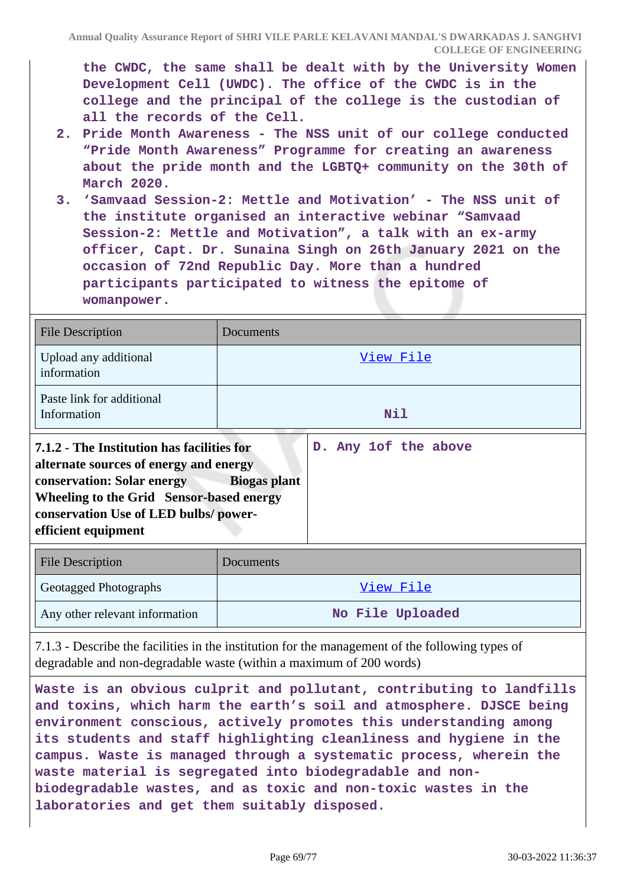the CWDC, the same shall be dealt with by the University Women Development Cell (UWDC). The office of the CWDC is in the college and the principal of the college is the custodian of all the records of the Cell.

2. Pride Month Awareness - The NSS unit of our college conducted "Pride Month Awareness" Programme for creating an awareness about the pride month and the LGBTQ+ community on the 30th of March 2020.
3. 'Samvaad Session-2: Mettle and Motivation' - The NSS unit of the institute organised an interactive webinar "Samvaad Session-2: Mettle and Motivation", a talk with an ex-army officer, Capt. Dr. Sunaina Singh on 26th January 2021 on the occasion of 72nd Republic Day. More than a hundred participants participated to witness the epitome of womanpower.

| File Description | Documents |
|---|---|
| Upload any additional information | View File |
| Paste link for additional Information | Nil |

| **7.1.2 - The Institution has facilities for alternate sources of energy and energy conservation: Solar energy Biogas plant Wheeling to the Grid Sensor-based energy conservation Use of LED bulbs/ power-efficient equipment** | D. Any 1of the above |
|---|---|

| File Description | Documents |
|---|---|
| Geotagged Photographs | View File |
| Any other relevant information | No File Uploaded |

7.1.3 - Describe the facilities in the institution for the management of the following types of degradable and non-degradable waste (within a maximum of 200 words)

Waste is an obvious culprit and pollutant, contributing to landfills and toxins, which harm the earth's soil and atmosphere. DJSCE being environment conscious, actively promotes this understanding among its students and staff highlighting cleanliness and hygiene in the campus. Waste is managed through a systematic process, wherein the waste material is segregated into biodegradable and non-biodegradable wastes, and as toxic and non-toxic wastes in the laboratories and get them suitably disposed.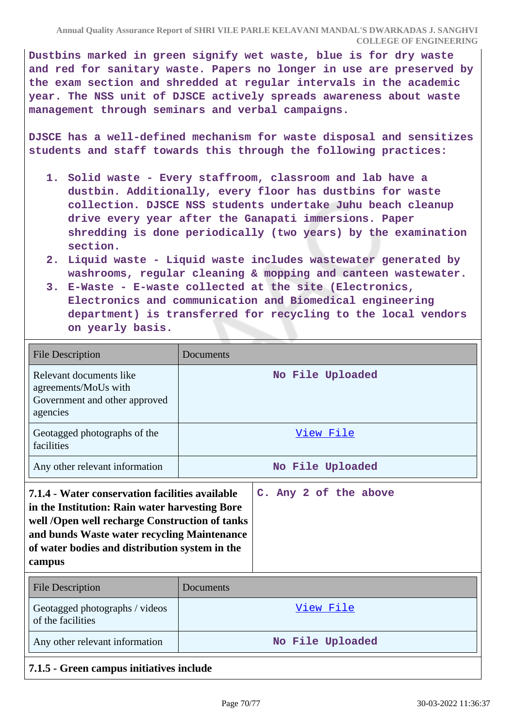**Dustbins marked in green signify wet waste, blue is for dry waste and red for sanitary waste. Papers no longer in use are preserved by the exam section and shredded at regular intervals in the academic year. The NSS unit of DJSCE actively spreads awareness about waste management through seminars and verbal campaigns.**

**DJSCE has a well-defined mechanism for waste disposal and sensitizes students and staff towards this through the following practices:**

1. **Solid waste - Every staffroom, classroom and lab have a dustbin. Additionally, every floor has dustbins for waste collection. DJSCE NSS students undertake Juhu beach cleanup drive every year after the Ganapati immersions. Paper shredding is done periodically (two years) by the examination section.**
2. **Liquid waste - Liquid waste includes wastewater generated by washrooms, regular cleaning & mopping and canteen wastewater.**
3. **E-Waste - E-waste collected at the site (Electronics, Electronics and communication and Biomedical engineering department) is transferred for recycling to the local vendors on yearly basis.**

| File Description | Documents |
|---|---|
| Relevant documents like agreements/MoUs with Government and other approved agencies | No File Uploaded |
| Geotagged photographs of the facilities | View File |
| Any other relevant information | No File Uploaded |

| **7.1.4 - Water conservation facilities available in the Institution: Rain water harvesting Bore well /Open well recharge Construction of tanks and bunds Waste water recycling Maintenance of water bodies and distribution system in the campus** | C. Any 2 of the above |
|---|---|

| File Description | Documents |
|---|---|
| Geotagged photographs / videos of the facilities | View File |
| Any other relevant information | No File Uploaded |

**7.1.5 - Green campus initiatives include**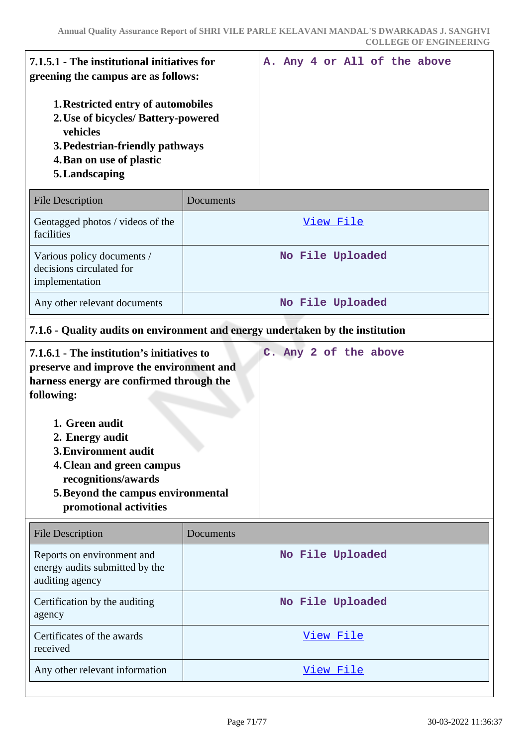| **7.1.5.1 - The institutional initiatives for greening the campus are as follows:**<br><br>1. **Restricted entry of automobiles**<br>2. **Use of bicycles/ Battery-powered vehicles**<br>3. **Pedestrian-friendly pathways**<br>4. **Ban on use of plastic**<br>5. **Landscaping** | A. Any 4 or All of the above |
|---|---|

| File Description | Documents |
|---|---|
| Geotagged photos / videos of the facilities | View File |
| Various policy documents / decisions circulated for implementation | No File Uploaded |
| Any other relevant documents | No File Uploaded |

**7.1.6 - Quality audits on environment and energy undertaken by the institution**

| **7.1.6.1 - The institution's initiatives to preserve and improve the environment and harness energy are confirmed through the following:**<br><br>1. **Green audit**<br>2. **Energy audit**<br>3. **Environment audit**<br>4. **Clean and green campus recognitions/awards**<br>5. **Beyond the campus environmental promotional activities** | C. Any 2 of the above |
|---|---|

| File Description | Documents |
|---|---|
| Reports on environment and energy audits submitted by the auditing agency | No File Uploaded |
| Certification by the auditing agency | No File Uploaded |
| Certificates of the awards received | View File |
| Any other relevant information | View File |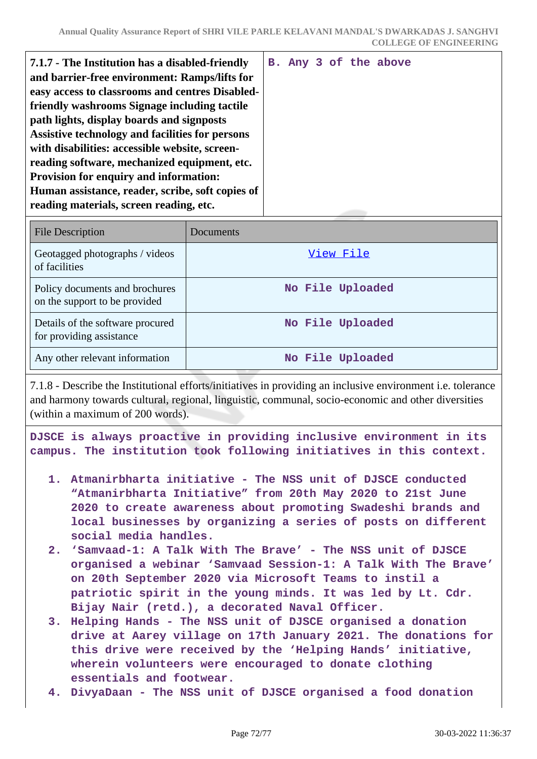| **7.1.7 - The Institution has a disabled-friendly and barrier-free environment: Ramps/lifts for easy access to classrooms and centres Disabled-friendly washrooms Signage including tactile path lights, display boards and signposts Assistive technology and facilities for persons with disabilities: accessible website, screen-reading software, mechanized equipment, etc. Provision for enquiry and information: Human assistance, reader, scribe, soft copies of reading materials, screen reading, etc.** | B. Any 3 of the above |
|---|---|

| File Description | Documents |
|---|---|
| Geotagged photographs / videos of facilities | View File |
| Policy documents and brochures on the support to be provided | No File Uploaded |
| Details of the software procured for providing assistance | No File Uploaded |
| Any other relevant information | No File Uploaded |

7.1.8 - Describe the Institutional efforts/initiatives in providing an inclusive environment i.e. tolerance and harmony towards cultural, regional, linguistic, communal, socio-economic and other diversities (within a maximum of 200 words).

DJSCE is always proactive in providing inclusive environment in its campus. The institution took following initiatives in this context.

1. Atmanirbharta initiative - The NSS unit of DJSCE conducted “Atmanirbharta Initiative” from 20th May 2020 to 21st June 2020 to create awareness about promoting Swadeshi brands and local businesses by organizing a series of posts on different social media handles.
2. ‘Samvaad-1: A Talk With The Brave’ - The NSS unit of DJSCE organised a webinar ‘Samvaad Session-1: A Talk With The Brave’ on 20th September 2020 via Microsoft Teams to instil a patriotic spirit in the young minds. It was led by Lt. Cdr. Bijay Nair (retd.), a decorated Naval Officer.
3. Helping Hands - The NSS unit of DJSCE organised a donation drive at Aarey village on 17th January 2021. The donations for this drive were received by the ‘Helping Hands’ initiative, wherein volunteers were encouraged to donate clothing essentials and footwear.
4. DivyaDaan - The NSS unit of DJSCE organised a food donation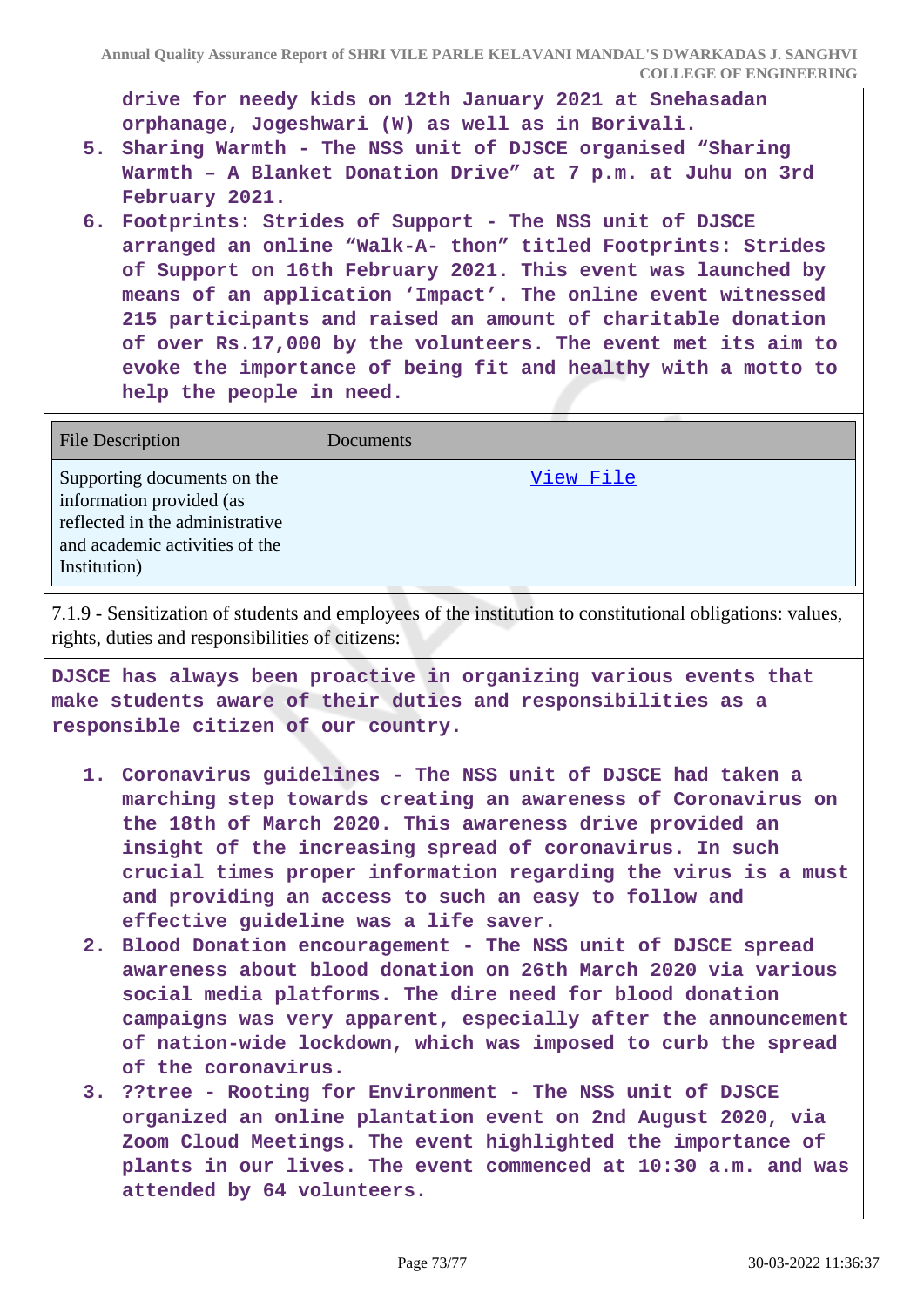**drive for needy kids on 12th January 2021 at Snehasadan orphanage, Jogeshwari (W) as well as in Borivali.**

5. **Sharing Warmth - The NSS unit of DJSCE organised "Sharing Warmth – A Blanket Donation Drive" at 7 p.m. at Juhu on 3rd February 2021.**
6. **Footprints: Strides of Support - The NSS unit of DJSCE arranged an online "Walk-A- thon" titled Footprints: Strides of Support on 16th February 2021. This event was launched by means of an application 'Impact'. The online event witnessed 215 participants and raised an amount of charitable donation of over Rs.17,000 by the volunteers. The event met its aim to evoke the importance of being fit and healthy with a motto to help the people in need.**

| File Description | Documents |
|---|---|
| Supporting documents on the information provided (as reflected in the administrative and academic activities of the Institution) | View File |

7.1.9 - Sensitization of students and employees of the institution to constitutional obligations: values, rights, duties and responsibilities of citizens:

**DJSCE has always been proactive in organizing various events that make students aware of their duties and responsibilities as a responsible citizen of our country.**

1. **Coronavirus guidelines - The NSS unit of DJSCE had taken a marching step towards creating an awareness of Coronavirus on the 18th of March 2020. This awareness drive provided an insight of the increasing spread of coronavirus. In such crucial times proper information regarding the virus is a must and providing an access to such an easy to follow and effective guideline was a life saver.**
2. **Blood Donation encouragement - The NSS unit of DJSCE spread awareness about blood donation on 26th March 2020 via various social media platforms. The dire need for blood donation campaigns was very apparent, especially after the announcement of nation-wide lockdown, which was imposed to curb the spread of the coronavirus.**
3. **??tree - Rooting for Environment - The NSS unit of DJSCE organized an online plantation event on 2nd August 2020, via Zoom Cloud Meetings. The event highlighted the importance of plants in our lives. The event commenced at 10:30 a.m. and was attended by 64 volunteers.**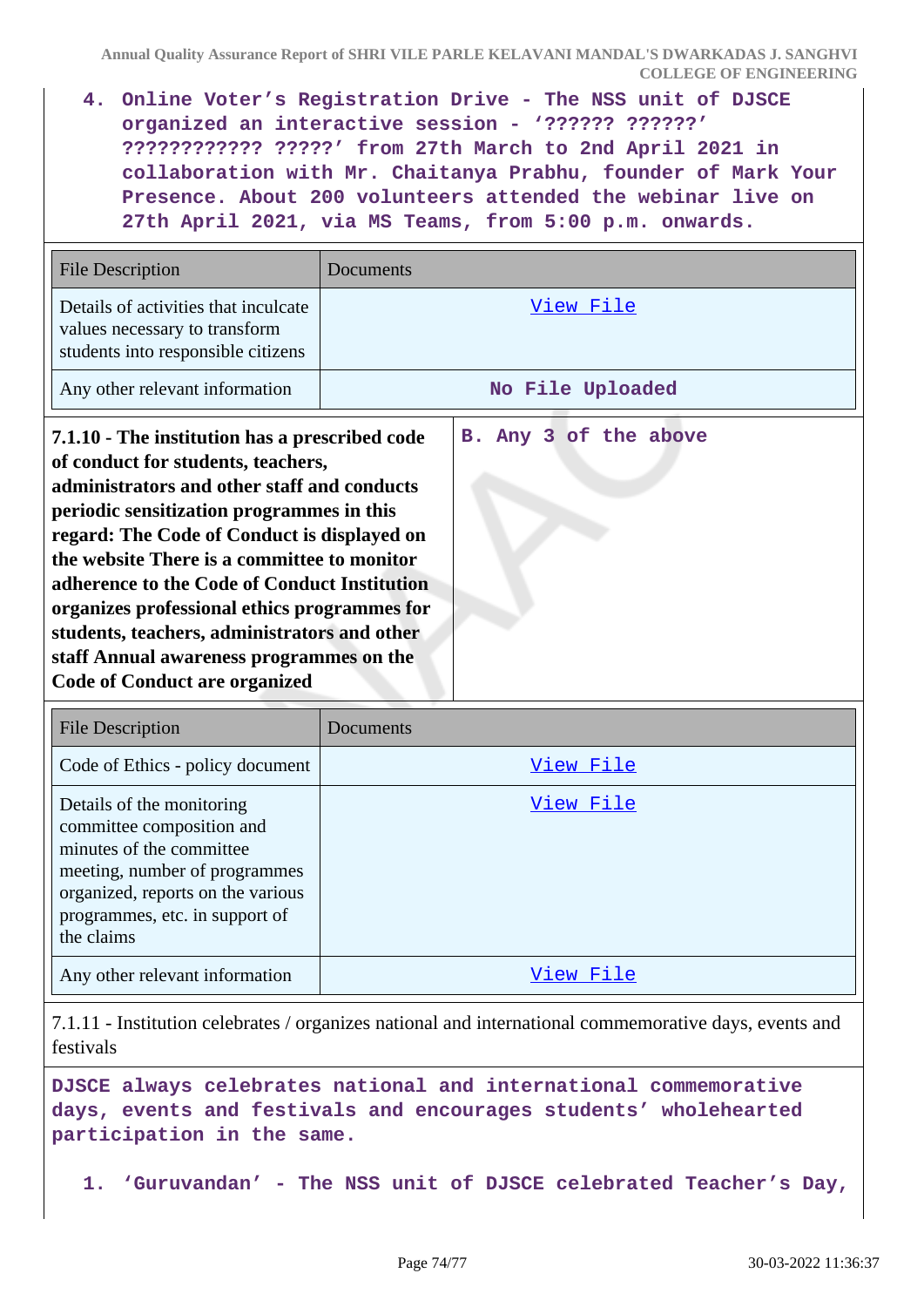4. **Online Voter's Registration Drive - The NSS unit of DJSCE organized an interactive session - '?????? ??????' ???????????? ?????' from 27th March to 2nd April 2021 in collaboration with Mr. Chaitanya Prabhu, founder of Mark Your Presence. About 200 volunteers attended the webinar live on 27th April 2021, via MS Teams, from 5:00 p.m. onwards.**

| File Description | Documents |
|---|---|
| Details of activities that inculcate values necessary to transform students into responsible citizens | View File |
| Any other relevant information | No File Uploaded |

| **7.1.10 - The institution has a prescribed code of conduct for students, teachers, administrators and other staff and conducts periodic sensitization programmes in this regard: The Code of Conduct is displayed on the website There is a committee to monitor adherence to the Code of Conduct Institution organizes professional ethics programmes for students, teachers, administrators and other staff Annual awareness programmes on the Code of Conduct are organized** | **B. Any 3 of the above** |
|---|---|

| File Description | Documents |
|---|---|
| Code of Ethics - policy document | View File |
| Details of the monitoring committee composition and minutes of the committee meeting, number of programmes organized, reports on the various programmes, etc. in support of the claims | View File |
| Any other relevant information | View File |

7.1.11 - Institution celebrates / organizes national and international commemorative days, events and festivals

**DJSCE always celebrates national and international commemorative days, events and festivals and encourages students' wholehearted participation in the same.**

1. **'Guruvandan' - The NSS unit of DJSCE celebrated Teacher's Day,**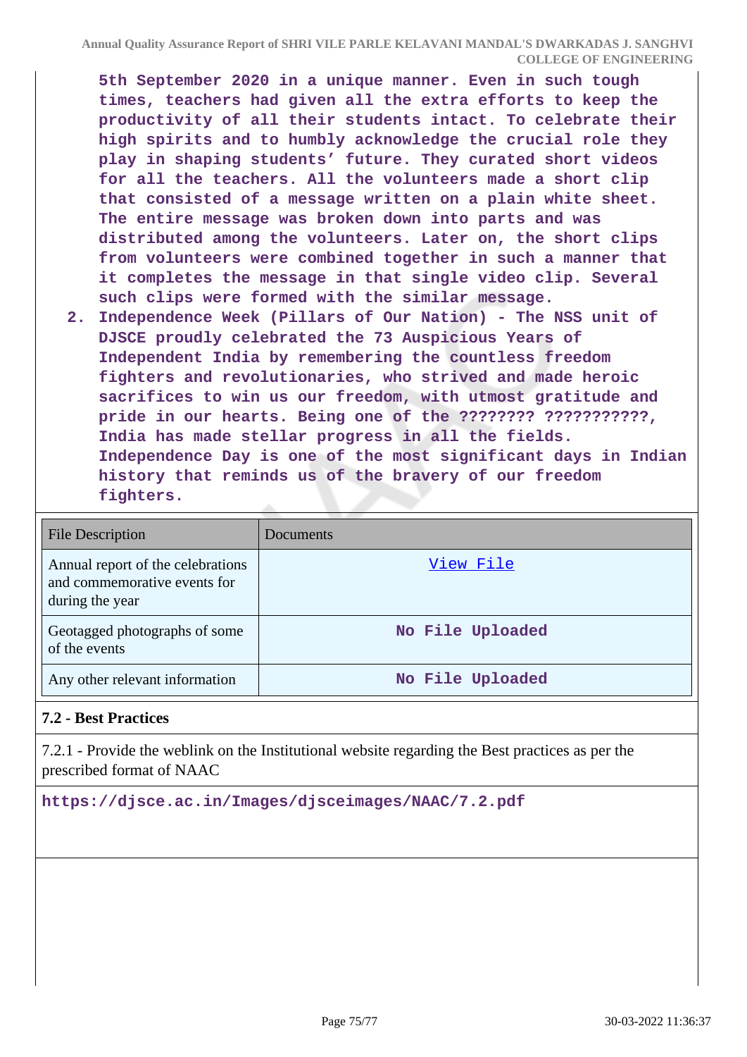5th September 2020 in a unique manner. Even in such tough times, teachers had given all the extra efforts to keep the productivity of all their students intact. To celebrate their high spirits and to humbly acknowledge the crucial role they play in shaping students' future. They curated short videos for all the teachers. All the volunteers made a short clip that consisted of a message written on a plain white sheet. The entire message was broken down into parts and was distributed among the volunteers. Later on, the short clips from volunteers were combined together in such a manner that it completes the message in that single video clip. Several such clips were formed with the similar message.

2. Independence Week (Pillars of Our Nation) - The NSS unit of DJSCE proudly celebrated the 73 Auspicious Years of Independent India by remembering the countless freedom fighters and revolutionaries, who strived and made heroic sacrifices to win us our freedom, with utmost gratitude and pride in our hearts. Being one of the ???????? ???????????, India has made stellar progress in all the fields. Independence Day is one of the most significant days in Indian history that reminds us of the bravery of our freedom fighters.

| File Description | Documents |
|---|---|
| Annual report of the celebrations and commemorative events for during the year | View File |
| Geotagged photographs of some of the events | No File Uploaded |
| Any other relevant information | No File Uploaded |

### 7.2 - Best Practices

7.2.1 - Provide the weblink on the Institutional website regarding the Best practices as per the prescribed format of NAAC

https://djsce.ac.in/Images/djsceimages/NAAC/7.2.pdf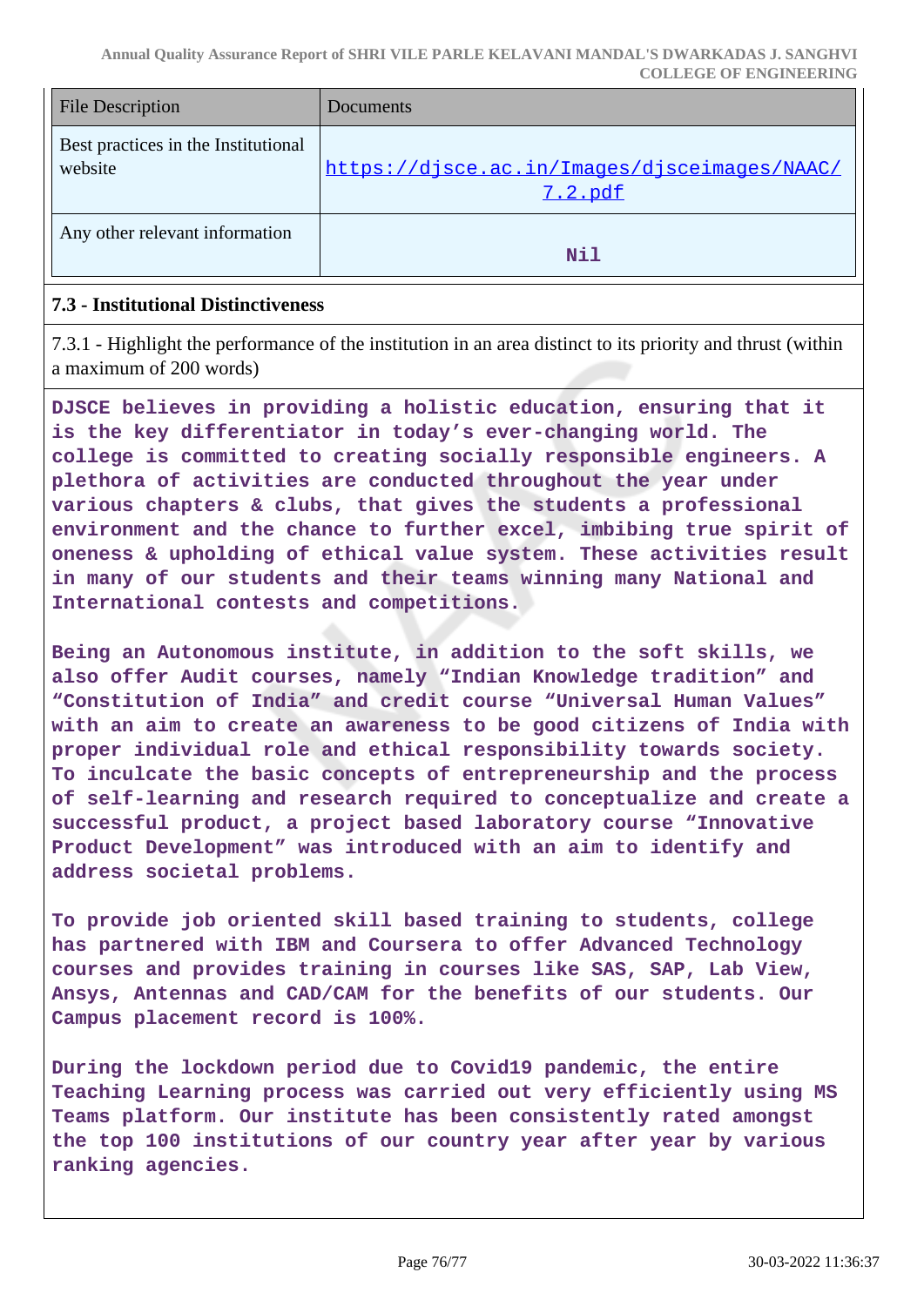| File Description | Documents |
| --- | --- |
| Best practices in the Institutional website | https://djsce.ac.in/Images/djsceimages/NAAC/7.2.pdf |
| Any other relevant information | Nil |

### 7.3 - Institutional Distinctiveness

7.3.1 - Highlight the performance of the institution in an area distinct to its priority and thrust (within a maximum of 200 words)

**DJSCE believes in providing a holistic education, ensuring that it is the key differentiator in today's ever-changing world. The college is committed to creating socially responsible engineers. A plethora of activities are conducted throughout the year under various chapters & clubs, that gives the students a professional environment and the chance to further excel, imbibing true spirit of oneness & upholding of ethical value system. These activities result in many of our students and their teams winning many National and International contests and competitions.**

**Being an Autonomous institute, in addition to the soft skills, we also offer Audit courses, namely "Indian Knowledge tradition" and "Constitution of India" and credit course "Universal Human Values" with an aim to create an awareness to be good citizens of India with proper individual role and ethical responsibility towards society. To inculcate the basic concepts of entrepreneurship and the process of self-learning and research required to conceptualize and create a successful product, a project based laboratory course "Innovative Product Development" was introduced with an aim to identify and address societal problems.**

**To provide job oriented skill based training to students, college has partnered with IBM and Coursera to offer Advanced Technology courses and provides training in courses like SAS, SAP, Lab View, Ansys, Antennas and CAD/CAM for the benefits of our students. Our Campus placement record is 100%.**

**During the lockdown period due to Covid19 pandemic, the entire Teaching Learning process was carried out very efficiently using MS Teams platform. Our institute has been consistently rated amongst the top 100 institutions of our country year after year by various ranking agencies.**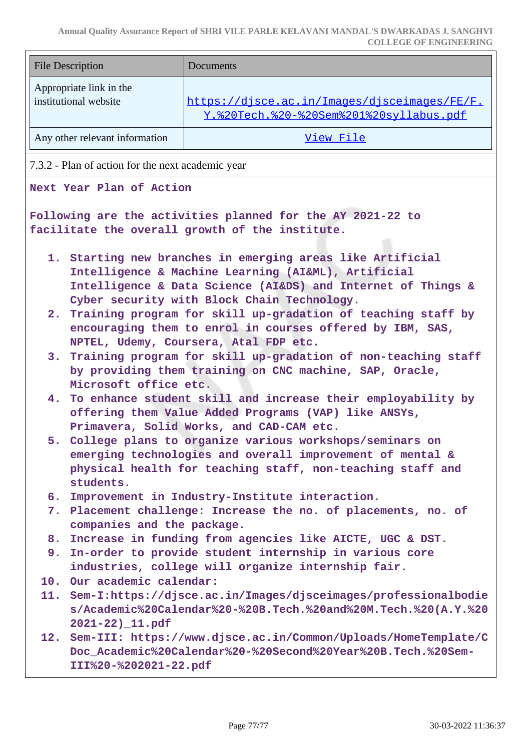| File Description | Documents |
| --- | --- |
| Appropriate link in the institutional website | https://djsce.ac.in/Images/djsceimages/FE/F.Y.%20Tech.%20-%20Sem%201%20syllabus.pdf |
| Any other relevant information | View File |

7.3.2 - Plan of action for the next academic year

**Next Year Plan of Action**

**Following are the activities planned for the AY 2021-22 to facilitate the overall growth of the institute.**

1. Starting new branches in emerging areas like Artificial Intelligence & Machine Learning (AI&ML), Artificial Intelligence & Data Science (AI&DS) and Internet of Things & Cyber security with Block Chain Technology.
2. Training program for skill up-gradation of teaching staff by encouraging them to enrol in courses offered by IBM, SAS, NPTEL, Udemy, Coursera, Atal FDP etc.
3. Training program for skill up-gradation of non-teaching staff by providing them training on CNC machine, SAP, Oracle, Microsoft office etc.
4. To enhance student skill and increase their employability by offering them Value Added Programs (VAP) like ANSYs, Primavera, Solid Works, and CAD-CAM etc.
5. College plans to organize various workshops/seminars on emerging technologies and overall improvement of mental & physical health for teaching staff, non-teaching staff and students.
6. Improvement in Industry-Institute interaction.
7. Placement challenge: Increase the no. of placements, no. of companies and the package.
8. Increase in funding from agencies like AICTE, UGC & DST.
9. In-order to provide student internship in various core industries, college will organize internship fair.
10. Our academic calendar:
11. Sem-I:https://djsce.ac.in/Images/djsceimages/professionalbodies/Academic%20Calendar%20-%20B.Tech.%20and%20M.Tech.%20(A.Y.%202021-22)_11.pdf
12. Sem-III: https://www.djsce.ac.in/Common/Uploads/HomeTemplate/CDoc_Academic%20Calendar%20-%20Second%20Year%20B.Tech.%20Sem-III%20-%202021-22.pdf